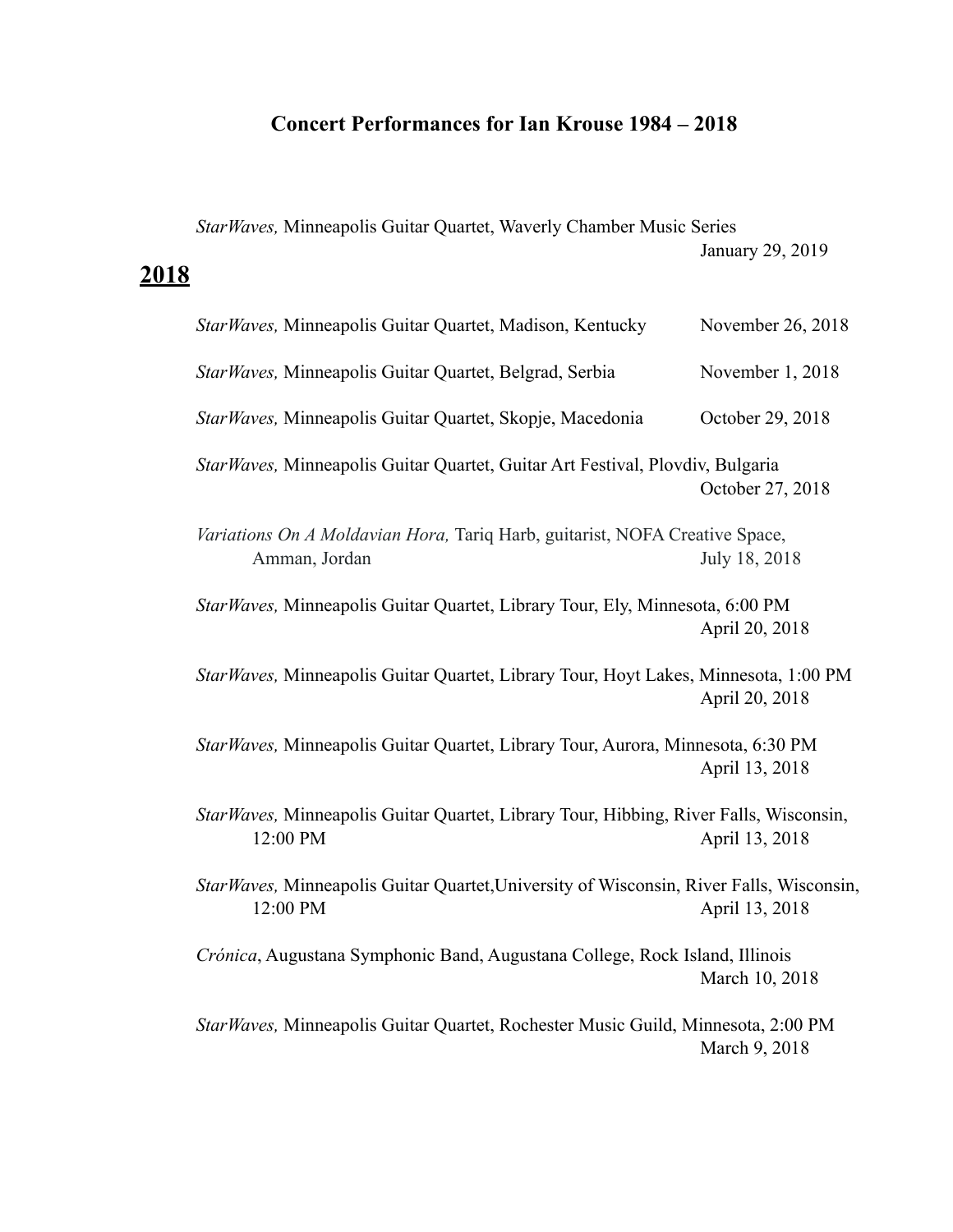# Concert Performances for Ian Krouse 1984 – 2018

*StarWaves,* Minneapolis Guitar Quartet, Waverly Chamber Music Series
January 29, 2019

## 2018

*StarWaves,* Minneapolis Guitar Quartet, Madison, Kentucky November 26, 2018

*StarWaves,* Minneapolis Guitar Quartet, Belgrad, Serbia November 1, 2018

*StarWaves,* Minneapolis Guitar Quartet, Skopje, Macedonia October 29, 2018

*StarWaves,* Minneapolis Guitar Quartet, Guitar Art Festival, Plovdiv, Bulgaria
October 27, 2018

*Variations On A Moldavian Hora,* Tariq Harb, guitarist, NOFA Creative Space, Amman, Jordan July 18, 2018

*StarWaves,* Minneapolis Guitar Quartet, Library Tour, Ely, Minnesota, 6:00 PM
April 20, 2018

*StarWaves,* Minneapolis Guitar Quartet, Library Tour, Hoyt Lakes, Minnesota, 1:00 PM
April 20, 2018

*StarWaves,* Minneapolis Guitar Quartet, Library Tour, Aurora, Minnesota, 6:30 PM
April 13, 2018

*StarWaves,* Minneapolis Guitar Quartet, Library Tour, Hibbing, River Falls, Wisconsin, 12:00 PM April 13, 2018

*StarWaves,* Minneapolis Guitar Quartet,University of Wisconsin, River Falls, Wisconsin, 12:00 PM April 13, 2018

*Crónica*, Augustana Symphonic Band, Augustana College, Rock Island, Illinois
March 10, 2018

*StarWaves,* Minneapolis Guitar Quartet, Rochester Music Guild, Minnesota, 2:00 PM
March 9, 2018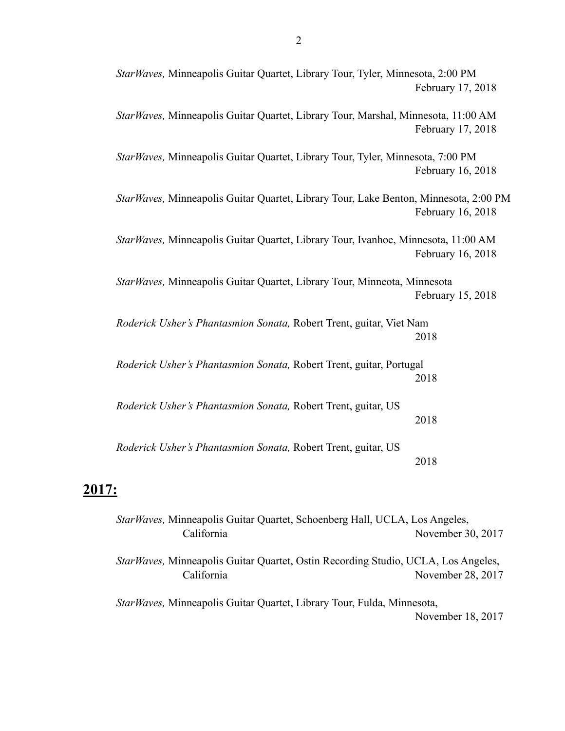*StarWaves,* Minneapolis Guitar Quartet, Library Tour, Tyler, Minnesota, 2:00 PM
February 17, 2018

*StarWaves,* Minneapolis Guitar Quartet, Library Tour, Marshal, Minnesota, 11:00 AM
February 17, 2018

*StarWaves,* Minneapolis Guitar Quartet, Library Tour, Tyler, Minnesota, 7:00 PM
February 16, 2018

*StarWaves,* Minneapolis Guitar Quartet, Library Tour, Lake Benton, Minnesota, 2:00 PM
February 16, 2018

*StarWaves,* Minneapolis Guitar Quartet, Library Tour, Ivanhoe, Minnesota, 11:00 AM
February 16, 2018

*StarWaves,* Minneapolis Guitar Quartet, Library Tour, Minneota, Minnesota
February 15, 2018

*Roderick Usher's Phantasmion Sonata,* Robert Trent, guitar, Viet Nam
2018

*Roderick Usher's Phantasmion Sonata,* Robert Trent, guitar, Portugal
2018

*Roderick Usher's Phantasmion Sonata,* Robert Trent, guitar, US
2018

*Roderick Usher's Phantasmion Sonata,* Robert Trent, guitar, US
2018

## **2017:**

*StarWaves,* Minneapolis Guitar Quartet, Schoenberg Hall, UCLA, Los Angeles, California
November 30, 2017

*StarWaves,* Minneapolis Guitar Quartet, Ostin Recording Studio, UCLA, Los Angeles, California
November 28, 2017

*StarWaves,* Minneapolis Guitar Quartet, Library Tour, Fulda, Minnesota,
November 18, 2017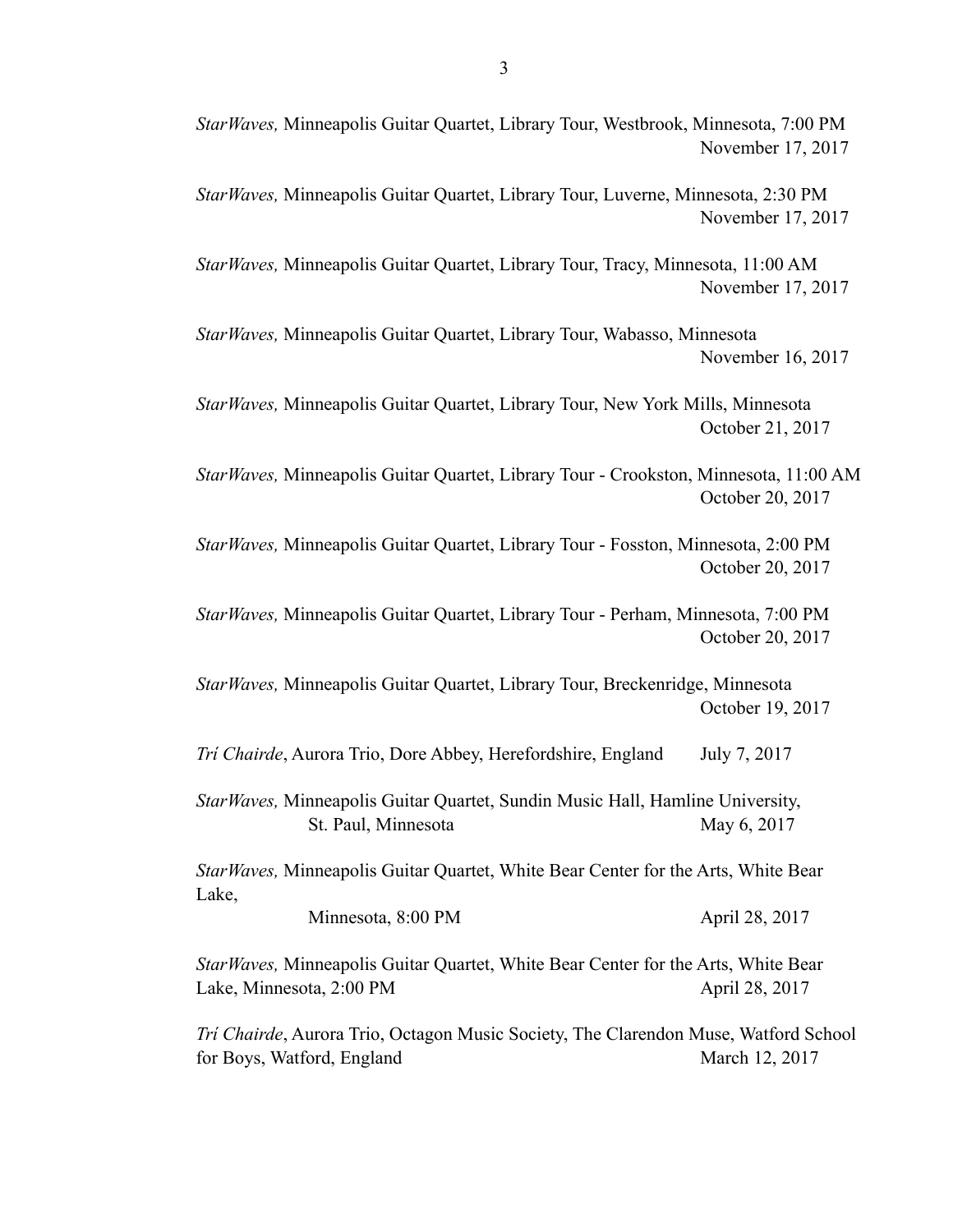*StarWaves,* Minneapolis Guitar Quartet, Library Tour, Westbrook, Minnesota, 7:00 PM
November 17, 2017

*StarWaves,* Minneapolis Guitar Quartet, Library Tour, Luverne, Minnesota, 2:30 PM
November 17, 2017

*StarWaves,* Minneapolis Guitar Quartet, Library Tour, Tracy, Minnesota, 11:00 AM
November 17, 2017

*StarWaves,* Minneapolis Guitar Quartet, Library Tour, Wabasso, Minnesota
November 16, 2017

*StarWaves,* Minneapolis Guitar Quartet, Library Tour, New York Mills, Minnesota
October 21, 2017

*StarWaves,* Minneapolis Guitar Quartet, Library Tour - Crookston, Minnesota, 11:00 AM
October 20, 2017

*StarWaves,* Minneapolis Guitar Quartet, Library Tour - Fosston, Minnesota, 2:00 PM
October 20, 2017

*StarWaves,* Minneapolis Guitar Quartet, Library Tour - Perham, Minnesota, 7:00 PM
October 20, 2017

*StarWaves,* Minneapolis Guitar Quartet, Library Tour, Breckenridge, Minnesota
October 19, 2017

*Trí Chairde*, Aurora Trio, Dore Abbey, Herefordshire, England July 7, 2017

*StarWaves,* Minneapolis Guitar Quartet, Sundin Music Hall, Hamline University, St. Paul, Minnesota May 6, 2017

*StarWaves,* Minneapolis Guitar Quartet, White Bear Center for the Arts, White Bear Lake,
Minnesota, 8:00 PM April 28, 2017

*StarWaves,* Minneapolis Guitar Quartet, White Bear Center for the Arts, White Bear Lake, Minnesota, 2:00 PM April 28, 2017

*Trí Chairde*, Aurora Trio, Octagon Music Society, The Clarendon Muse, Watford School for Boys, Watford, England March 12, 2017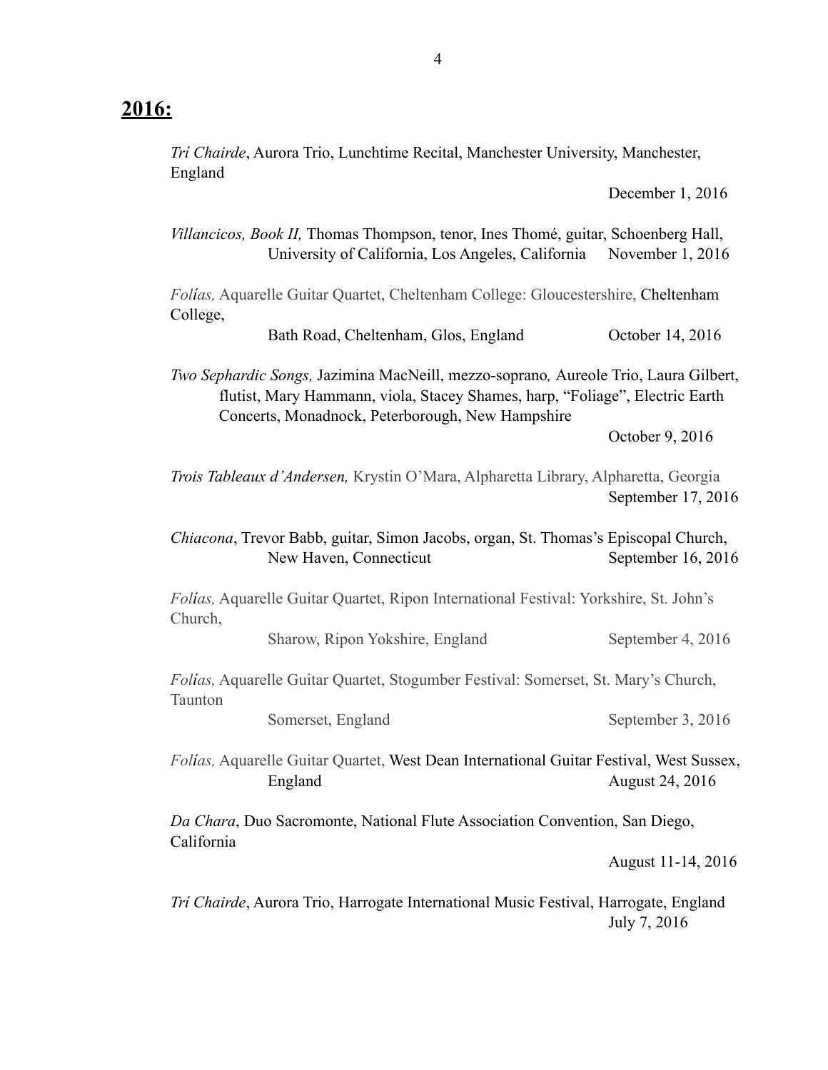## **2016:**

*Trí Chairde*, Aurora Trio, Lunchtime Recital, Manchester University, Manchester, England
December 1, 2016

*Villancicos, Book II,* Thomas Thompson, tenor, Ines Thomé, guitar, Schoenberg Hall, University of California, Los Angeles, California November 1, 2016

*Folías,* Aquarelle Guitar Quartet, Cheltenham College: Gloucestershire, Cheltenham College, Bath Road, Cheltenham, Glos, England October 14, 2016

*Two Sephardic Songs,* Jazimina MacNeill, mezzo-soprano*,* Aureole Trio, Laura Gilbert, flutist, Mary Hammann, viola, Stacey Shames, harp, "Foliage", Electric Earth Concerts, Monadnock, Peterborough, New Hampshire
October 9, 2016

*Trois Tableaux d'Andersen,* Krystin O'Mara, Alpharetta Library, Alpharetta, Georgia
September 17, 2016

*Chiacona*, Trevor Babb, guitar, Simon Jacobs, organ, St. Thomas's Episcopal Church, New Haven, Connecticut September 16, 2016

*Folías,* Aquarelle Guitar Quartet, Ripon International Festival: Yorkshire, St. John's Church, Sharow, Ripon Yokshire, England September 4, 2016

*Folías,* Aquarelle Guitar Quartet, Stogumber Festival: Somerset, St. Mary's Church, Taunton Somerset, England September 3, 2016

*Folías,* Aquarelle Guitar Quartet, West Dean International Guitar Festival, West Sussex, England August 24, 2016

*Da Chara*, Duo Sacromonte, National Flute Association Convention, San Diego, California
August 11-14, 2016

*Trí Chairde*, Aurora Trio, Harrogate International Music Festival, Harrogate, England
July 7, 2016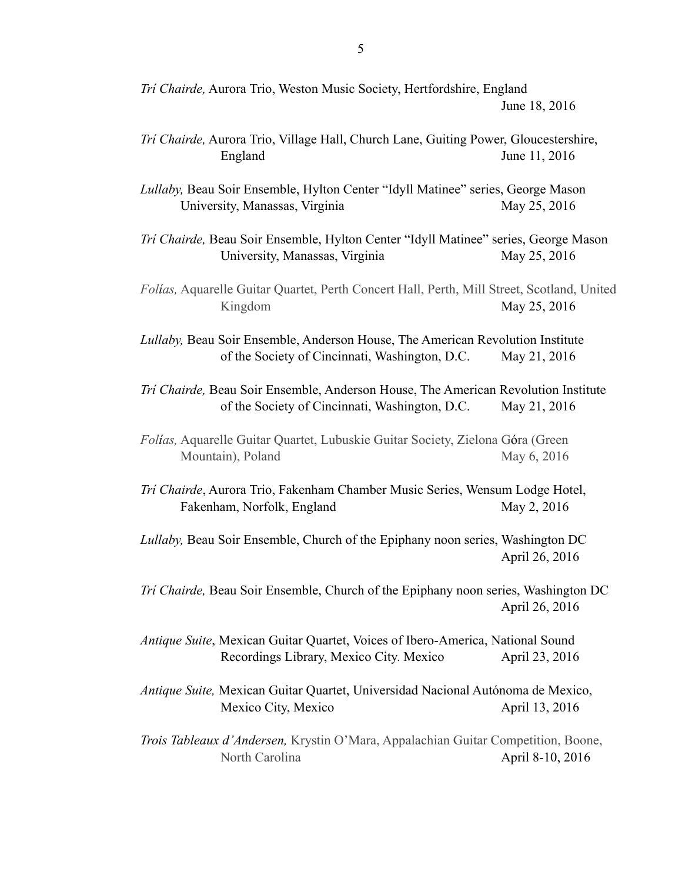*Trí Chairde,* Aurora Trio, Weston Music Society, Hertfordshire, England
June 18, 2016

*Trí Chairde,* Aurora Trio, Village Hall, Church Lane, Guiting Power, Gloucestershire, England June 11, 2016

*Lullaby,* Beau Soir Ensemble, Hylton Center "Idyll Matinee" series, George Mason University, Manassas, Virginia May 25, 2016

*Trí Chairde,* Beau Soir Ensemble, Hylton Center "Idyll Matinee" series, George Mason University, Manassas, Virginia May 25, 2016

*Folías,* Aquarelle Guitar Quartet, Perth Concert Hall, Perth, Mill Street, Scotland, United Kingdom May 25, 2016

*Lullaby,* Beau Soir Ensemble, Anderson House, The American Revolution Institute of the Society of Cincinnati, Washington, D.C. May 21, 2016

*Trí Chairde,* Beau Soir Ensemble, Anderson House, The American Revolution Institute of the Society of Cincinnati, Washington, D.C. May 21, 2016

*Folías,* Aquarelle Guitar Quartet, Lubuskie Guitar Society, Zielona Góra (Green Mountain), Poland May 6, 2016

*Trí Chairde*, Aurora Trio, Fakenham Chamber Music Series, Wensum Lodge Hotel, Fakenham, Norfolk, England May 2, 2016

*Lullaby,* Beau Soir Ensemble, Church of the Epiphany noon series, Washington DC
April 26, 2016

*Trí Chairde,* Beau Soir Ensemble, Church of the Epiphany noon series, Washington DC
April 26, 2016

*Antique Suite*, Mexican Guitar Quartet, Voices of Ibero-America, National Sound Recordings Library, Mexico City. Mexico April 23, 2016

*Antique Suite,* Mexican Guitar Quartet, Universidad Nacional Autónoma de Mexico, Mexico City, Mexico April 13, 2016

*Trois Tableaux d'Andersen,* Krystin O'Mara, Appalachian Guitar Competition, Boone, North Carolina April 8-10, 2016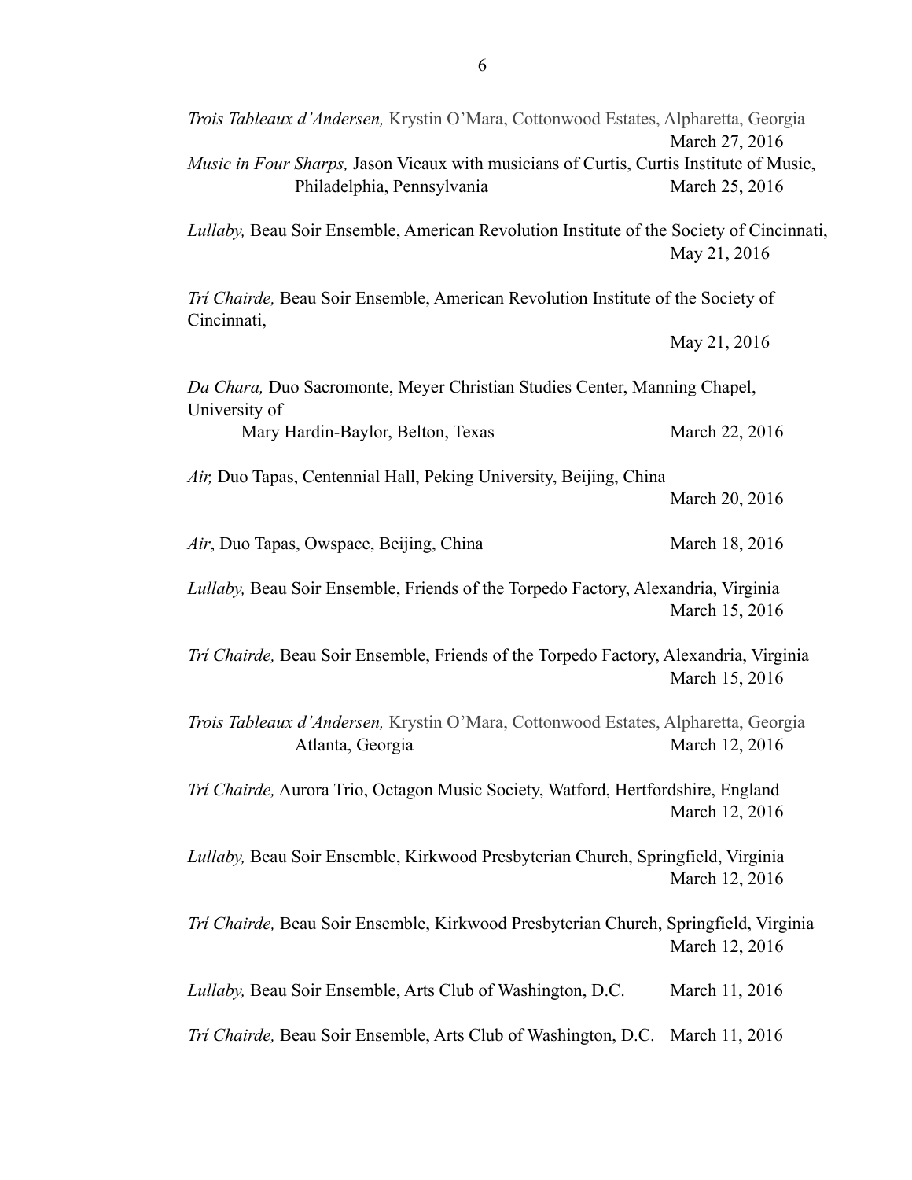*Trois Tableaux d'Andersen,* Krystin O'Mara, Cottonwood Estates, Alpharetta, Georgia
March 27, 2016

*Music in Four Sharps,* Jason Vieaux with musicians of Curtis, Curtis Institute of Music, Philadelphia, Pennsylvania March 25, 2016

*Lullaby,* Beau Soir Ensemble, American Revolution Institute of the Society of Cincinnati,
May 21, 2016

*Trí Chairde,* Beau Soir Ensemble, American Revolution Institute of the Society of Cincinnati,
May 21, 2016

*Da Chara,* Duo Sacromonte, Meyer Christian Studies Center, Manning Chapel, University of Mary Hardin-Baylor, Belton, Texas March 22, 2016

*Air,* Duo Tapas, Centennial Hall, Peking University, Beijing, China
March 20, 2016

*Air*, Duo Tapas, Owspace, Beijing, China March 18, 2016

*Lullaby,* Beau Soir Ensemble, Friends of the Torpedo Factory, Alexandria, Virginia
March 15, 2016

*Trí Chairde,* Beau Soir Ensemble, Friends of the Torpedo Factory, Alexandria, Virginia
March 15, 2016

*Trois Tableaux d'Andersen,* Krystin O'Mara, Cottonwood Estates, Alpharetta, Georgia Atlanta, Georgia March 12, 2016

*Trí Chairde,* Aurora Trio, Octagon Music Society, Watford, Hertfordshire, England
March 12, 2016

*Lullaby,* Beau Soir Ensemble, Kirkwood Presbyterian Church, Springfield, Virginia
March 12, 2016

*Trí Chairde,* Beau Soir Ensemble, Kirkwood Presbyterian Church, Springfield, Virginia
March 12, 2016

*Lullaby,* Beau Soir Ensemble, Arts Club of Washington, D.C. March 11, 2016

*Trí Chairde,* Beau Soir Ensemble, Arts Club of Washington, D.C. March 11, 2016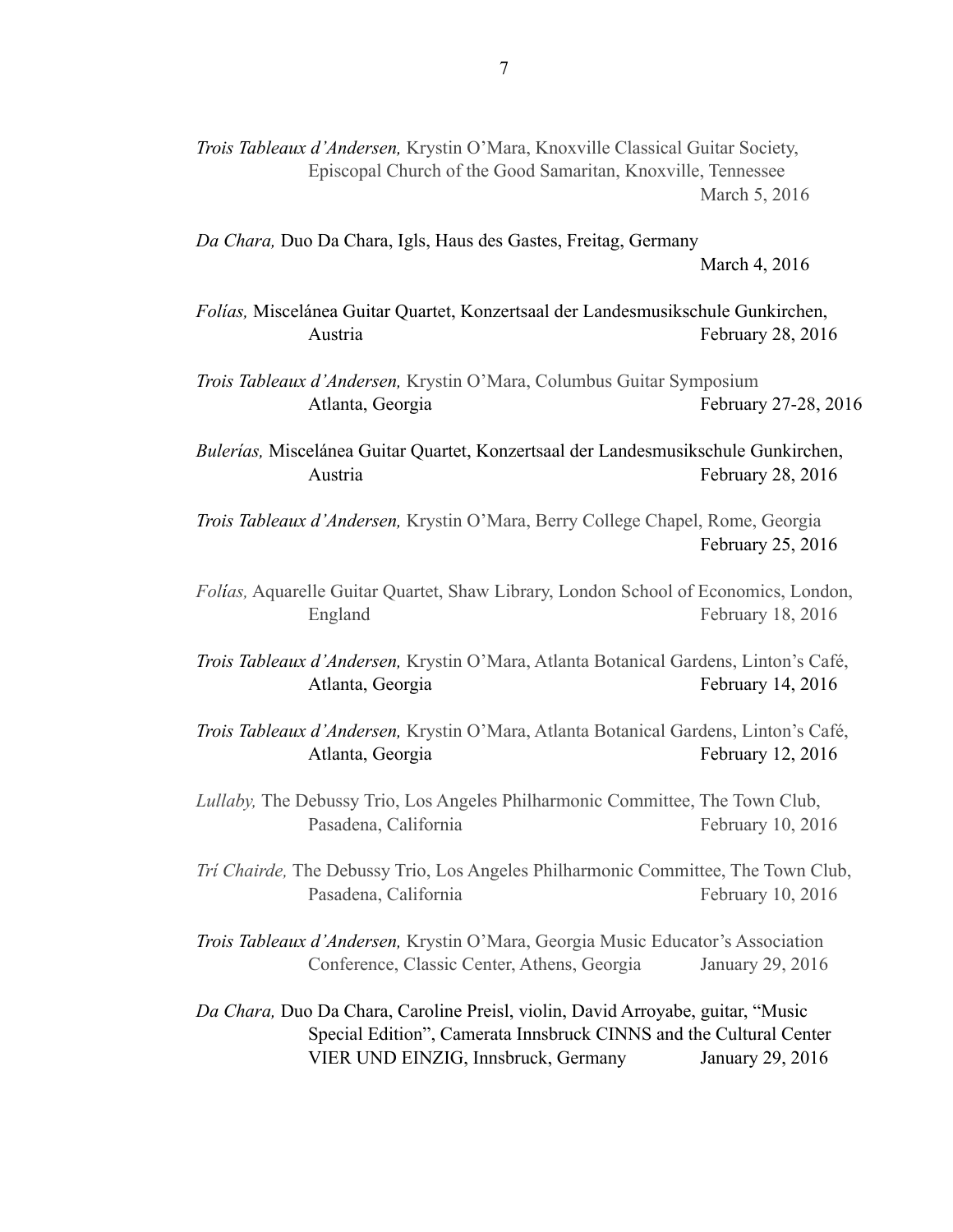*Trois Tableaux d'Andersen,* Krystin O'Mara, Knoxville Classical Guitar Society, Episcopal Church of the Good Samaritan, Knoxville, Tennessee
March 5, 2016

*Da Chara,* Duo Da Chara, Igls, Haus des Gastes, Freitag, Germany
March 4, 2016

*Folías,* Miscelánea Guitar Quartet, Konzertsaal der Landesmusikschule Gunkirchen, Austria February 28, 2016

*Trois Tableaux d'Andersen,* Krystin O'Mara, Columbus Guitar Symposium Atlanta, Georgia February 27-28, 2016

*Bulerías,* Miscelánea Guitar Quartet, Konzertsaal der Landesmusikschule Gunkirchen, Austria February 28, 2016

*Trois Tableaux d'Andersen,* Krystin O'Mara, Berry College Chapel, Rome, Georgia
February 25, 2016

*Folías,* Aquarelle Guitar Quartet, Shaw Library, London School of Economics, London, England February 18, 2016

*Trois Tableaux d'Andersen,* Krystin O'Mara, Atlanta Botanical Gardens, Linton's Café, Atlanta, Georgia February 14, 2016

*Trois Tableaux d'Andersen,* Krystin O'Mara, Atlanta Botanical Gardens, Linton's Café, Atlanta, Georgia February 12, 2016

*Lullaby,* The Debussy Trio, Los Angeles Philharmonic Committee, The Town Club, Pasadena, California February 10, 2016

*Trí Chairde,* The Debussy Trio, Los Angeles Philharmonic Committee, The Town Club, Pasadena, California February 10, 2016

*Trois Tableaux d'Andersen,* Krystin O'Mara, Georgia Music Educator's Association Conference, Classic Center, Athens, Georgia January 29, 2016

*Da Chara,* Duo Da Chara, Caroline Preisl, violin, David Arroyabe, guitar, "Music Special Edition", Camerata Innsbruck CINNS and the Cultural Center VIER UND EINZIG, Innsbruck, Germany January 29, 2016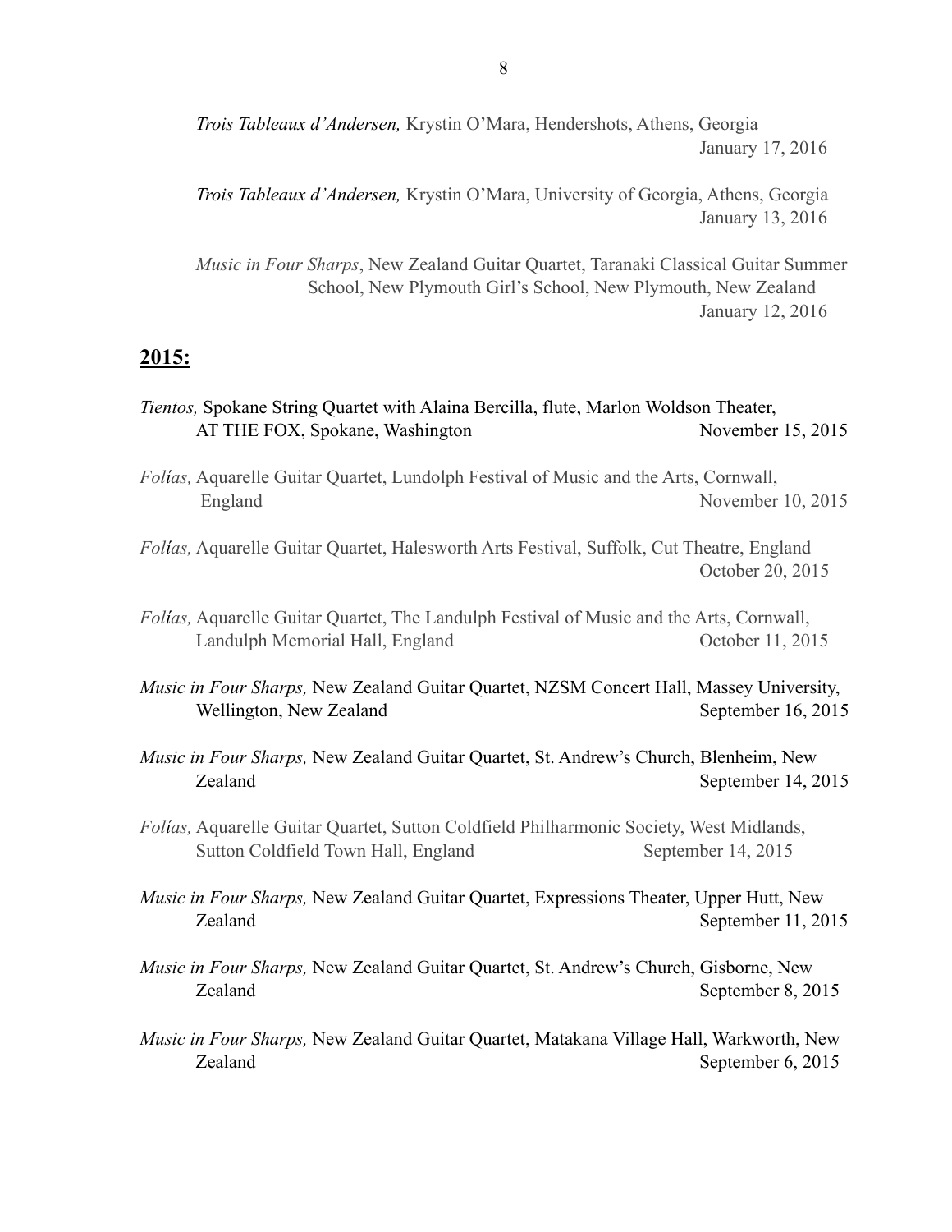*Trois Tableaux d'Andersen,* Krystin O'Mara, Hendershots, Athens, Georgia
January 17, 2016

*Trois Tableaux d'Andersen,* Krystin O'Mara, University of Georgia, Athens, Georgia
January 13, 2016

*Music in Four Sharps*, New Zealand Guitar Quartet, Taranaki Classical Guitar Summer School, New Plymouth Girl's School, New Plymouth, New Zealand
January 12, 2016

## **2015:**

*Tientos,* Spokane String Quartet with Alaina Bercilla, flute, Marlon Woldson Theater, AT THE FOX, Spokane, Washington
November 15, 2015

*Folías,* Aquarelle Guitar Quartet, Lundolph Festival of Music and the Arts, Cornwall, England
November 10, 2015

*Folías,* Aquarelle Guitar Quartet, Halesworth Arts Festival, Suffolk, Cut Theatre, England
October 20, 2015

*Folías,* Aquarelle Guitar Quartet, The Landulph Festival of Music and the Arts, Cornwall, Landulph Memorial Hall, England
October 11, 2015

*Music in Four Sharps,* New Zealand Guitar Quartet, NZSM Concert Hall, Massey University, Wellington, New Zealand
September 16, 2015

*Music in Four Sharps,* New Zealand Guitar Quartet, St. Andrew's Church, Blenheim, New Zealand
September 14, 2015

*Folías,* Aquarelle Guitar Quartet, Sutton Coldfield Philharmonic Society, West Midlands, Sutton Coldfield Town Hall, England
September 14, 2015

*Music in Four Sharps,* New Zealand Guitar Quartet, Expressions Theater, Upper Hutt, New Zealand
September 11, 2015

*Music in Four Sharps,* New Zealand Guitar Quartet, St. Andrew's Church, Gisborne, New Zealand
September 8, 2015

*Music in Four Sharps,* New Zealand Guitar Quartet, Matakana Village Hall, Warkworth, New Zealand
September 6, 2015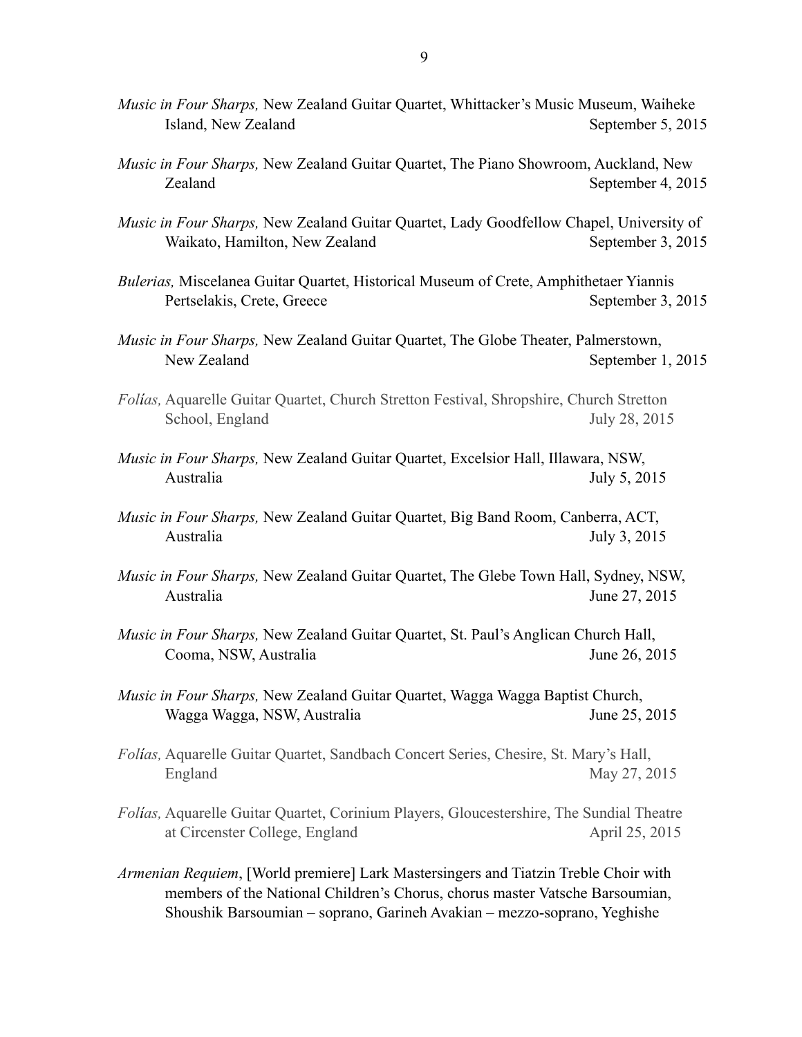*Music in Four Sharps,* New Zealand Guitar Quartet, Whittacker's Music Museum, Waiheke Island, New Zealand September 5, 2015

*Music in Four Sharps,* New Zealand Guitar Quartet, The Piano Showroom, Auckland, New Zealand September 4, 2015

*Music in Four Sharps,* New Zealand Guitar Quartet, Lady Goodfellow Chapel, University of Waikato, Hamilton, New Zealand September 3, 2015

*Bulerias,* Miscelanea Guitar Quartet, Historical Museum of Crete, Amphithetaer Yiannis Pertselakis, Crete, Greece September 3, 2015

*Music in Four Sharps,* New Zealand Guitar Quartet, The Globe Theater, Palmerstown, New Zealand September 1, 2015

*Folías,* Aquarelle Guitar Quartet, Church Stretton Festival, Shropshire, Church Stretton School, England July 28, 2015

*Music in Four Sharps,* New Zealand Guitar Quartet, Excelsior Hall, Illawara, NSW, Australia July 5, 2015

*Music in Four Sharps,* New Zealand Guitar Quartet, Big Band Room, Canberra, ACT, Australia July 3, 2015

*Music in Four Sharps,* New Zealand Guitar Quartet, The Glebe Town Hall, Sydney, NSW, Australia June 27, 2015

*Music in Four Sharps,* New Zealand Guitar Quartet, St. Paul's Anglican Church Hall, Cooma, NSW, Australia June 26, 2015

*Music in Four Sharps,* New Zealand Guitar Quartet, Wagga Wagga Baptist Church, Wagga Wagga, NSW, Australia June 25, 2015

*Folías,* Aquarelle Guitar Quartet, Sandbach Concert Series, Chesire, St. Mary's Hall, England May 27, 2015

*Folías,* Aquarelle Guitar Quartet, Corinium Players, Gloucestershire, The Sundial Theatre at Circenster College, England April 25, 2015

*Armenian Requiem*, [World premiere] Lark Mastersingers and Tiatzin Treble Choir with members of the National Children's Chorus, chorus master Vatsche Barsoumian, Shoushik Barsoumian – soprano, Garineh Avakian – mezzo-soprano, Yeghishe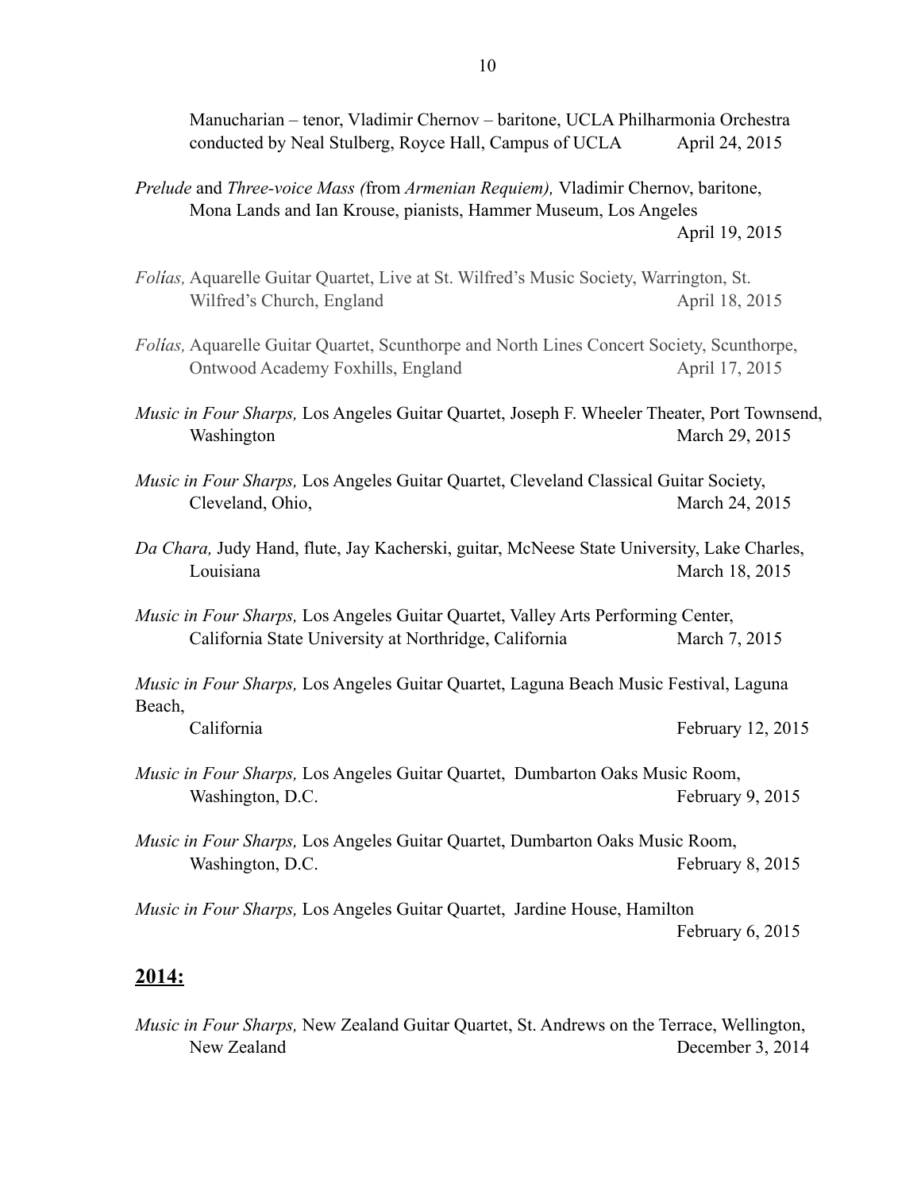Manucharian – tenor, Vladimir Chernov – baritone, UCLA Philharmonia Orchestra conducted by Neal Stulberg, Royce Hall, Campus of UCLA April 24, 2015

*Prelude* and *Three-voice Mass (*from *Armenian Requiem),* Vladimir Chernov, baritone, Mona Lands and Ian Krouse, pianists, Hammer Museum, Los Angeles April 19, 2015

*Folías,* Aquarelle Guitar Quartet, Live at St. Wilfred's Music Society, Warrington, St. Wilfred's Church, England April 18, 2015

*Folías,* Aquarelle Guitar Quartet, Scunthorpe and North Lines Concert Society, Scunthorpe, Ontwood Academy Foxhills, England April 17, 2015

*Music in Four Sharps,* Los Angeles Guitar Quartet, Joseph F. Wheeler Theater, Port Townsend, Washington March 29, 2015

*Music in Four Sharps,* Los Angeles Guitar Quartet, Cleveland Classical Guitar Society, Cleveland, Ohio, March 24, 2015

*Da Chara,* Judy Hand, flute, Jay Kacherski, guitar, McNeese State University, Lake Charles, Louisiana March 18, 2015

*Music in Four Sharps,* Los Angeles Guitar Quartet, Valley Arts Performing Center, California State University at Northridge, California March 7, 2015

*Music in Four Sharps,* Los Angeles Guitar Quartet, Laguna Beach Music Festival, Laguna Beach, California February 12, 2015

*Music in Four Sharps,* Los Angeles Guitar Quartet, Dumbarton Oaks Music Room, Washington, D.C. February 9, 2015

*Music in Four Sharps,* Los Angeles Guitar Quartet, Dumbarton Oaks Music Room, Washington, D.C. February 8, 2015

*Music in Four Sharps,* Los Angeles Guitar Quartet, Jardine House, Hamilton February 6, 2015

## **2014:**

*Music in Four Sharps,* New Zealand Guitar Quartet, St. Andrews on the Terrace, Wellington, New Zealand December 3, 2014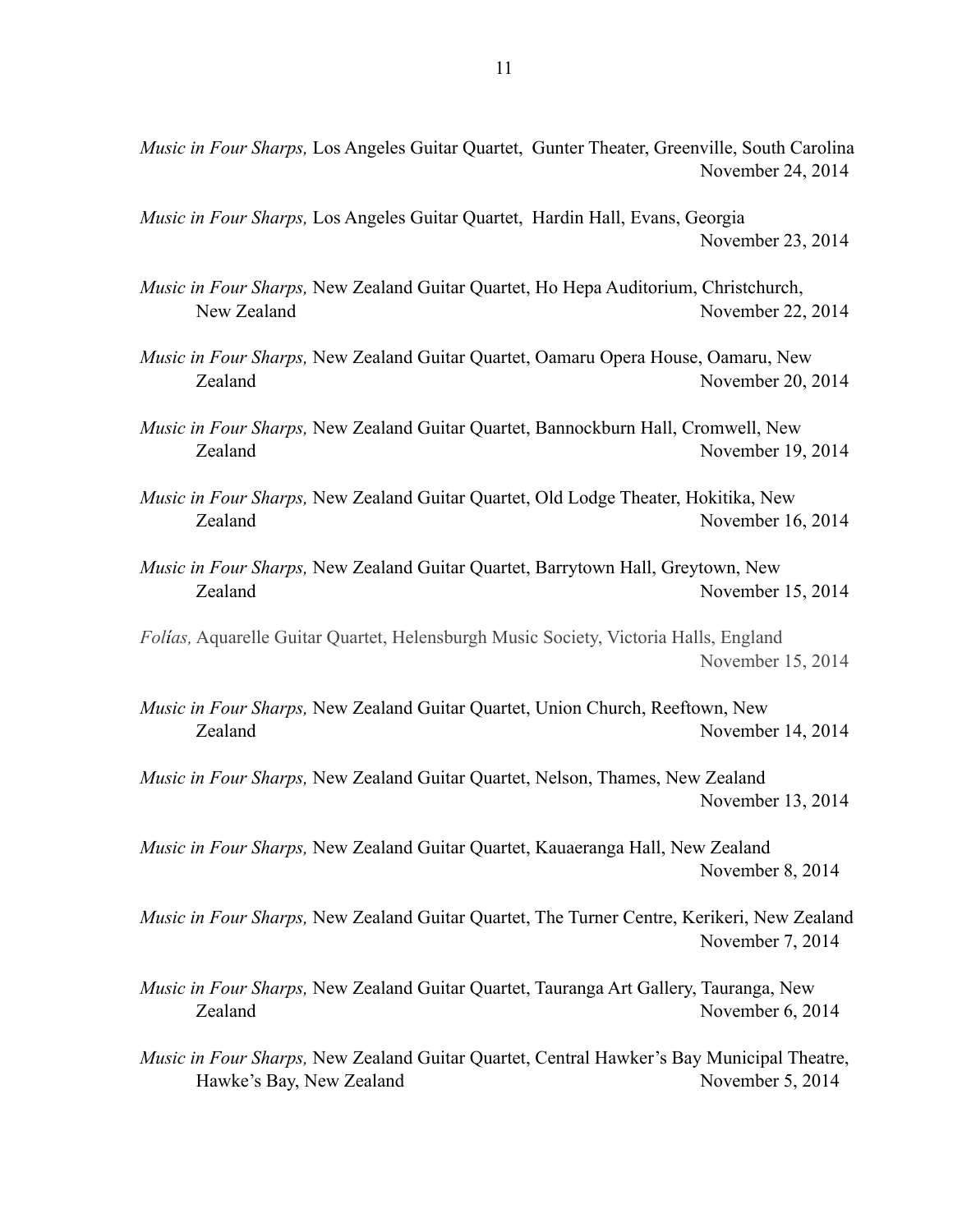*Music in Four Sharps,* Los Angeles Guitar Quartet, Gunter Theater, Greenville, South Carolina
November 24, 2014

*Music in Four Sharps,* Los Angeles Guitar Quartet, Hardin Hall, Evans, Georgia
November 23, 2014

*Music in Four Sharps,* New Zealand Guitar Quartet, Ho Hepa Auditorium, Christchurch, New Zealand
November 22, 2014

*Music in Four Sharps,* New Zealand Guitar Quartet, Oamaru Opera House, Oamaru, New Zealand
November 20, 2014

*Music in Four Sharps,* New Zealand Guitar Quartet, Bannockburn Hall, Cromwell, New Zealand
November 19, 2014

*Music in Four Sharps,* New Zealand Guitar Quartet, Old Lodge Theater, Hokitika, New Zealand
November 16, 2014

*Music in Four Sharps,* New Zealand Guitar Quartet, Barrytown Hall, Greytown, New Zealand
November 15, 2014

*Folías,* Aquarelle Guitar Quartet, Helensburgh Music Society, Victoria Halls, England
November 15, 2014

*Music in Four Sharps,* New Zealand Guitar Quartet, Union Church, Reeftown, New Zealand
November 14, 2014

*Music in Four Sharps,* New Zealand Guitar Quartet, Nelson, Thames, New Zealand
November 13, 2014

*Music in Four Sharps,* New Zealand Guitar Quartet, Kauaeranga Hall, New Zealand
November 8, 2014

*Music in Four Sharps,* New Zealand Guitar Quartet, The Turner Centre, Kerikeri, New Zealand
November 7, 2014

*Music in Four Sharps,* New Zealand Guitar Quartet, Tauranga Art Gallery, Tauranga, New Zealand
November 6, 2014

*Music in Four Sharps,* New Zealand Guitar Quartet, Central Hawker's Bay Municipal Theatre, Hawke's Bay, New Zealand
November 5, 2014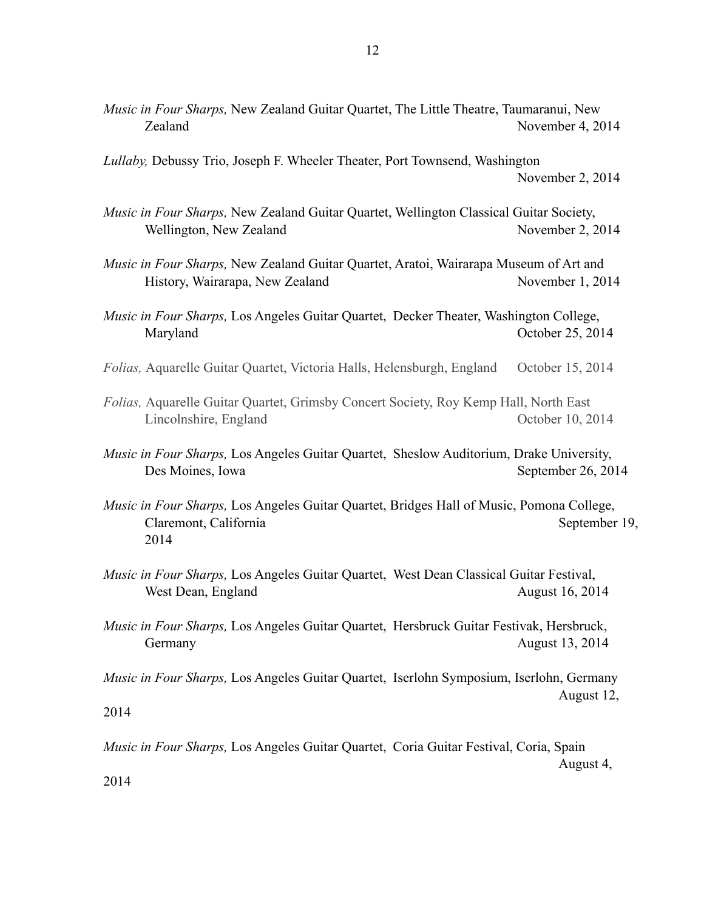*Music in Four Sharps,* New Zealand Guitar Quartet, The Little Theatre, Taumaranui, New Zealand November 4, 2014

*Lullaby,* Debussy Trio, Joseph F. Wheeler Theater, Port Townsend, Washington November 2, 2014

*Music in Four Sharps,* New Zealand Guitar Quartet, Wellington Classical Guitar Society, Wellington, New Zealand November 2, 2014

*Music in Four Sharps,* New Zealand Guitar Quartet, Aratoi, Wairarapa Museum of Art and History, Wairarapa, New Zealand November 1, 2014

*Music in Four Sharps,* Los Angeles Guitar Quartet, Decker Theater, Washington College, Maryland October 25, 2014

*Folias,* Aquarelle Guitar Quartet, Victoria Halls, Helensburgh, England October 15, 2014

*Folias,* Aquarelle Guitar Quartet, Grimsby Concert Society, Roy Kemp Hall, North East Lincolnshire, England October 10, 2014

*Music in Four Sharps,* Los Angeles Guitar Quartet, Sheslow Auditorium, Drake University, Des Moines, Iowa September 26, 2014

*Music in Four Sharps,* Los Angeles Guitar Quartet, Bridges Hall of Music, Pomona College, Claremont, California September 19, 2014

*Music in Four Sharps,* Los Angeles Guitar Quartet, West Dean Classical Guitar Festival, West Dean, England August 16, 2014

*Music in Four Sharps,* Los Angeles Guitar Quartet, Hersbruck Guitar Festivak, Hersbruck, Germany August 13, 2014

*Music in Four Sharps,* Los Angeles Guitar Quartet, Iserlohn Symposium, Iserlohn, Germany August 12, 2014

*Music in Four Sharps,* Los Angeles Guitar Quartet, Coria Guitar Festival, Coria, Spain August 4, 2014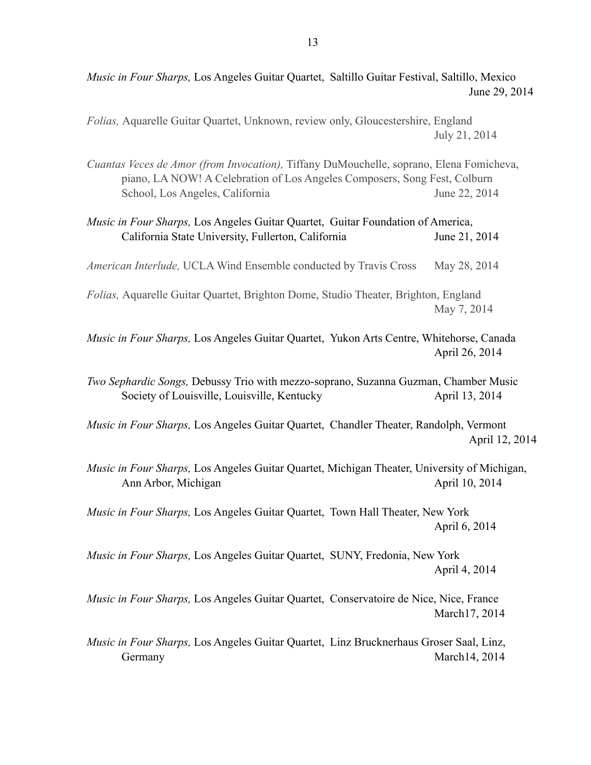*Music in Four Sharps,* Los Angeles Guitar Quartet, Saltillo Guitar Festival, Saltillo, Mexico June 29, 2014

*Folias,* Aquarelle Guitar Quartet, Unknown, review only, Gloucestershire, England July 21, 2014

*Cuantas Veces de Amor (from Invocation),* Tiffany DuMouchelle, soprano, Elena Fomicheva, piano, LA NOW! A Celebration of Los Angeles Composers, Song Fest, Colburn School, Los Angeles, California June 22, 2014

*Music in Four Sharps,* Los Angeles Guitar Quartet, Guitar Foundation of America, California State University, Fullerton, California June 21, 2014

*American Interlude,* UCLA Wind Ensemble conducted by Travis Cross May 28, 2014

*Folias,* Aquarelle Guitar Quartet, Brighton Dome, Studio Theater, Brighton, England May 7, 2014

*Music in Four Sharps,* Los Angeles Guitar Quartet, Yukon Arts Centre, Whitehorse, Canada April 26, 2014

*Two Sephardic Songs,* Debussy Trio with mezzo-soprano, Suzanna Guzman, Chamber Music Society of Louisville, Louisville, Kentucky April 13, 2014

*Music in Four Sharps,* Los Angeles Guitar Quartet, Chandler Theater, Randolph, Vermont April 12, 2014

*Music in Four Sharps,* Los Angeles Guitar Quartet, Michigan Theater, University of Michigan, Ann Arbor, Michigan April 10, 2014

*Music in Four Sharps,* Los Angeles Guitar Quartet, Town Hall Theater, New York April 6, 2014

*Music in Four Sharps,* Los Angeles Guitar Quartet, SUNY, Fredonia, New York April 4, 2014

*Music in Four Sharps,* Los Angeles Guitar Quartet, Conservatoire de Nice, Nice, France March17, 2014

*Music in Four Sharps,* Los Angeles Guitar Quartet, Linz Brucknerhaus Groser Saal, Linz, Germany March14, 2014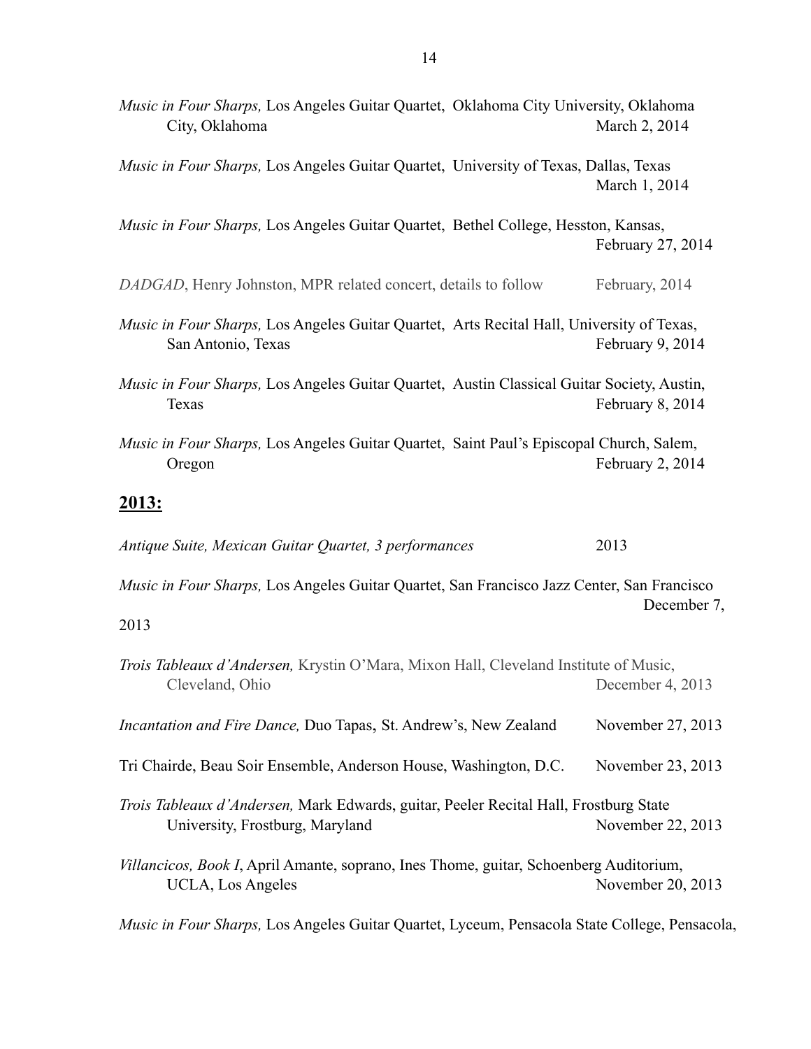*Music in Four Sharps,* Los Angeles Guitar Quartet, Oklahoma City University, Oklahoma City, Oklahoma March 2, 2014

*Music in Four Sharps,* Los Angeles Guitar Quartet, University of Texas, Dallas, Texas March 1, 2014

*Music in Four Sharps,* Los Angeles Guitar Quartet, Bethel College, Hesston, Kansas, February 27, 2014

*DADGAD*, Henry Johnston, MPR related concert, details to follow February, 2014

*Music in Four Sharps,* Los Angeles Guitar Quartet, Arts Recital Hall, University of Texas, San Antonio, Texas February 9, 2014

*Music in Four Sharps,* Los Angeles Guitar Quartet, Austin Classical Guitar Society, Austin, Texas February 8, 2014

*Music in Four Sharps,* Los Angeles Guitar Quartet, Saint Paul's Episcopal Church, Salem, Oregon February 2, 2014

## **2013:**

*Antique Suite, Mexican Guitar Quartet, 3 performances* 2013

*Music in Four Sharps,* Los Angeles Guitar Quartet, San Francisco Jazz Center, San Francisco December 7, 2013

*Trois Tableaux d'Andersen,* Krystin O'Mara, Mixon Hall, Cleveland Institute of Music, Cleveland, Ohio December 4, 2013

*Incantation and Fire Dance,* Duo Tapas, St. Andrew's, New Zealand November 27, 2013

Tri Chairde, Beau Soir Ensemble, Anderson House, Washington, D.C. November 23, 2013

*Trois Tableaux d'Andersen,* Mark Edwards, guitar, Peeler Recital Hall, Frostburg State University, Frostburg, Maryland November 22, 2013

*Villancicos, Book I*, April Amante, soprano, Ines Thome, guitar, Schoenberg Auditorium, UCLA, Los Angeles November 20, 2013

*Music in Four Sharps,* Los Angeles Guitar Quartet, Lyceum, Pensacola State College, Pensacola,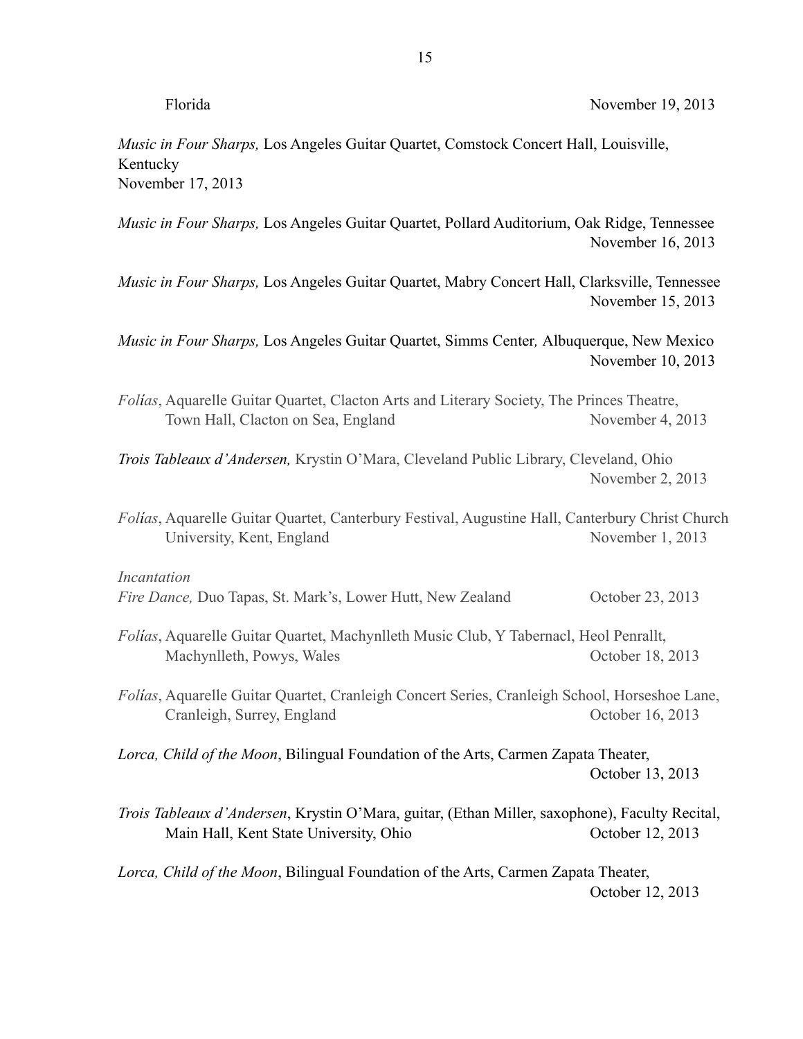Florida November 19, 2013

*Music in Four Sharps,* Los Angeles Guitar Quartet, Comstock Concert Hall, Louisville, Kentucky
November 17, 2013

*Music in Four Sharps,* Los Angeles Guitar Quartet, Pollard Auditorium, Oak Ridge, Tennessee
November 16, 2013

*Music in Four Sharps,* Los Angeles Guitar Quartet, Mabry Concert Hall, Clarksville, Tennessee
November 15, 2013

*Music in Four Sharps,* Los Angeles Guitar Quartet, Simms Center*,* Albuquerque, New Mexico
November 10, 2013

*Folías*, Aquarelle Guitar Quartet, Clacton Arts and Literary Society, The Princes Theatre, Town Hall, Clacton on Sea, England November 4, 2013

*Trois Tableaux d'Andersen,* Krystin O'Mara, Cleveland Public Library, Cleveland, Ohio
November 2, 2013

*Folías*, Aquarelle Guitar Quartet, Canterbury Festival, Augustine Hall, Canterbury Christ Church University, Kent, England November 1, 2013

*Incantation*
*Fire Dance,* Duo Tapas, St. Mark's, Lower Hutt, New Zealand October 23, 2013

*Folías*, Aquarelle Guitar Quartet, Machynlleth Music Club, Y Tabernacl, Heol Penrallt, Machynlleth, Powys, Wales October 18, 2013

*Folías*, Aquarelle Guitar Quartet, Cranleigh Concert Series, Cranleigh School, Horseshoe Lane, Cranleigh, Surrey, England October 16, 2013

*Lorca, Child of the Moon*, Bilingual Foundation of the Arts, Carmen Zapata Theater,
October 13, 2013

*Trois Tableaux d'Andersen*, Krystin O'Mara, guitar, (Ethan Miller, saxophone), Faculty Recital, Main Hall, Kent State University, Ohio October 12, 2013

*Lorca, Child of the Moon*, Bilingual Foundation of the Arts, Carmen Zapata Theater,
October 12, 2013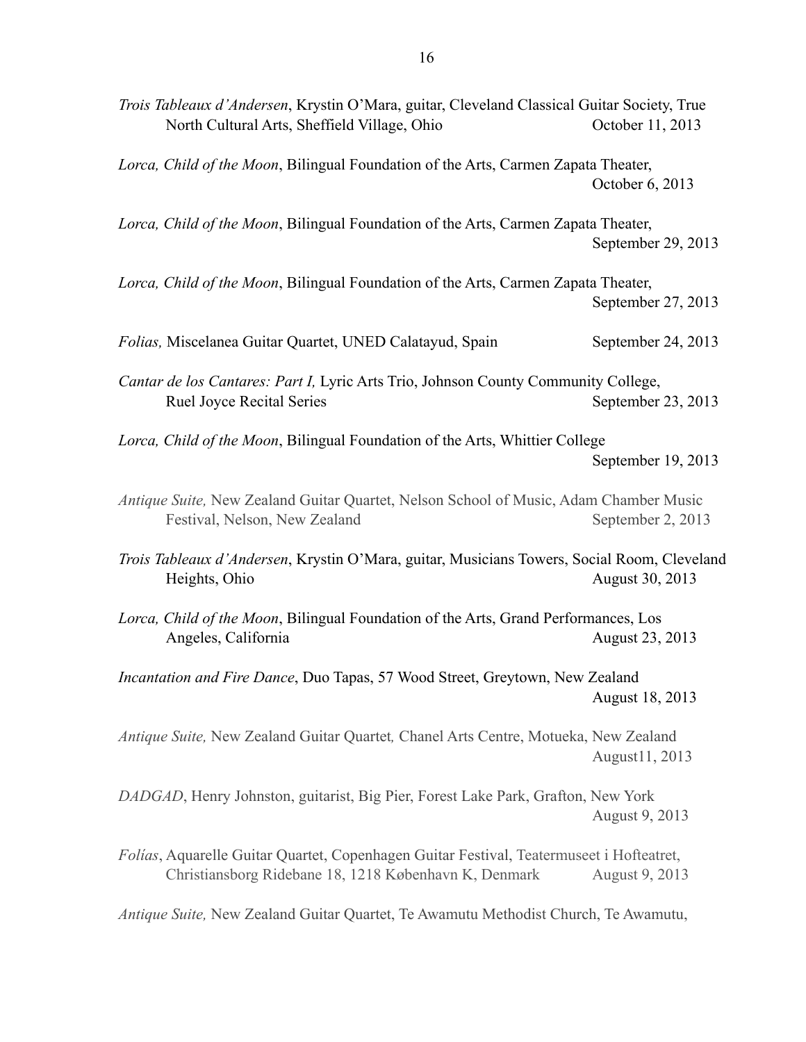*Trois Tableaux d'Andersen*, Krystin O'Mara, guitar, Cleveland Classical Guitar Society, True North Cultural Arts, Sheffield Village, Ohio October 11, 2013

*Lorca, Child of the Moon*, Bilingual Foundation of the Arts, Carmen Zapata Theater, October 6, 2013

*Lorca, Child of the Moon*, Bilingual Foundation of the Arts, Carmen Zapata Theater, September 29, 2013

*Lorca, Child of the Moon*, Bilingual Foundation of the Arts, Carmen Zapata Theater, September 27, 2013

*Folias,* Miscelanea Guitar Quartet, UNED Calatayud, Spain September 24, 2013

*Cantar de los Cantares: Part I,* Lyric Arts Trio, Johnson County Community College, Ruel Joyce Recital Series September 23, 2013

*Lorca, Child of the Moon*, Bilingual Foundation of the Arts, Whittier College September 19, 2013

*Antique Suite,* New Zealand Guitar Quartet, Nelson School of Music, Adam Chamber Music Festival, Nelson, New Zealand September 2, 2013

*Trois Tableaux d'Andersen*, Krystin O'Mara, guitar, Musicians Towers, Social Room, Cleveland Heights, Ohio August 30, 2013

*Lorca, Child of the Moon*, Bilingual Foundation of the Arts, Grand Performances, Los Angeles, California August 23, 2013

*Incantation and Fire Dance*, Duo Tapas, 57 Wood Street, Greytown, New Zealand August 18, 2013

*Antique Suite,* New Zealand Guitar Quartet*,* Chanel Arts Centre, Motueka, New Zealand August11, 2013

*DADGAD*, Henry Johnston, guitarist, Big Pier, Forest Lake Park, Grafton, New York August 9, 2013

*Folías*, Aquarelle Guitar Quartet, Copenhagen Guitar Festival, Teatermuseet i Hofteatret, Christiansborg Ridebane 18, 1218 København K, Denmark August 9, 2013

*Antique Suite,* New Zealand Guitar Quartet, Te Awamutu Methodist Church, Te Awamutu,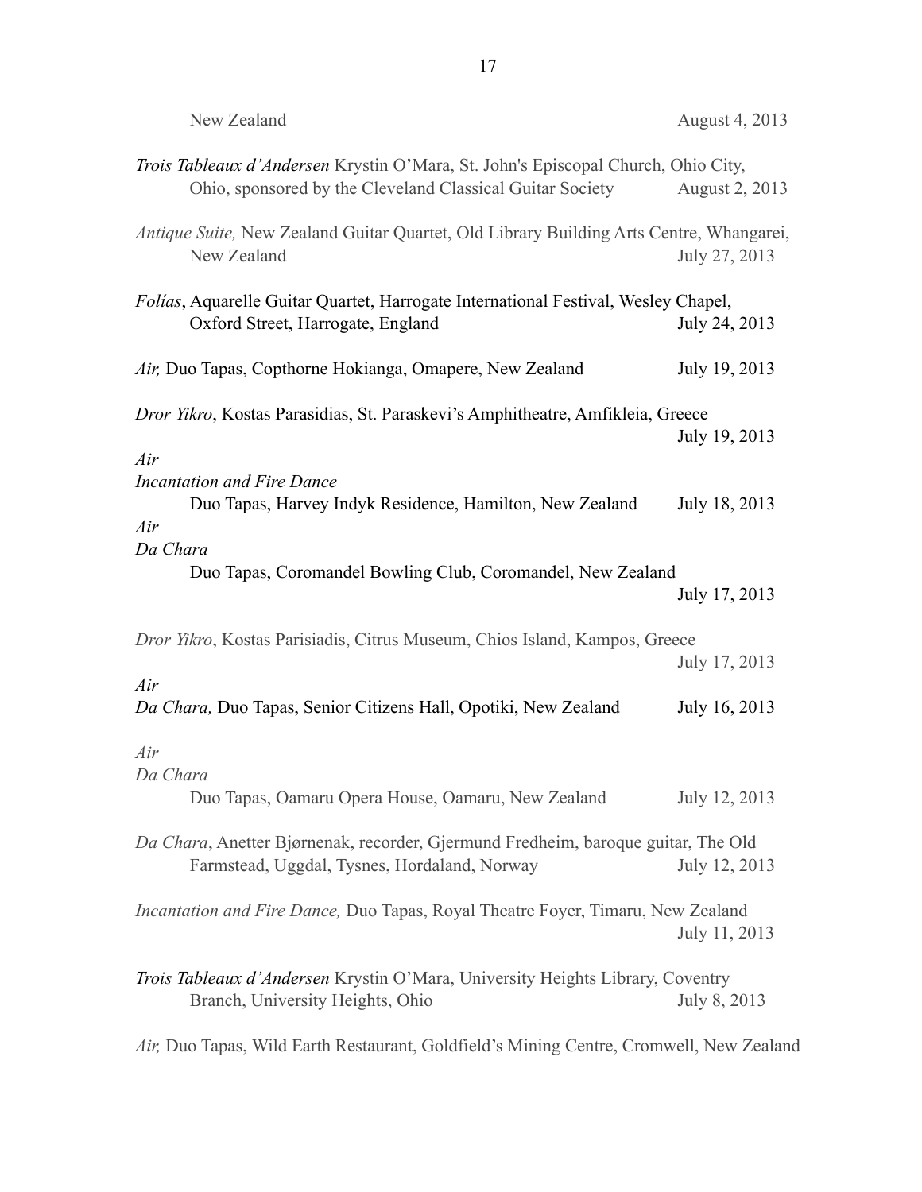New Zealand August 4, 2013

*Trois Tableaux d'Andersen* Krystin O'Mara, St. John's Episcopal Church, Ohio City, Ohio, sponsored by the Cleveland Classical Guitar Society August 2, 2013

*Antique Suite,* New Zealand Guitar Quartet, Old Library Building Arts Centre, Whangarei, New Zealand July 27, 2013

*Folías*, Aquarelle Guitar Quartet, Harrogate International Festival, Wesley Chapel, Oxford Street, Harrogate, England July 24, 2013

*Air,* Duo Tapas, Copthorne Hokianga, Omapere, New Zealand July 19, 2013

*Dror Yikro*, Kostas Parasidias, St. Paraskevi's Amphitheatre, Amfikleia, Greece July 19, 2013

*Air*
*Incantation and Fire Dance*
Duo Tapas, Harvey Indyk Residence, Hamilton, New Zealand July 18, 2013

*Air*
*Da Chara*
Duo Tapas, Coromandel Bowling Club, Coromandel, New Zealand July 17, 2013

*Dror Yikro*, Kostas Parisiadis, Citrus Museum, Chios Island, Kampos, Greece July 17, 2013

*Air*
*Da Chara,* Duo Tapas, Senior Citizens Hall, Opotiki, New Zealand July 16, 2013

*Air*
*Da Chara*
Duo Tapas, Oamaru Opera House, Oamaru, New Zealand July 12, 2013

*Da Chara*, Anetter Bjørnenak, recorder, Gjermund Fredheim, baroque guitar, The Old Farmstead, Uggdal, Tysnes, Hordaland, Norway July 12, 2013

*Incantation and Fire Dance,* Duo Tapas, Royal Theatre Foyer, Timaru, New Zealand July 11, 2013

*Trois Tableaux d'Andersen* Krystin O'Mara, University Heights Library, Coventry Branch, University Heights, Ohio July 8, 2013

*Air,* Duo Tapas, Wild Earth Restaurant, Goldfield's Mining Centre, Cromwell, New Zealand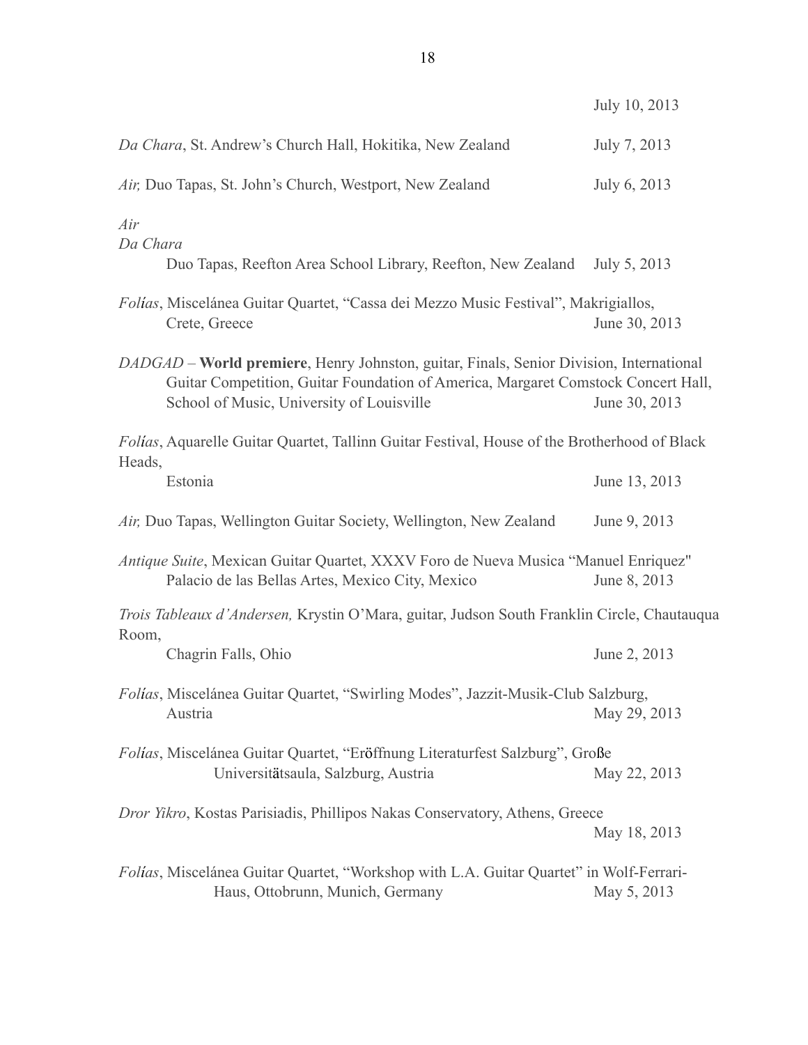July 10, 2013

*Da Chara*, St. Andrew's Church Hall, Hokitika, New Zealand July 7, 2013

*Air,* Duo Tapas, St. John's Church, Westport, New Zealand July 6, 2013

*Air*
*Da Chara*
Duo Tapas, Reefton Area School Library, Reefton, New Zealand July 5, 2013

*Folías*, Miscelánea Guitar Quartet, "Cassa dei Mezzo Music Festival", Makrigiallos, Crete, Greece June 30, 2013

*DADGAD* – **World premiere**, Henry Johnston, guitar, Finals, Senior Division, International Guitar Competition, Guitar Foundation of America, Margaret Comstock Concert Hall, School of Music, University of Louisville June 30, 2013

*Folías*, Aquarelle Guitar Quartet, Tallinn Guitar Festival, House of the Brotherhood of Black Heads, Estonia June 13, 2013

*Air,* Duo Tapas, Wellington Guitar Society, Wellington, New Zealand June 9, 2013

*Antique Suite*, Mexican Guitar Quartet, XXXV Foro de Nueva Musica "Manuel Enriquez" Palacio de las Bellas Artes, Mexico City, Mexico June 8, 2013

*Trois Tableaux d'Andersen,* Krystin O'Mara, guitar, Judson South Franklin Circle, Chautauqua Room, Chagrin Falls, Ohio June 2, 2013

*Folías*, Miscelánea Guitar Quartet, "Swirling Modes", Jazzit-Musik-Club Salzburg, Austria May 29, 2013

*Folías*, Miscelánea Guitar Quartet, "Eröffnung Literaturfest Salzburg", Große Universitätsaula, Salzburg, Austria May 22, 2013

*Dror Yikro*, Kostas Parisiadis, Phillipos Nakas Conservatory, Athens, Greece May 18, 2013

*Folías*, Miscelánea Guitar Quartet, "Workshop with L.A. Guitar Quartet" in Wolf-Ferrari-Haus, Ottobrunn, Munich, Germany May 5, 2013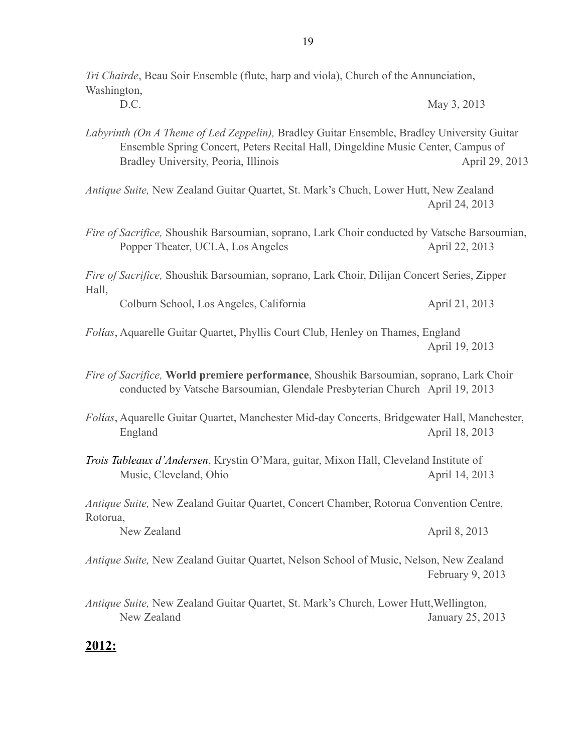*Tri Chairde*, Beau Soir Ensemble (flute, harp and viola), Church of the Annunciation, Washington, D.C. May 3, 2013

*Labyrinth (On A Theme of Led Zeppelin),* Bradley Guitar Ensemble, Bradley University Guitar Ensemble Spring Concert, Peters Recital Hall, Dingeldine Music Center, Campus of Bradley University, Peoria, Illinois April 29, 2013

*Antique Suite,* New Zealand Guitar Quartet, St. Mark's Chuch, Lower Hutt, New Zealand April 24, 2013

*Fire of Sacrifice,* Shoushik Barsoumian, soprano, Lark Choir conducted by Vatsche Barsoumian, Popper Theater, UCLA, Los Angeles April 22, 2013

*Fire of Sacrifice,* Shoushik Barsoumian, soprano, Lark Choir, Dilijan Concert Series, Zipper Hall, Colburn School, Los Angeles, California April 21, 2013

*Folías*, Aquarelle Guitar Quartet, Phyllis Court Club, Henley on Thames, England April 19, 2013

*Fire of Sacrifice,* **World premiere performance**, Shoushik Barsoumian, soprano, Lark Choir conducted by Vatsche Barsoumian, Glendale Presbyterian Church April 19, 2013

*Folías*, Aquarelle Guitar Quartet, Manchester Mid-day Concerts, Bridgewater Hall, Manchester, England April 18, 2013

***Trois Tableaux d'Andersen***, Krystin O'Mara, guitar, Mixon Hall, Cleveland Institute of Music, Cleveland, Ohio April 14, 2013

*Antique Suite,* New Zealand Guitar Quartet, Concert Chamber, Rotorua Convention Centre, Rotorua, New Zealand April 8, 2013

*Antique Suite,* New Zealand Guitar Quartet, Nelson School of Music, Nelson, New Zealand February 9, 2013

*Antique Suite,* New Zealand Guitar Quartet, St. Mark's Church, Lower Hutt,Wellington, New Zealand January 25, 2013

## **2012:**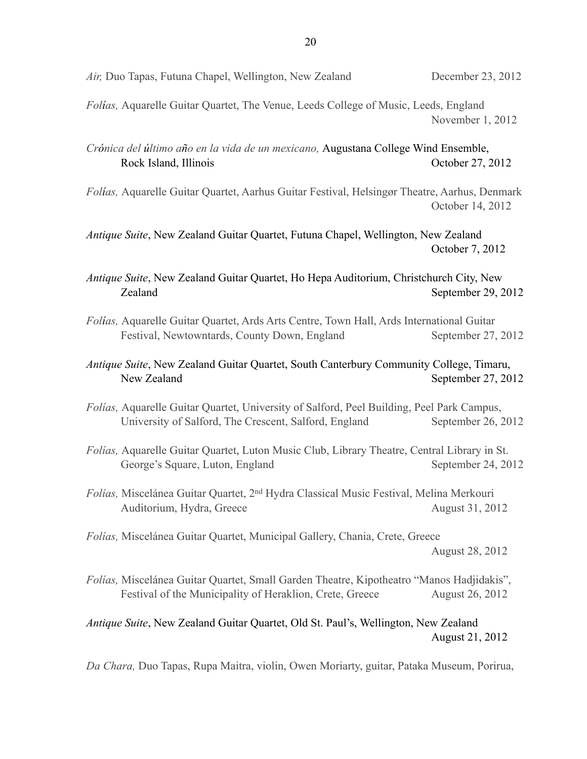*Air,* Duo Tapas, Futuna Chapel, Wellington, New Zealand December 23, 2012

*Folías,* Aquarelle Guitar Quartet, The Venue, Leeds College of Music, Leeds, England November 1, 2012

*Crónica del último año en la vida de un mexicano,* Augustana College Wind Ensemble, Rock Island, Illinois October 27, 2012

*Folías,* Aquarelle Guitar Quartet, Aarhus Guitar Festival, Helsingør Theatre, Aarhus, Denmark October 14, 2012

*Antique Suite*, New Zealand Guitar Quartet, Futuna Chapel, Wellington, New Zealand October 7, 2012

*Antique Suite*, New Zealand Guitar Quartet, Ho Hepa Auditorium, Christchurch City, New Zealand September 29, 2012

*Folías,* Aquarelle Guitar Quartet, Ards Arts Centre, Town Hall, Ards International Guitar Festival, Newtowntards, County Down, England September 27, 2012

*Antique Suite*, New Zealand Guitar Quartet, South Canterbury Community College, Timaru, New Zealand September 27, 2012

*Folías,* Aquarelle Guitar Quartet, University of Salford, Peel Building, Peel Park Campus, University of Salford, The Crescent, Salford, England September 26, 2012

*Folías,* Aquarelle Guitar Quartet, Luton Music Club, Library Theatre, Central Library in St. George's Square, Luton, England September 24, 2012

*Folías,* Miscelánea Guitar Quartet, 2nd Hydra Classical Music Festival, Melina Merkouri Auditorium, Hydra, Greece August 31, 2012

*Folías,* Miscelánea Guitar Quartet, Municipal Gallery, Chania, Crete, Greece August 28, 2012

*Folías,* Miscelánea Guitar Quartet, Small Garden Theatre, Kipotheatro "Manos Hadjidakis", Festival of the Municipality of Heraklion, Crete, Greece August 26, 2012

*Antique Suite*, New Zealand Guitar Quartet, Old St. Paul's, Wellington, New Zealand August 21, 2012

*Da Chara,* Duo Tapas, Rupa Maitra, violin, Owen Moriarty, guitar, Pataka Museum, Porirua,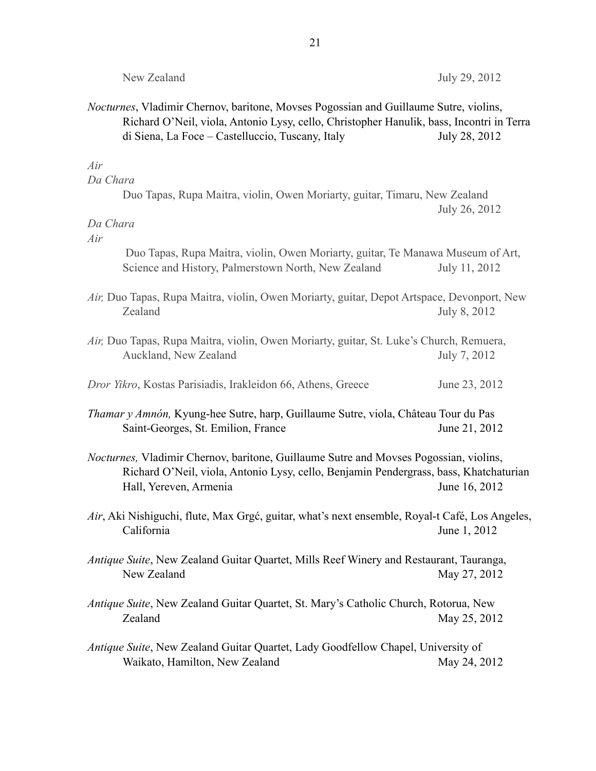New Zealand July 29, 2012

*Nocturnes*, Vladimir Chernov, baritone, Movses Pogossian and Guillaume Sutre, violins, Richard O'Neil, viola, Antonio Lysy, cello, Christopher Hanulik, bass, Incontri in Terra di Siena, La Foce – Castelluccio, Tuscany, Italy July 28, 2012

*Air*
*Da Chara*
Duo Tapas, Rupa Maitra, violin, Owen Moriarty, guitar, Timaru, New Zealand July 26, 2012

*Da Chara*
*Air*
Duo Tapas, Rupa Maitra, violin, Owen Moriarty, guitar, Te Manawa Museum of Art, Science and History, Palmerstown North, New Zealand July 11, 2012

*Air,* Duo Tapas, Rupa Maitra, violin, Owen Moriarty, guitar, Depot Artspace, Devonport, New Zealand July 8, 2012

*Air,* Duo Tapas, Rupa Maitra, violin, Owen Moriarty, guitar, St. Luke's Church, Remuera, Auckland, New Zealand July 7, 2012

*Dror Yikro*, Kostas Parisiadis, Irakleidon 66, Athens, Greece June 23, 2012

*Thamar y Amnón,* Kyung-hee Sutre, harp, Guillaume Sutre, viola, Château Tour du Pas Saint-Georges, St. Emilion, France June 21, 2012

*Nocturnes,* Vladimir Chernov, baritone, Guillaume Sutre and Movses Pogossian, violins, Richard O'Neil, viola, Antonio Lysy, cello, Benjamin Pendergrass, bass, Khatchaturian Hall, Yereven, Armenia June 16, 2012

*Air*, Aki Nishiguchi, flute, Max Grgć, guitar, what's next ensemble, Royal-t Café, Los Angeles, California June 1, 2012

*Antique Suite*, New Zealand Guitar Quartet, Mills Reef Winery and Restaurant, Tauranga, New Zealand May 27, 2012

*Antique Suite*, New Zealand Guitar Quartet, St. Mary's Catholic Church, Rotorua, New Zealand May 25, 2012

*Antique Suite*, New Zealand Guitar Quartet, Lady Goodfellow Chapel, University of Waikato, Hamilton, New Zealand May 24, 2012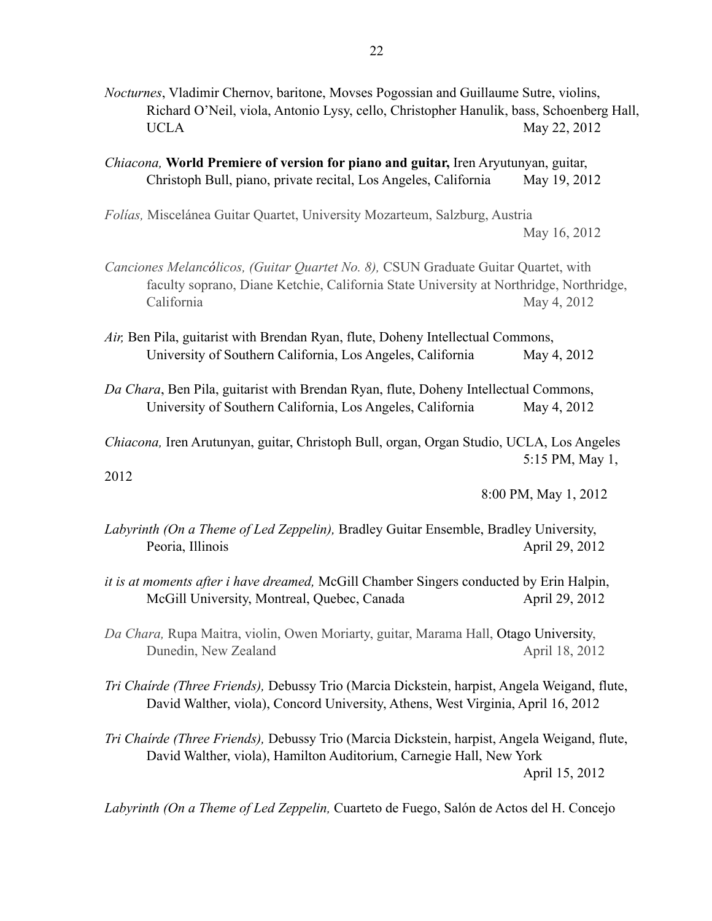*Nocturnes*, Vladimir Chernov, baritone, Movses Pogossian and Guillaume Sutre, violins, Richard O'Neil, viola, Antonio Lysy, cello, Christopher Hanulik, bass, Schoenberg Hall, UCLA May 22, 2012

*Chiacona,* **World Premiere of version for piano and guitar,** Iren Aryutunyan, guitar, Christoph Bull, piano, private recital, Los Angeles, California May 19, 2012

*Folías,* Miscelánea Guitar Quartet, University Mozarteum, Salzburg, Austria May 16, 2012

*Canciones Melancólicos, (Guitar Quartet No. 8),* CSUN Graduate Guitar Quartet, with faculty soprano, Diane Ketchie, California State University at Northridge, Northridge, California May 4, 2012

*Air,* Ben Pila, guitarist with Brendan Ryan, flute, Doheny Intellectual Commons, University of Southern California, Los Angeles, California May 4, 2012

*Da Chara*, Ben Pila, guitarist with Brendan Ryan, flute, Doheny Intellectual Commons, University of Southern California, Los Angeles, California May 4, 2012

*Chiacona,* Iren Arutunyan, guitar, Christoph Bull, organ, Organ Studio, UCLA, Los Angeles 5:15 PM, May 1, 2012
8:00 PM, May 1, 2012

*Labyrinth (On a Theme of Led Zeppelin),* Bradley Guitar Ensemble, Bradley University, Peoria, Illinois April 29, 2012

*it is at moments after i have dreamed,* McGill Chamber Singers conducted by Erin Halpin, McGill University, Montreal, Quebec, Canada April 29, 2012

*Da Chara,* Rupa Maitra, violin, Owen Moriarty, guitar, Marama Hall, Otago University, Dunedin, New Zealand April 18, 2012

*Tri Chaírde (Three Friends),* Debussy Trio (Marcia Dickstein, harpist, Angela Weigand, flute, David Walther, viola), Concord University, Athens, West Virginia, April 16, 2012

*Tri Chaírde (Three Friends),* Debussy Trio (Marcia Dickstein, harpist, Angela Weigand, flute, David Walther, viola), Hamilton Auditorium, Carnegie Hall, New York April 15, 2012

*Labyrinth (On a Theme of Led Zeppelin,* Cuarteto de Fuego, Salón de Actos del H. Concejo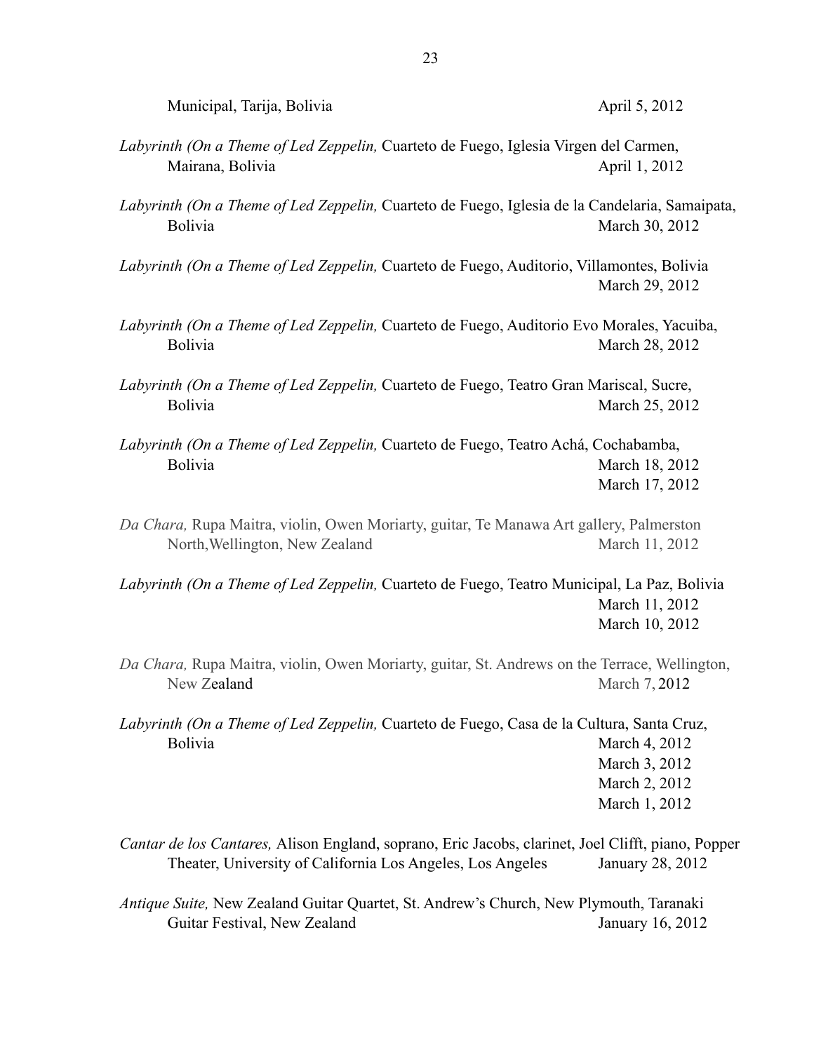Municipal, Tarija, Bolivia April 5, 2012

*Labyrinth (On a Theme of Led Zeppelin,* Cuarteto de Fuego, Iglesia Virgen del Carmen, Mairana, Bolivia April 1, 2012

*Labyrinth (On a Theme of Led Zeppelin,* Cuarteto de Fuego, Iglesia de la Candelaria, Samaipata, Bolivia March 30, 2012

*Labyrinth (On a Theme of Led Zeppelin,* Cuarteto de Fuego, Auditorio, Villamontes, Bolivia March 29, 2012

*Labyrinth (On a Theme of Led Zeppelin,* Cuarteto de Fuego, Auditorio Evo Morales, Yacuiba, Bolivia March 28, 2012

*Labyrinth (On a Theme of Led Zeppelin,* Cuarteto de Fuego, Teatro Gran Mariscal, Sucre, Bolivia March 25, 2012

*Labyrinth (On a Theme of Led Zeppelin,* Cuarteto de Fuego, Teatro Achá, Cochabamba, Bolivia March 18, 2012
March 17, 2012

*Da Chara,* Rupa Maitra, violin, Owen Moriarty, guitar, Te Manawa Art gallery, Palmerston North,Wellington, New Zealand March 11, 2012

*Labyrinth (On a Theme of Led Zeppelin,* Cuarteto de Fuego, Teatro Municipal, La Paz, Bolivia March 11, 2012
March 10, 2012

*Da Chara,* Rupa Maitra, violin, Owen Moriarty, guitar, St. Andrews on the Terrace, Wellington, New Zealand March 7, 2012

*Labyrinth (On a Theme of Led Zeppelin,* Cuarteto de Fuego, Casa de la Cultura, Santa Cruz, Bolivia March 4, 2012
March 3, 2012
March 2, 2012
March 1, 2012

*Cantar de los Cantares,* Alison England, soprano, Eric Jacobs, clarinet, Joel Clifft, piano, Popper Theater, University of California Los Angeles, Los Angeles January 28, 2012

*Antique Suite,* New Zealand Guitar Quartet, St. Andrew's Church, New Plymouth, Taranaki Guitar Festival, New Zealand January 16, 2012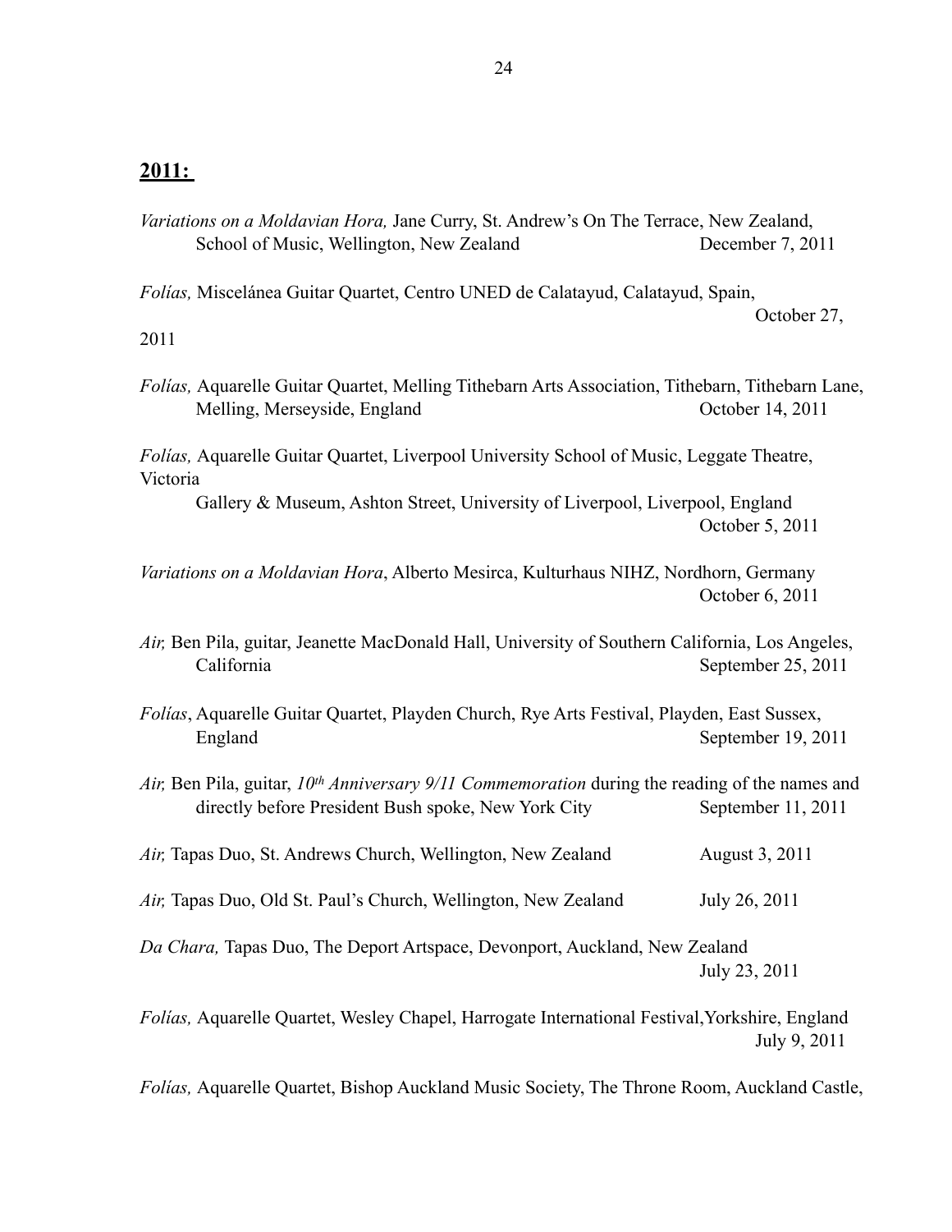## **2011:**

*Variations on a Moldavian Hora,* Jane Curry, St. Andrew's On The Terrace, New Zealand, School of Music, Wellington, New Zealand December 7, 2011

*Folías,* Miscelánea Guitar Quartet, Centro UNED de Calatayud, Calatayud, Spain, October 27, 2011

*Folías,* Aquarelle Guitar Quartet, Melling Tithebarn Arts Association, Tithebarn, Tithebarn Lane, Melling, Merseyside, England October 14, 2011

*Folías,* Aquarelle Guitar Quartet, Liverpool University School of Music, Leggate Theatre, Victoria Gallery & Museum, Ashton Street, University of Liverpool, Liverpool, England October 5, 2011

*Variations on a Moldavian Hora*, Alberto Mesirca, Kulturhaus NIHZ, Nordhorn, Germany October 6, 2011

*Air,* Ben Pila, guitar, Jeanette MacDonald Hall, University of Southern California, Los Angeles, California September 25, 2011

*Folías*, Aquarelle Guitar Quartet, Playden Church, Rye Arts Festival, Playden, East Sussex, England September 19, 2011

*Air,* Ben Pila, guitar, *10th Anniversary 9/11 Commemoration* during the reading of the names and directly before President Bush spoke, New York City September 11, 2011

*Air,* Tapas Duo, St. Andrews Church, Wellington, New Zealand August 3, 2011

*Air,* Tapas Duo, Old St. Paul's Church, Wellington, New Zealand July 26, 2011

*Da Chara,* Tapas Duo, The Deport Artspace, Devonport, Auckland, New Zealand July 23, 2011

*Folías,* Aquarelle Quartet, Wesley Chapel, Harrogate International Festival, Yorkshire, England July 9, 2011

*Folías,* Aquarelle Quartet, Bishop Auckland Music Society, The Throne Room, Auckland Castle,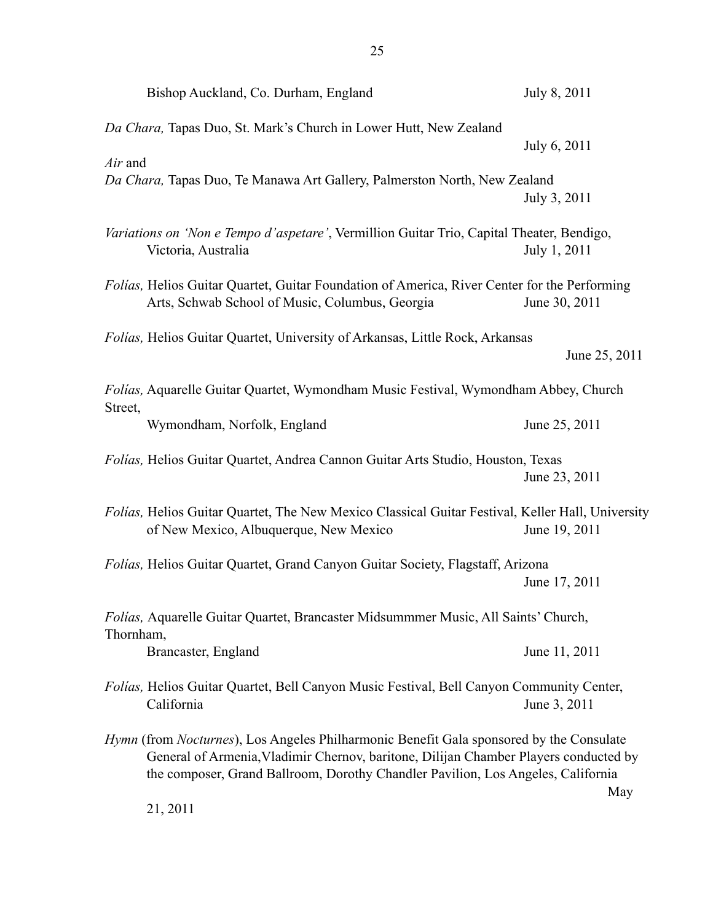Bishop Auckland, Co. Durham, England July 8, 2011

*Da Chara,* Tapas Duo, St. Mark's Church in Lower Hutt, New Zealand July 6, 2011

*Air* and
*Da Chara,* Tapas Duo, Te Manawa Art Gallery, Palmerston North, New Zealand July 3, 2011

*Variations on 'Non e Tempo d'aspetare'*, Vermillion Guitar Trio, Capital Theater, Bendigo, Victoria, Australia July 1, 2011

*Folías,* Helios Guitar Quartet, Guitar Foundation of America, River Center for the Performing Arts, Schwab School of Music, Columbus, Georgia June 30, 2011

*Folías,* Helios Guitar Quartet, University of Arkansas, Little Rock, Arkansas June 25, 2011

*Folías,* Aquarelle Guitar Quartet, Wymondham Music Festival, Wymondham Abbey, Church Street, Wymondham, Norfolk, England June 25, 2011

*Folías,* Helios Guitar Quartet, Andrea Cannon Guitar Arts Studio, Houston, Texas June 23, 2011

*Folías,* Helios Guitar Quartet, The New Mexico Classical Guitar Festival, Keller Hall, University of New Mexico, Albuquerque, New Mexico June 19, 2011

*Folías,* Helios Guitar Quartet, Grand Canyon Guitar Society, Flagstaff, Arizona June 17, 2011

*Folías,* Aquarelle Guitar Quartet, Brancaster Midsummmer Music, All Saints' Church, Thornham, Brancaster, England June 11, 2011

*Folías,* Helios Guitar Quartet, Bell Canyon Music Festival, Bell Canyon Community Center, California June 3, 2011

*Hymn* (from *Nocturnes*), Los Angeles Philharmonic Benefit Gala sponsored by the Consulate General of Armenia,Vladimir Chernov, baritone, Dilijan Chamber Players conducted by the composer, Grand Ballroom, Dorothy Chandler Pavilion, Los Angeles, California May 21, 2011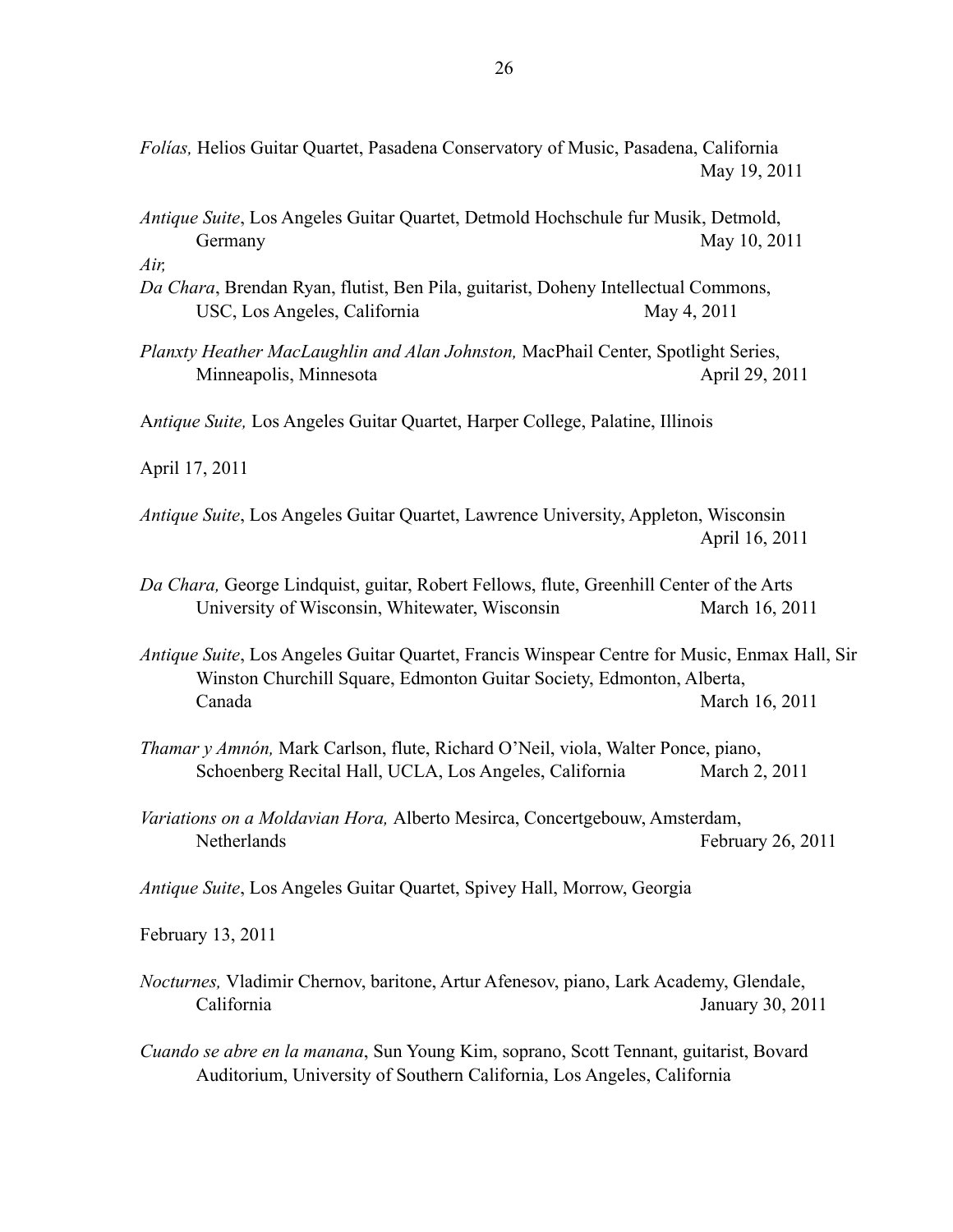*Folías,* Helios Guitar Quartet, Pasadena Conservatory of Music, Pasadena, California
May 19, 2011

*Antique Suite*, Los Angeles Guitar Quartet, Detmold Hochschule fur Musik, Detmold, Germany May 10, 2011

*Air,*
*Da Chara*, Brendan Ryan, flutist, Ben Pila, guitarist, Doheny Intellectual Commons, USC, Los Angeles, California May 4, 2011

*Planxty Heather MacLaughlin and Alan Johnston,* MacPhail Center, Spotlight Series, Minneapolis, Minnesota April 29, 2011

A*ntique Suite,* Los Angeles Guitar Quartet, Harper College, Palatine, Illinois

April 17, 2011

*Antique Suite*, Los Angeles Guitar Quartet, Lawrence University, Appleton, Wisconsin
April 16, 2011

*Da Chara,* George Lindquist, guitar, Robert Fellows, flute, Greenhill Center of the Arts University of Wisconsin, Whitewater, Wisconsin March 16, 2011

*Antique Suite*, Los Angeles Guitar Quartet, Francis Winspear Centre for Music, Enmax Hall, Sir Winston Churchill Square, Edmonton Guitar Society, Edmonton, Alberta, Canada March 16, 2011

*Thamar y Amnón,* Mark Carlson, flute, Richard O'Neil, viola, Walter Ponce, piano, Schoenberg Recital Hall, UCLA, Los Angeles, California March 2, 2011

*Variations on a Moldavian Hora,* Alberto Mesirca, Concertgebouw, Amsterdam, Netherlands February 26, 2011

*Antique Suite*, Los Angeles Guitar Quartet, Spivey Hall, Morrow, Georgia

February 13, 2011

*Nocturnes,* Vladimir Chernov, baritone, Artur Afenesov, piano, Lark Academy, Glendale, California January 30, 2011

*Cuando se abre en la manana*, Sun Young Kim, soprano, Scott Tennant, guitarist, Bovard Auditorium, University of Southern California, Los Angeles, California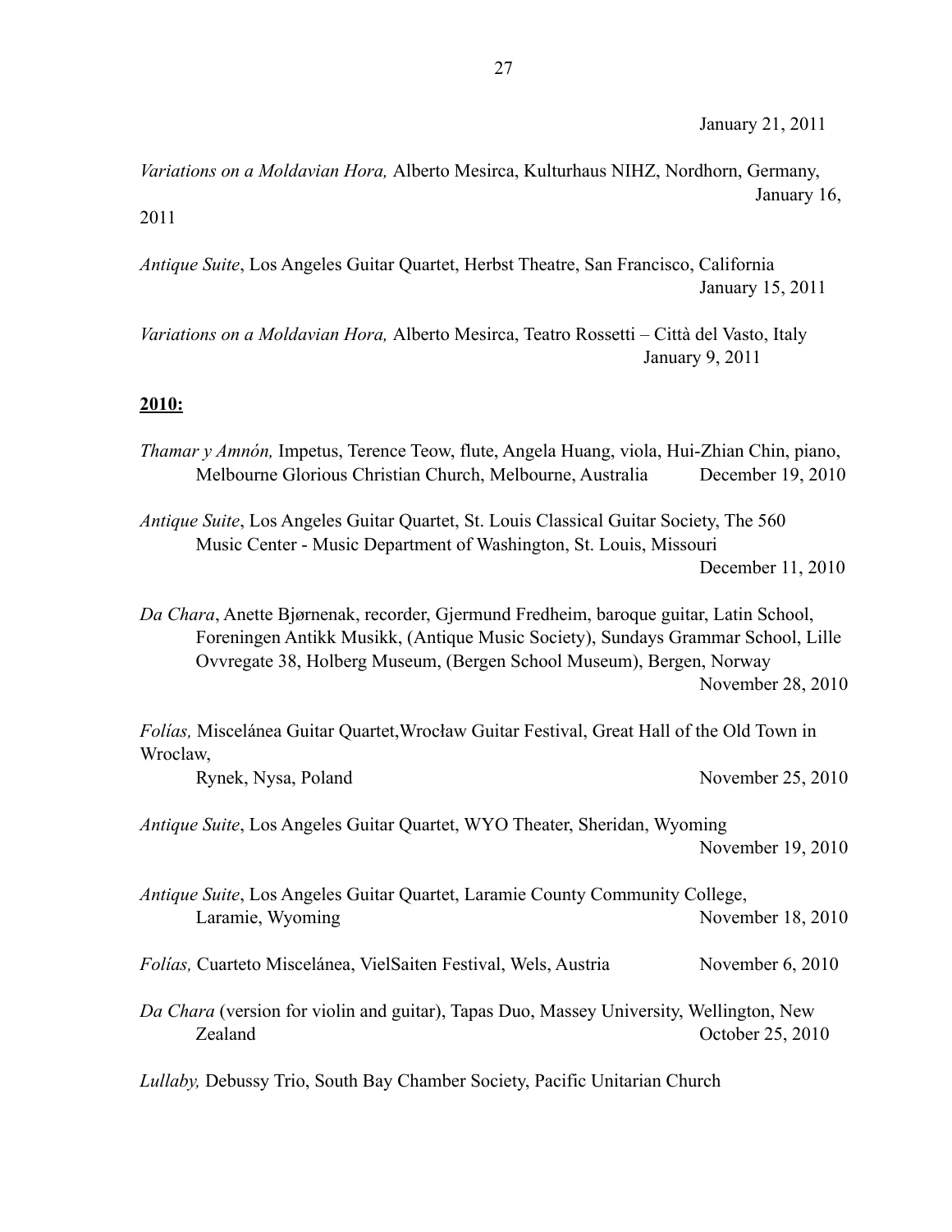January 21, 2011

*Variations on a Moldavian Hora,* Alberto Mesirca, Kulturhaus NIHZ, Nordhorn, Germany, January 16, 2011

*Antique Suite*, Los Angeles Guitar Quartet, Herbst Theatre, San Francisco, California January 15, 2011

*Variations on a Moldavian Hora,* Alberto Mesirca, Teatro Rossetti – Città del Vasto, Italy January 9, 2011

**2010:**

*Thamar y Amnón,* Impetus, Terence Teow, flute, Angela Huang, viola, Hui-Zhian Chin, piano, Melbourne Glorious Christian Church, Melbourne, Australia December 19, 2010

*Antique Suite*, Los Angeles Guitar Quartet, St. Louis Classical Guitar Society, The 560 Music Center - Music Department of Washington, St. Louis, Missouri December 11, 2010

*Da Chara*, Anette Bjørnenak, recorder, Gjermund Fredheim, baroque guitar, Latin School, Foreningen Antikk Musikk, (Antique Music Society), Sundays Grammar School, Lille Ovvregate 38, Holberg Museum, (Bergen School Museum), Bergen, Norway November 28, 2010

*Folías,* Miscelánea Guitar Quartet,Wrocław Guitar Festival, Great Hall of the Old Town in Wroclaw, Rynek, Nysa, Poland November 25, 2010

*Antique Suite*, Los Angeles Guitar Quartet, WYO Theater, Sheridan, Wyoming November 19, 2010

*Antique Suite*, Los Angeles Guitar Quartet, Laramie County Community College, Laramie, Wyoming November 18, 2010

*Folías,* Cuarteto Miscelánea, VielSaiten Festival, Wels, Austria November 6, 2010

*Da Chara* (version for violin and guitar), Tapas Duo, Massey University, Wellington, New Zealand October 25, 2010

*Lullaby,* Debussy Trio, South Bay Chamber Society, Pacific Unitarian Church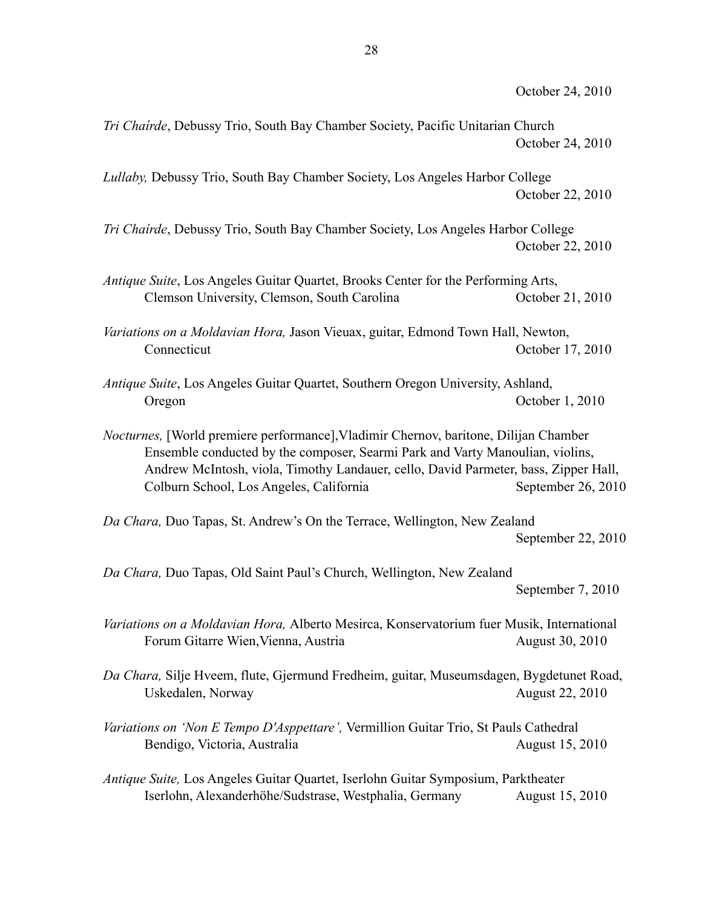October 24, 2010

*Tri Chaírde*, Debussy Trio, South Bay Chamber Society, Pacific Unitarian Church
October 24, 2010

*Lullaby,* Debussy Trio, South Bay Chamber Society, Los Angeles Harbor College
October 22, 2010

*Tri Chaírde*, Debussy Trio, South Bay Chamber Society, Los Angeles Harbor College
October 22, 2010

*Antique Suite*, Los Angeles Guitar Quartet, Brooks Center for the Performing Arts, Clemson University, Clemson, South Carolina October 21, 2010

*Variations on a Moldavian Hora,* Jason Vieuax, guitar, Edmond Town Hall, Newton, Connecticut October 17, 2010

*Antique Suite*, Los Angeles Guitar Quartet, Southern Oregon University, Ashland, Oregon October 1, 2010

*Nocturnes,* [World premiere performance],Vladimir Chernov, baritone, Dilijan Chamber Ensemble conducted by the composer, Searmi Park and Varty Manoulian, violins, Andrew McIntosh, viola, Timothy Landauer, cello, David Parmeter, bass, Zipper Hall, Colburn School, Los Angeles, California September 26, 2010

*Da Chara,* Duo Tapas, St. Andrew's On the Terrace, Wellington, New Zealand
September 22, 2010

*Da Chara,* Duo Tapas, Old Saint Paul's Church, Wellington, New Zealand
September 7, 2010

*Variations on a Moldavian Hora,* Alberto Mesirca, Konservatorium fuer Musik, International Forum Gitarre Wien,Vienna, Austria August 30, 2010

*Da Chara,* Silje Hveem, flute, Gjermund Fredheim, guitar, Museumsdagen, Bygdetunet Road, Uskedalen, Norway August 22, 2010

*Variations on 'Non E Tempo D'Asppettare',* Vermillion Guitar Trio, St Pauls Cathedral Bendigo, Victoria, Australia August 15, 2010

*Antique Suite,* Los Angeles Guitar Quartet, Iserlohn Guitar Symposium, Parktheater Iserlohn, Alexanderhöhe/Sudstrase, Westphalia, Germany August 15, 2010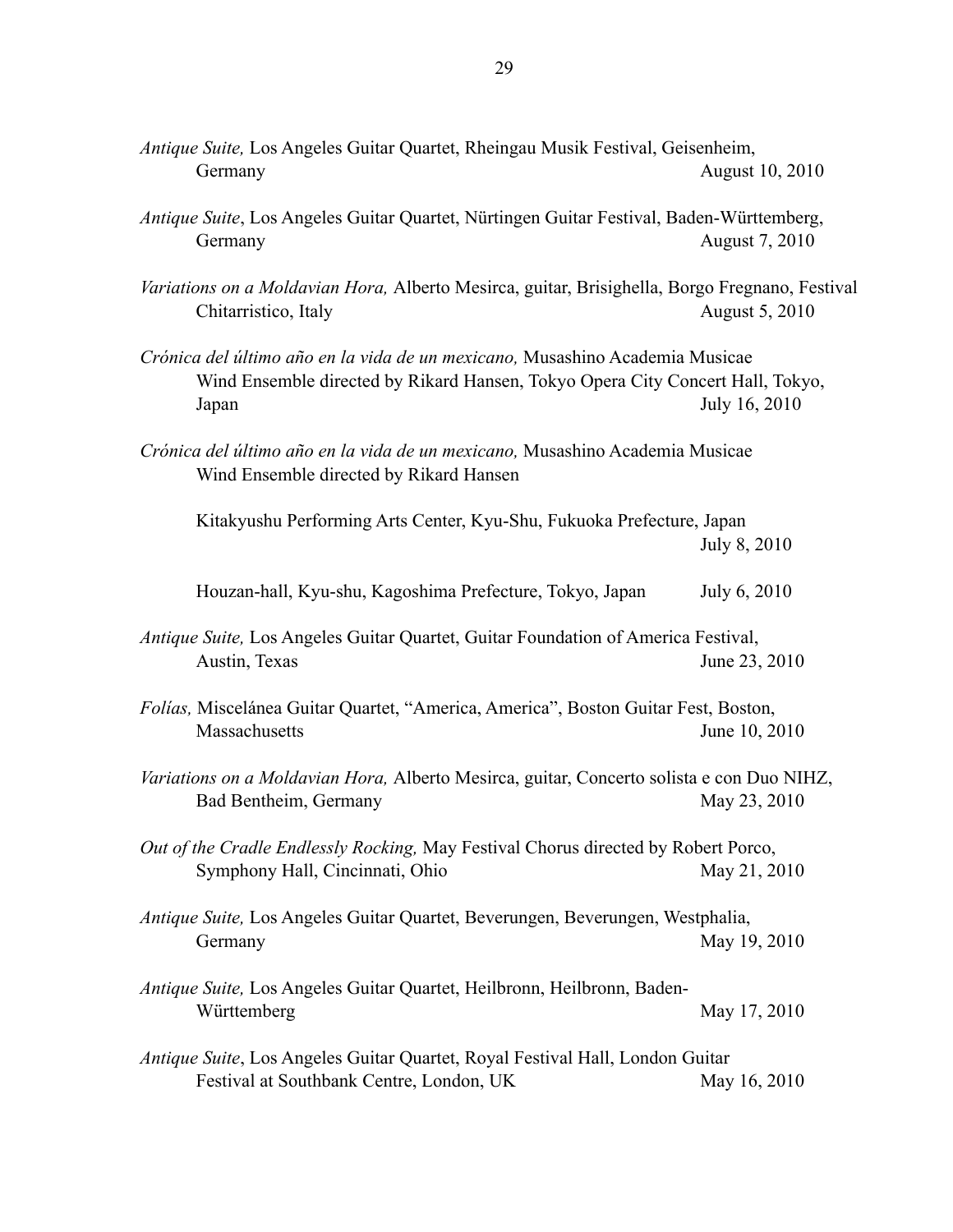*Antique Suite,* Los Angeles Guitar Quartet, Rheingau Musik Festival, Geisenheim, Germany August 10, 2010

*Antique Suite*, Los Angeles Guitar Quartet, Nürtingen Guitar Festival, Baden-Württemberg, Germany August 7, 2010

*Variations on a Moldavian Hora,* Alberto Mesirca, guitar, Brisighella, Borgo Fregnano, Festival Chitarristico, Italy August 5, 2010

*Crónica del último año en la vida de un mexicano,* Musashino Academia Musicae Wind Ensemble directed by Rikard Hansen, Tokyo Opera City Concert Hall, Tokyo, Japan July 16, 2010

*Crónica del último año en la vida de un mexicano,* Musashino Academia Musicae Wind Ensemble directed by Rikard Hansen

Kitakyushu Performing Arts Center, Kyu-Shu, Fukuoka Prefecture, Japan July 8, 2010

Houzan-hall, Kyu-shu, Kagoshima Prefecture, Tokyo, Japan July 6, 2010

*Antique Suite,* Los Angeles Guitar Quartet, Guitar Foundation of America Festival, Austin, Texas June 23, 2010

*Folías,* Miscelánea Guitar Quartet, "America, America", Boston Guitar Fest, Boston, Massachusetts June 10, 2010

*Variations on a Moldavian Hora,* Alberto Mesirca, guitar, Concerto solista e con Duo NIHZ, Bad Bentheim, Germany May 23, 2010

*Out of the Cradle Endlessly Rocking,* May Festival Chorus directed by Robert Porco, Symphony Hall, Cincinnati, Ohio May 21, 2010

*Antique Suite,* Los Angeles Guitar Quartet, Beverungen, Beverungen, Westphalia, Germany May 19, 2010

*Antique Suite,* Los Angeles Guitar Quartet, Heilbronn, Heilbronn, Baden-Württemberg May 17, 2010

*Antique Suite*, Los Angeles Guitar Quartet, Royal Festival Hall, London Guitar Festival at Southbank Centre, London, UK May 16, 2010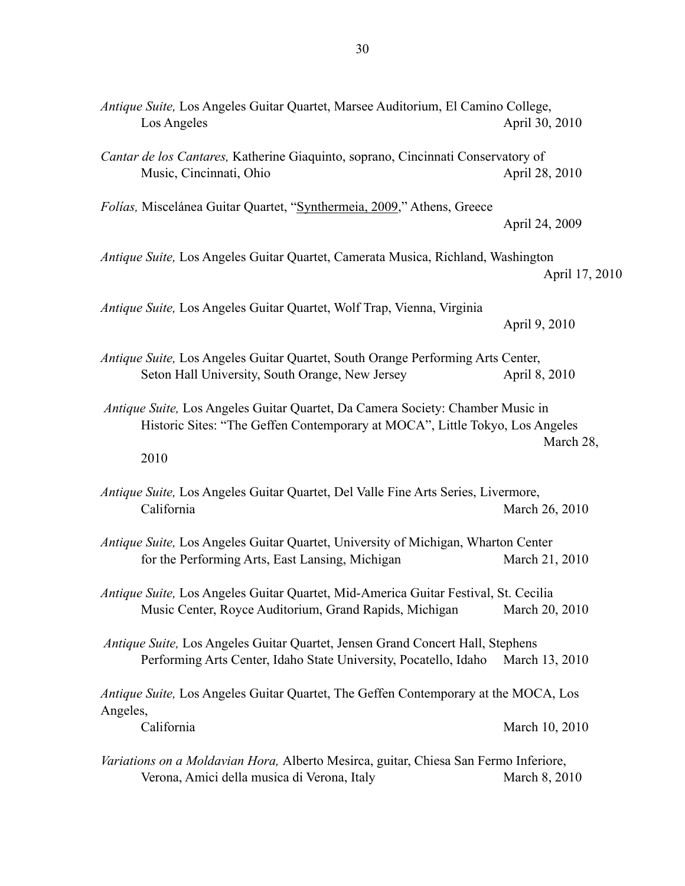*Antique Suite,* Los Angeles Guitar Quartet, Marsee Auditorium, El Camino College, Los Angeles — April 30, 2010

*Cantar de los Cantares,* Katherine Giaquinto, soprano, Cincinnati Conservatory of Music, Cincinnati, Ohio — April 28, 2010

*Folías,* Miscelánea Guitar Quartet, "Synthermeia, 2009," Athens, Greece — April 24, 2009

*Antique Suite,* Los Angeles Guitar Quartet, Camerata Musica, Richland, Washington — April 17, 2010

*Antique Suite,* Los Angeles Guitar Quartet, Wolf Trap, Vienna, Virginia — April 9, 2010

*Antique Suite,* Los Angeles Guitar Quartet, South Orange Performing Arts Center, Seton Hall University, South Orange, New Jersey — April 8, 2010

*Antique Suite,* Los Angeles Guitar Quartet, Da Camera Society: Chamber Music in Historic Sites: "The Geffen Contemporary at MOCA", Little Tokyo, Los Angeles — March 28, 2010

*Antique Suite,* Los Angeles Guitar Quartet, Del Valle Fine Arts Series, Livermore, California — March 26, 2010

*Antique Suite,* Los Angeles Guitar Quartet, University of Michigan, Wharton Center for the Performing Arts, East Lansing, Michigan — March 21, 2010

*Antique Suite,* Los Angeles Guitar Quartet, Mid-America Guitar Festival, St. Cecilia Music Center, Royce Auditorium, Grand Rapids, Michigan — March 20, 2010

*Antique Suite,* Los Angeles Guitar Quartet, Jensen Grand Concert Hall, Stephens Performing Arts Center, Idaho State University, Pocatello, Idaho — March 13, 2010

*Antique Suite,* Los Angeles Guitar Quartet, The Geffen Contemporary at the MOCA, Los Angeles, California — March 10, 2010

*Variations on a Moldavian Hora,* Alberto Mesirca, guitar, Chiesa San Fermo Inferiore, Verona, Amici della musica di Verona, Italy — March 8, 2010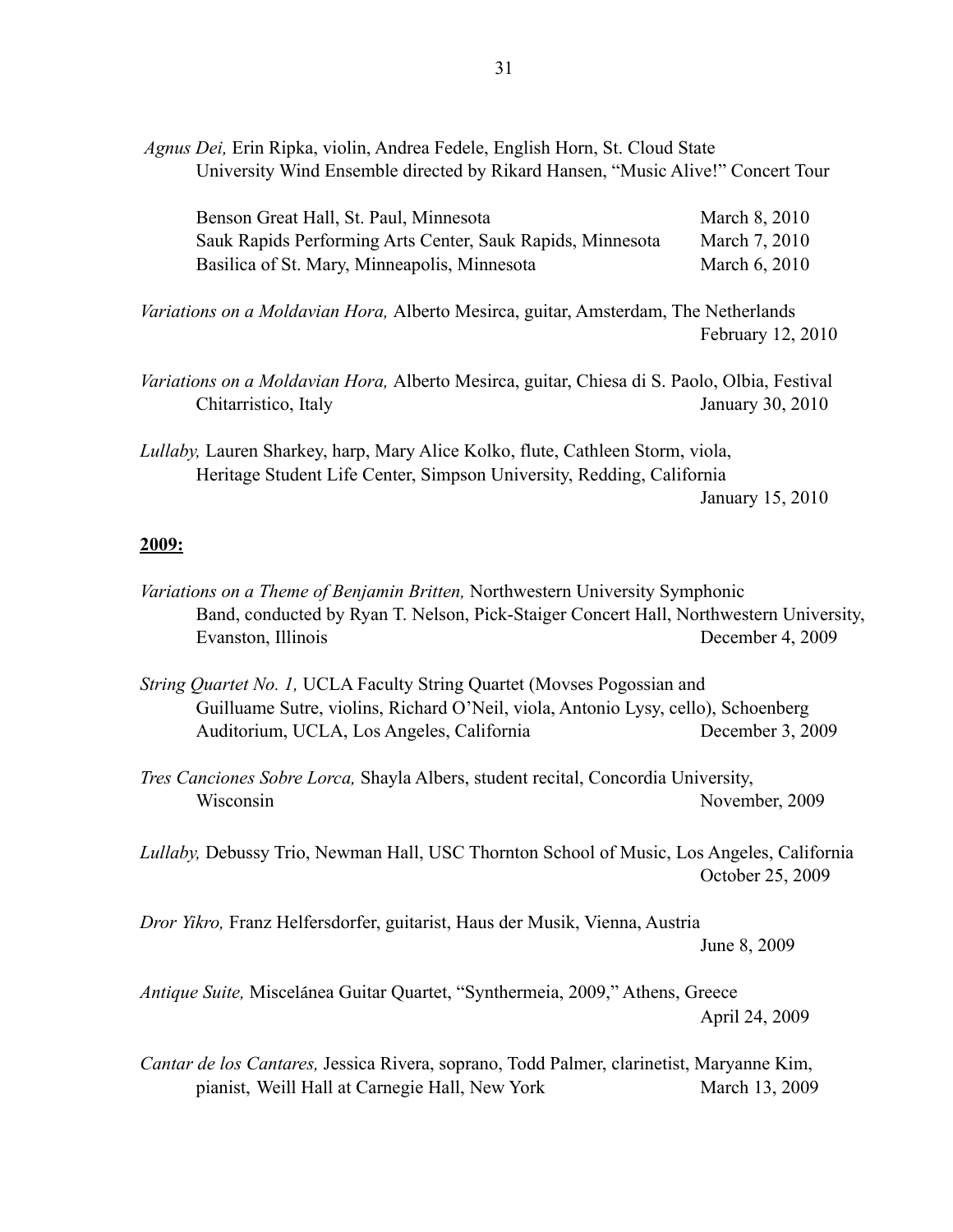*Agnus Dei,* Erin Ripka, violin, Andrea Fedele, English Horn, St. Cloud State University Wind Ensemble directed by Rikard Hansen, "Music Alive!" Concert Tour

| | |
|---|---|
| Benson Great Hall, St. Paul, Minnesota | March 8, 2010 |
| Sauk Rapids Performing Arts Center, Sauk Rapids, Minnesota | March 7, 2010 |
| Basilica of St. Mary, Minneapolis, Minnesota | March 6, 2010 |

*Variations on a Moldavian Hora,* Alberto Mesirca, guitar, Amsterdam, The Netherlands
February 12, 2010

*Variations on a Moldavian Hora,* Alberto Mesirca, guitar, Chiesa di S. Paolo, Olbia, Festival Chitarristico, Italy — January 30, 2010

*Lullaby,* Lauren Sharkey, harp, Mary Alice Kolko, flute, Cathleen Storm, viola, Heritage Student Life Center, Simpson University, Redding, California
January 15, 2010

**2009:**

*Variations on a Theme of Benjamin Britten,* Northwestern University Symphonic Band, conducted by Ryan T. Nelson, Pick-Staiger Concert Hall, Northwestern University, Evanston, Illinois — December 4, 2009

*String Quartet No. 1,* UCLA Faculty String Quartet (Movses Pogossian and Guilluame Sutre, violins, Richard O'Neil, viola, Antonio Lysy, cello), Schoenberg Auditorium, UCLA, Los Angeles, California — December 3, 2009

*Tres Canciones Sobre Lorca,* Shayla Albers, student recital, Concordia University, Wisconsin — November, 2009

*Lullaby,* Debussy Trio, Newman Hall, USC Thornton School of Music, Los Angeles, California
October 25, 2009

*Dror Yikro,* Franz Helfersdorfer, guitarist, Haus der Musik, Vienna, Austria
June 8, 2009

*Antique Suite,* Miscelánea Guitar Quartet, "Synthermeia, 2009," Athens, Greece
April 24, 2009

*Cantar de los Cantares,* Jessica Rivera, soprano, Todd Palmer, clarinetist, Maryanne Kim, pianist, Weill Hall at Carnegie Hall, New York — March 13, 2009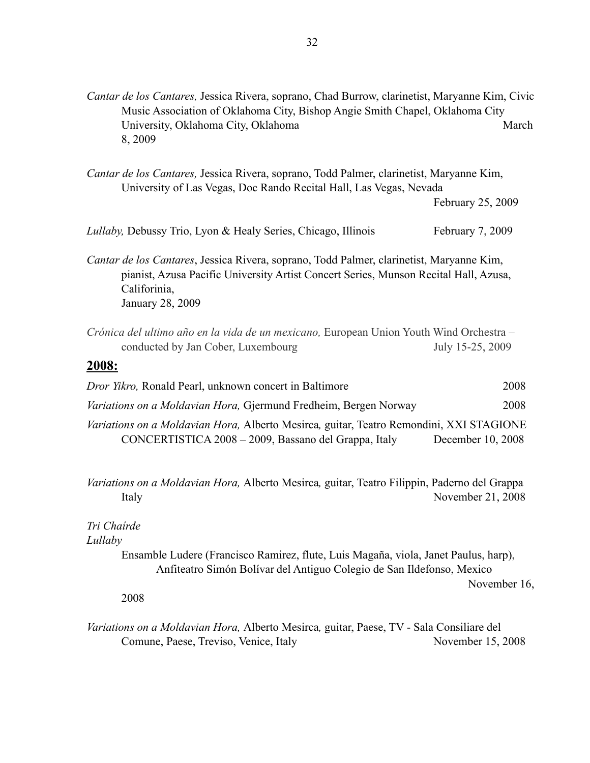*Cantar de los Cantares,* Jessica Rivera, soprano, Chad Burrow, clarinetist, Maryanne Kim, Civic Music Association of Oklahoma City, Bishop Angie Smith Chapel, Oklahoma City University, Oklahoma City, Oklahoma March 8, 2009

*Cantar de los Cantares,* Jessica Rivera, soprano, Todd Palmer, clarinetist, Maryanne Kim, University of Las Vegas, Doc Rando Recital Hall, Las Vegas, Nevada February 25, 2009

*Lullaby,* Debussy Trio, Lyon & Healy Series, Chicago, Illinois February 7, 2009

*Cantar de los Cantares*, Jessica Rivera, soprano, Todd Palmer, clarinetist, Maryanne Kim, pianist, Azusa Pacific University Artist Concert Series, Munson Recital Hall, Azusa, Califorinia, January 28, 2009

*Crónica del ultimo año en la vida de un mexicano,* European Union Youth Wind Orchestra – conducted by Jan Cober, Luxembourg July 15-25, 2009

## **2008:**

*Dror Yikro,* Ronald Pearl, unknown concert in Baltimore 2008

*Variations on a Moldavian Hora,* Gjermund Fredheim, Bergen Norway 2008

*Variations on a Moldavian Hora,* Alberto Mesirca*,* guitar, Teatro Remondini, XXI STAGIONE CONCERTISTICA 2008 – 2009, Bassano del Grappa, Italy December 10, 2008

*Variations on a Moldavian Hora,* Alberto Mesirca*,* guitar, Teatro Filippin, Paderno del Grappa Italy November 21, 2008

*Tri Chaírde*
*Lullaby*
Ensamble Ludere (Francisco Ramirez, flute, Luis Magaña, viola, Janet Paulus, harp), Anfiteatro Simón Bolívar del Antiguo Colegio de San Ildefonso, Mexico November 16, 2008

*Variations on a Moldavian Hora,* Alberto Mesirca*,* guitar, Paese, TV - Sala Consiliare del Comune, Paese, Treviso, Venice, Italy November 15, 2008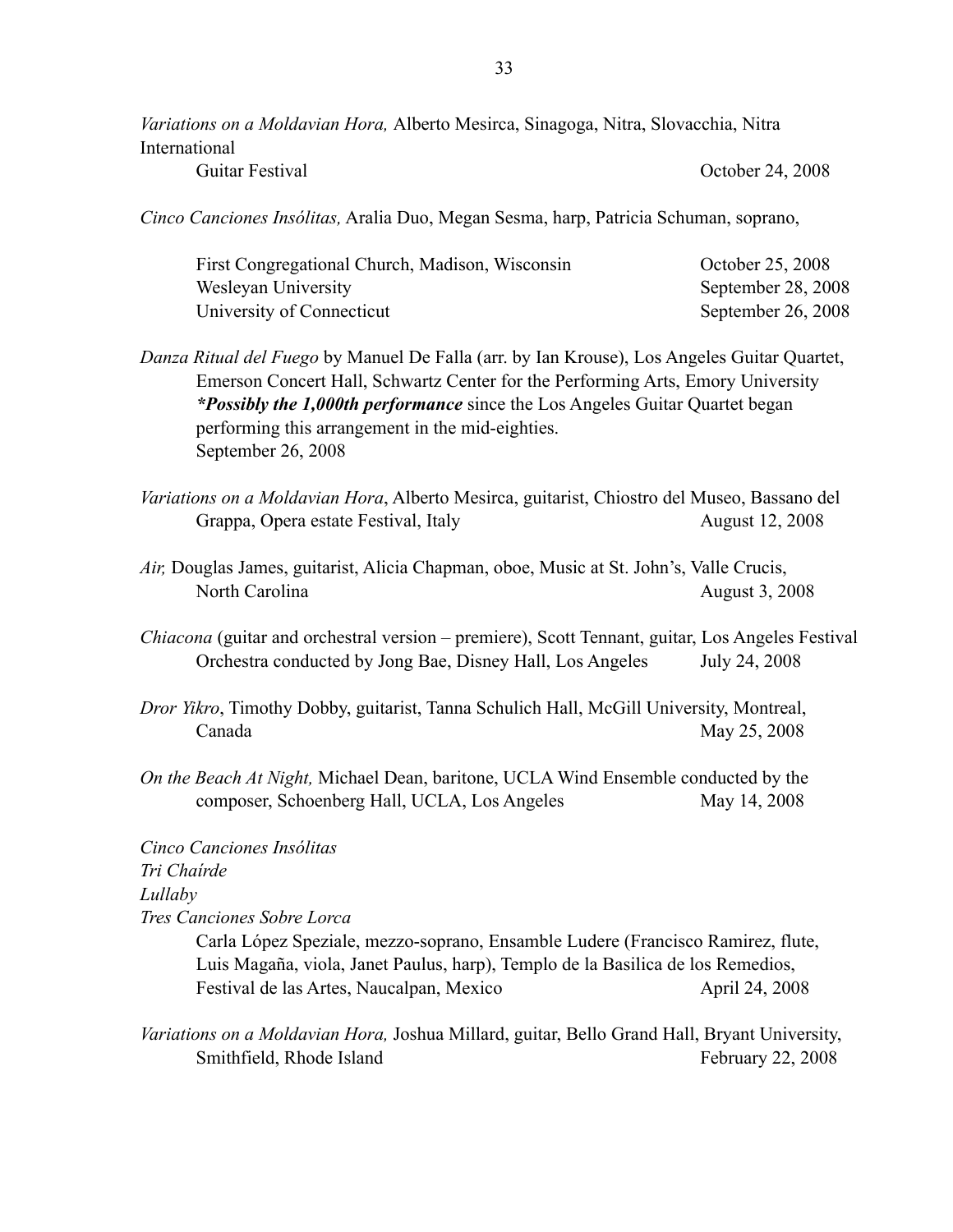*Variations on a Moldavian Hora,* Alberto Mesirca, Sinagoga, Nitra, Slovacchia, Nitra International
Guitar Festival October 24, 2008

*Cinco Canciones Insólitas,* Aralia Duo, Megan Sesma, harp, Patricia Schuman, soprano,

First Congregational Church, Madison, Wisconsin October 25, 2008
Wesleyan University September 28, 2008
University of Connecticut September 26, 2008

*Danza Ritual del Fuego* by Manuel De Falla (arr. by Ian Krouse), Los Angeles Guitar Quartet, Emerson Concert Hall, Schwartz Center for the Performing Arts, Emory University ***Possibly the 1,000th performance*** since the Los Angeles Guitar Quartet began performing this arrangement in the mid-eighties.
September 26, 2008

*Variations on a Moldavian Hora*, Alberto Mesirca, guitarist, Chiostro del Museo, Bassano del Grappa, Opera estate Festival, Italy August 12, 2008

*Air,* Douglas James, guitarist, Alicia Chapman, oboe, Music at St. John's, Valle Crucis, North Carolina August 3, 2008

*Chiacona* (guitar and orchestral version – premiere), Scott Tennant, guitar, Los Angeles Festival Orchestra conducted by Jong Bae, Disney Hall, Los Angeles July 24, 2008

*Dror Yikro*, Timothy Dobby, guitarist, Tanna Schulich Hall, McGill University, Montreal, Canada May 25, 2008

*On the Beach At Night,* Michael Dean, baritone, UCLA Wind Ensemble conducted by the composer, Schoenberg Hall, UCLA, Los Angeles May 14, 2008

*Cinco Canciones Insólitas*
*Tri Chaírde*
*Lullaby*
*Tres Canciones Sobre Lorca*
Carla López Speziale, mezzo-soprano, Ensamble Ludere (Francisco Ramirez, flute, Luis Magaña, viola, Janet Paulus, harp), Templo de la Basilica de los Remedios, Festival de las Artes, Naucalpan, Mexico April 24, 2008

*Variations on a Moldavian Hora,* Joshua Millard, guitar, Bello Grand Hall, Bryant University, Smithfield, Rhode Island February 22, 2008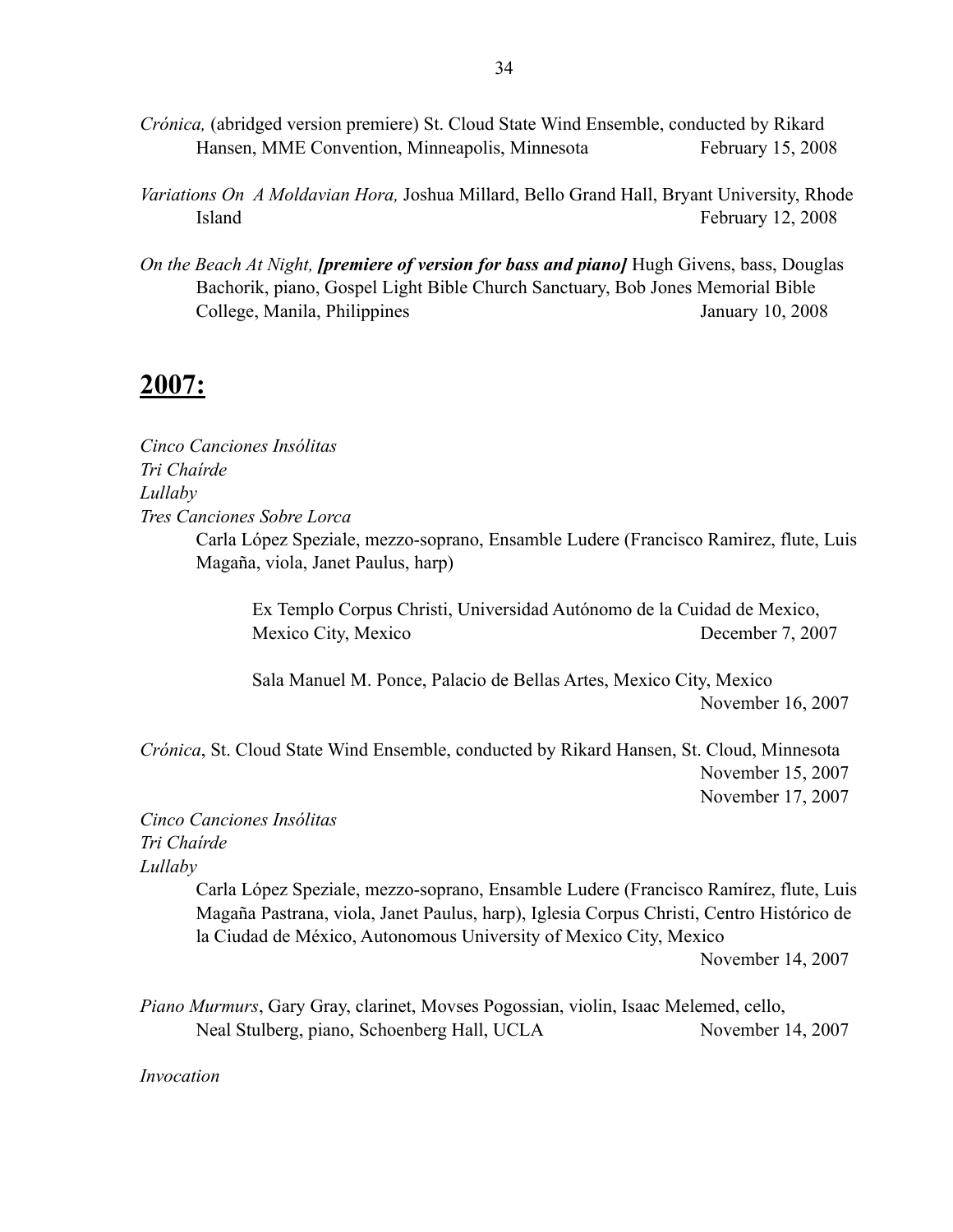*Crónica,* (abridged version premiere) St. Cloud State Wind Ensemble, conducted by Rikard Hansen, MME Convention, Minneapolis, Minnesota — February 15, 2008

*Variations On A Moldavian Hora,* Joshua Millard, Bello Grand Hall, Bryant University, Rhode Island — February 12, 2008

*On the Beach At Night,* ***[premiere of version for bass and piano]*** Hugh Givens, bass, Douglas Bachorik, piano, Gospel Light Bible Church Sanctuary, Bob Jones Memorial Bible College, Manila, Philippines — January 10, 2008

## **2007:**

*Cinco Canciones Insólitas*
*Tri Chaírde*
*Lullaby*
*Tres Canciones Sobre Lorca*

Carla López Speziale, mezzo-soprano, Ensamble Ludere (Francisco Ramirez, flute, Luis Magaña, viola, Janet Paulus, harp)

Ex Templo Corpus Christi, Universidad Autónomo de la Cuidad de Mexico, Mexico City, Mexico — December 7, 2007

Sala Manuel M. Ponce, Palacio de Bellas Artes, Mexico City, Mexico — November 16, 2007

*Crónica*, St. Cloud State Wind Ensemble, conducted by Rikard Hansen, St. Cloud, Minnesota — November 15, 2007; November 17, 2007

*Cinco Canciones Insólitas*
*Tri Chaírde*
*Lullaby*

Carla López Speziale, mezzo-soprano, Ensamble Ludere (Francisco Ramírez, flute, Luis Magaña Pastrana, viola, Janet Paulus, harp), Iglesia Corpus Christi, Centro Histórico de la Ciudad de México, Autonomous University of Mexico City, Mexico — November 14, 2007

*Piano Murmurs*, Gary Gray, clarinet, Movses Pogossian, violin, Isaac Melemed, cello, Neal Stulberg, piano, Schoenberg Hall, UCLA — November 14, 2007

*Invocation*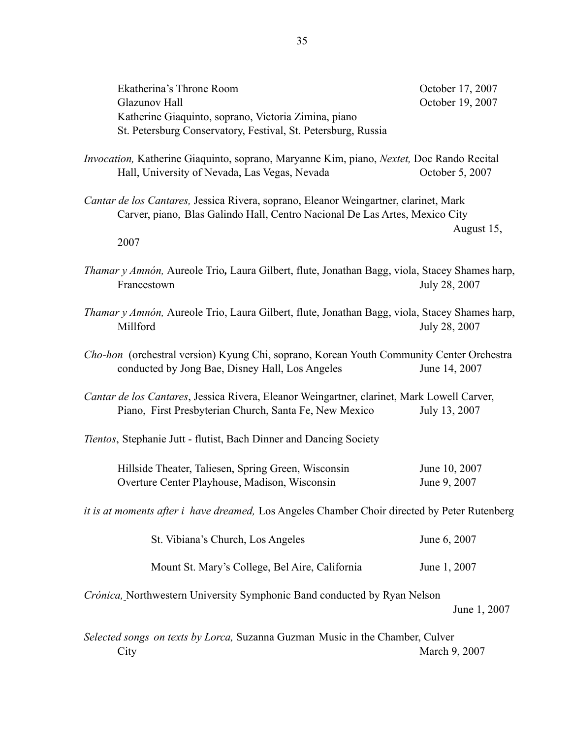Ekatherina's Throne Room October 17, 2007
Glazunov Hall October 19, 2007
Katherine Giaquinto, soprano, Victoria Zimina, piano
St. Petersburg Conservatory, Festival, St. Petersburg, Russia

*Invocation,* Katherine Giaquinto, soprano, Maryanne Kim, piano, *Nextet,* Doc Rando Recital Hall, University of Nevada, Las Vegas, Nevada October 5, 2007

*Cantar de los Cantares,* Jessica Rivera, soprano, Eleanor Weingartner, clarinet, Mark Carver, piano, Blas Galindo Hall, Centro Nacional De Las Artes, Mexico City August 15, 2007

*Thamar y Amnón,* Aureole Trio**,** Laura Gilbert, flute, Jonathan Bagg, viola, Stacey Shames harp, Francestown July 28, 2007

*Thamar y Amnón,* Aureole Trio, Laura Gilbert, flute, Jonathan Bagg, viola, Stacey Shames harp, Millford July 28, 2007

*Cho-hon* (orchestral version) Kyung Chi, soprano, Korean Youth Community Center Orchestra conducted by Jong Bae, Disney Hall, Los Angeles June 14, 2007

*Cantar de los Cantares*, Jessica Rivera, Eleanor Weingartner, clarinet, Mark Lowell Carver, Piano, First Presbyterian Church, Santa Fe, New Mexico July 13, 2007

*Tientos*, Stephanie Jutt - flutist, Bach Dinner and Dancing Society

Hillside Theater, Taliesen, Spring Green, Wisconsin June 10, 2007
Overture Center Playhouse, Madison, Wisconsin June 9, 2007

*it is at moments after i have dreamed,* Los Angeles Chamber Choir directed by Peter Rutenberg

St. Vibiana's Church, Los Angeles June 6, 2007

Mount St. Mary's College, Bel Aire, California June 1, 2007

*Crónica,* Northwestern University Symphonic Band conducted by Ryan Nelson June 1, 2007

*Selected songs on texts by Lorca,* Suzanna Guzman Music in the Chamber, Culver City March 9, 2007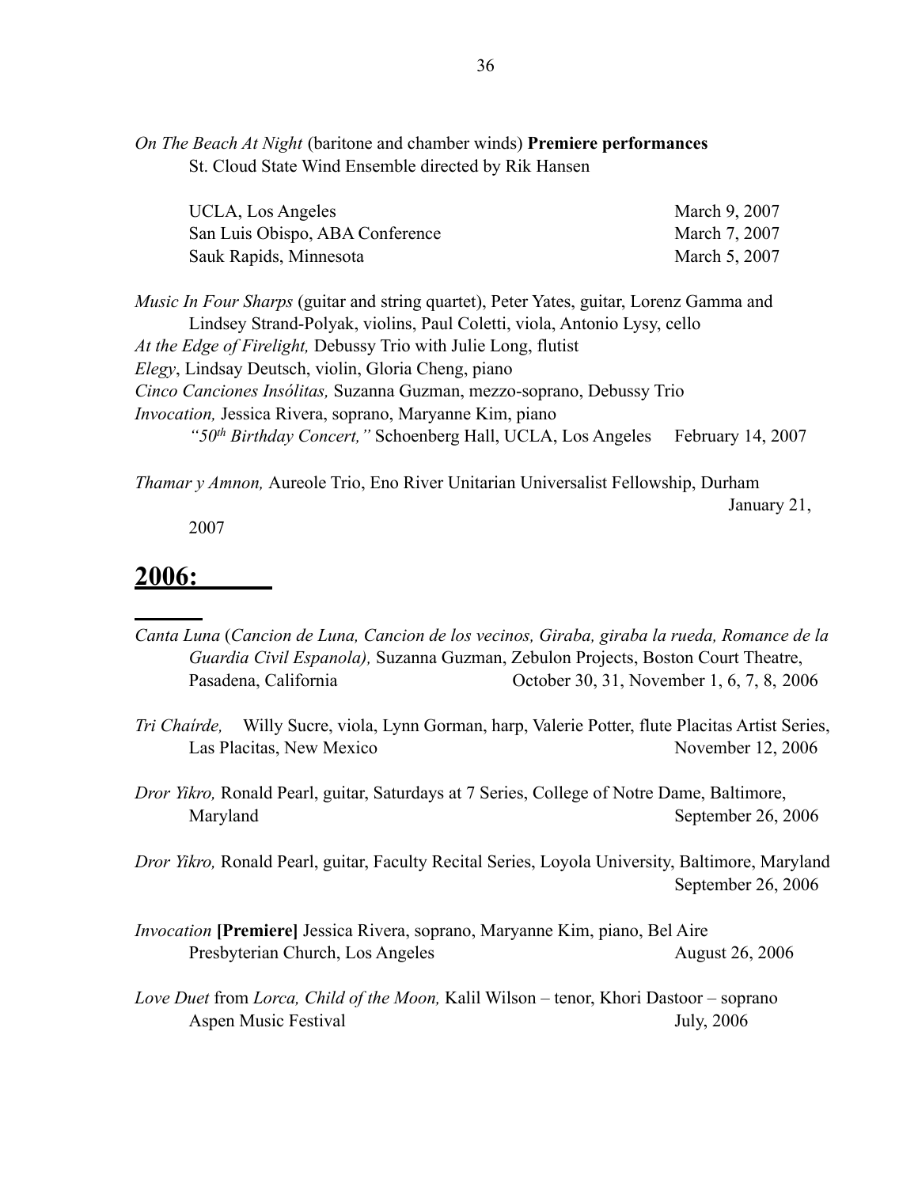*On The Beach At Night* (baritone and chamber winds) **Premiere performances**
St. Cloud State Wind Ensemble directed by Rik Hansen

UCLA, Los Angeles — March 9, 2007
San Luis Obispo, ABA Conference — March 7, 2007
Sauk Rapids, Minnesota — March 5, 2007

*Music In Four Sharps* (guitar and string quartet), Peter Yates, guitar, Lorenz Gamma and Lindsey Strand-Polyak, violins, Paul Coletti, viola, Antonio Lysy, cello
*At the Edge of Firelight,* Debussy Trio with Julie Long, flutist
*Elegy*, Lindsay Deutsch, violin, Gloria Cheng, piano
*Cinco Canciones Insólitas,* Suzanna Guzman, mezzo-soprano, Debussy Trio
*Invocation,* Jessica Rivera, soprano, Maryanne Kim, piano
*"50th Birthday Concert,"* Schoenberg Hall, UCLA, Los Angeles — February 14, 2007

*Thamar y Amnon,* Aureole Trio, Eno River Unitarian Universalist Fellowship, Durham — January 21, 2007

## 2006:

*Canta Luna* (*Cancion de Luna, Cancion de los vecinos, Giraba, giraba la rueda, Romance de la Guardia Civil Espanola),* Suzanna Guzman, Zebulon Projects, Boston Court Theatre, Pasadena, California — October 30, 31, November 1, 6, 7, 8, 2006

*Tri Chaírde,* Willy Sucre, viola, Lynn Gorman, harp, Valerie Potter, flute Placitas Artist Series, Las Placitas, New Mexico — November 12, 2006

*Dror Yikro,* Ronald Pearl, guitar, Saturdays at 7 Series, College of Notre Dame, Baltimore, Maryland — September 26, 2006

*Dror Yikro,* Ronald Pearl, guitar, Faculty Recital Series, Loyola University, Baltimore, Maryland — September 26, 2006

*Invocation* **[Premiere]** Jessica Rivera, soprano, Maryanne Kim, piano, Bel Aire Presbyterian Church, Los Angeles — August 26, 2006

*Love Duet* from *Lorca, Child of the Moon,* Kalil Wilson – tenor, Khori Dastoor – soprano Aspen Music Festival — July, 2006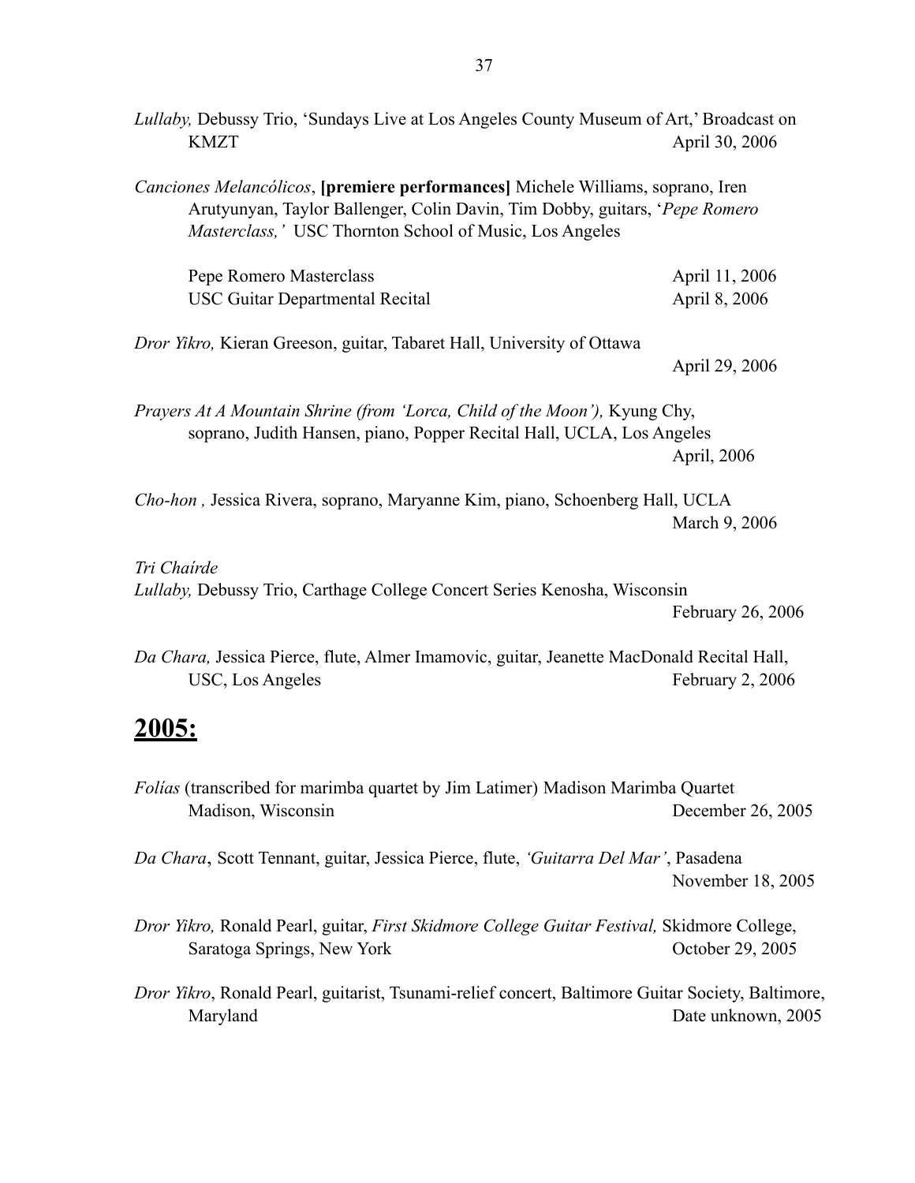*Lullaby,* Debussy Trio, 'Sundays Live at Los Angeles County Museum of Art,' Broadcast on KMZT April 30, 2006

*Canciones Melancólicos*, **[premiere performances]** Michele Williams, soprano, Iren Arutyunyan, Taylor Ballenger, Colin Davin, Tim Dobby, guitars, '*Pepe Romero Masterclass,'* USC Thornton School of Music, Los Angeles

Pepe Romero Masterclass April 11, 2006
USC Guitar Departmental Recital April 8, 2006

*Dror Yikro,* Kieran Greeson, guitar, Tabaret Hall, University of Ottawa
April 29, 2006

*Prayers At A Mountain Shrine (from 'Lorca, Child of the Moon'),* Kyung Chy, soprano, Judith Hansen, piano, Popper Recital Hall, UCLA, Los Angeles
April, 2006

*Cho-hon ,* Jessica Rivera, soprano, Maryanne Kim, piano, Schoenberg Hall, UCLA
March 9, 2006

*Tri Chaírde*
*Lullaby,* Debussy Trio, Carthage College Concert Series Kenosha, Wisconsin
February 26, 2006

*Da Chara,* Jessica Pierce, flute, Almer Imamovic, guitar, Jeanette MacDonald Recital Hall, USC, Los Angeles February 2, 2006

## 2005:

*Folías* (transcribed for marimba quartet by Jim Latimer) Madison Marimba Quartet Madison, Wisconsin December 26, 2005

*Da Chara*, Scott Tennant, guitar, Jessica Pierce, flute, *'Guitarra Del Mar'*, Pasadena
November 18, 2005

*Dror Yikro,* Ronald Pearl, guitar, *First Skidmore College Guitar Festival,* Skidmore College, Saratoga Springs, New York October 29, 2005

*Dror Yikro*, Ronald Pearl, guitarist, Tsunami-relief concert, Baltimore Guitar Society, Baltimore, Maryland Date unknown, 2005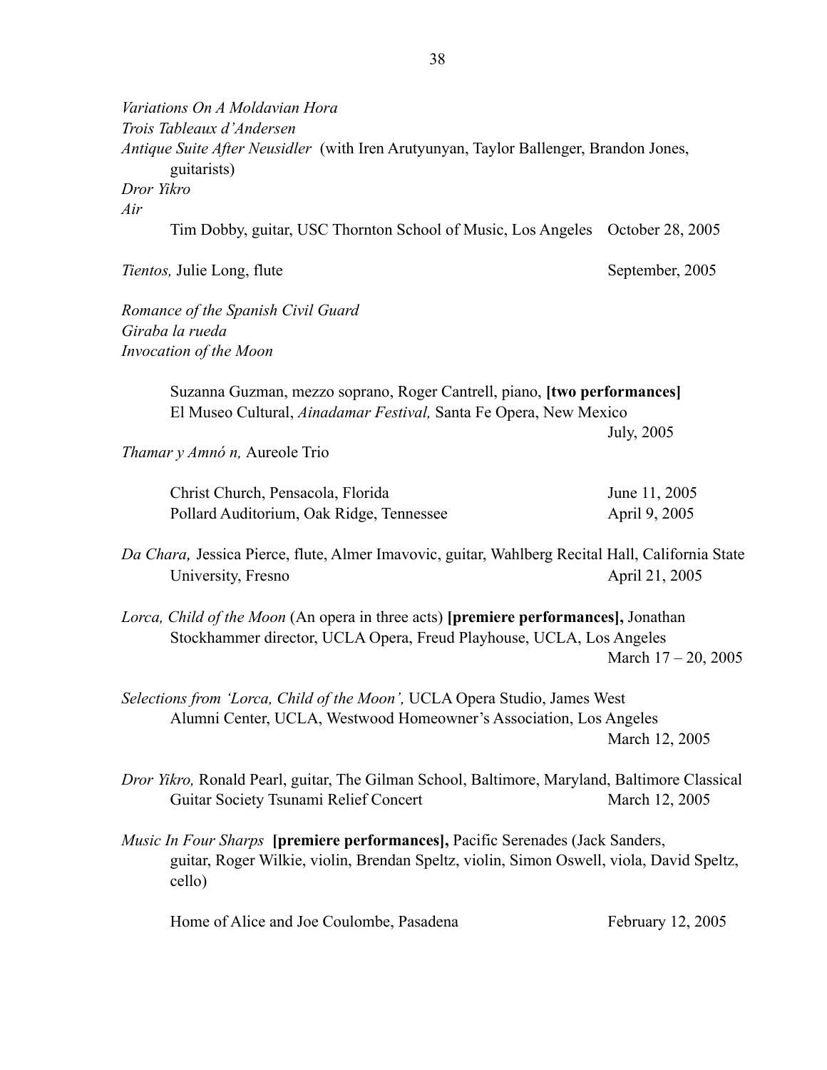*Variations On A Moldavian Hora*
*Trois Tableaux d'Andersen*
*Antique Suite After Neusidler* (with Iren Arutyunyan, Taylor Ballenger, Brandon Jones, guitarists)
*Dror Yikro*
*Air*

Tim Dobby, guitar, USC Thornton School of Music, Los Angeles October 28, 2005

*Tientos,* Julie Long, flute September, 2005

*Romance of the Spanish Civil Guard*
*Giraba la rueda*
*Invocation of the Moon*

Suzanna Guzman, mezzo soprano, Roger Cantrell, piano, **[two performances]**
El Museo Cultural, *Ainadamar Festival,* Santa Fe Opera, New Mexico
July, 2005

*Thamar y Amnó n,* Aureole Trio

Christ Church, Pensacola, Florida June 11, 2005
Pollard Auditorium, Oak Ridge, Tennessee April 9, 2005

*Da Chara,* Jessica Pierce, flute, Almer Imavovic, guitar, Wahlberg Recital Hall, California State University, Fresno April 21, 2005

*Lorca, Child of the Moon* (An opera in three acts) **[premiere performances],** Jonathan Stockhammer director, UCLA Opera, Freud Playhouse, UCLA, Los Angeles
March 17 – 20, 2005

*Selections from 'Lorca, Child of the Moon',* UCLA Opera Studio, James West Alumni Center, UCLA, Westwood Homeowner's Association, Los Angeles
March 12, 2005

*Dror Yikro,* Ronald Pearl, guitar, The Gilman School, Baltimore, Maryland, Baltimore Classical Guitar Society Tsunami Relief Concert March 12, 2005

*Music In Four Sharps* **[premiere performances],** Pacific Serenades (Jack Sanders, guitar, Roger Wilkie, violin, Brendan Speltz, violin, Simon Oswell, viola, David Speltz, cello)

Home of Alice and Joe Coulombe, Pasadena February 12, 2005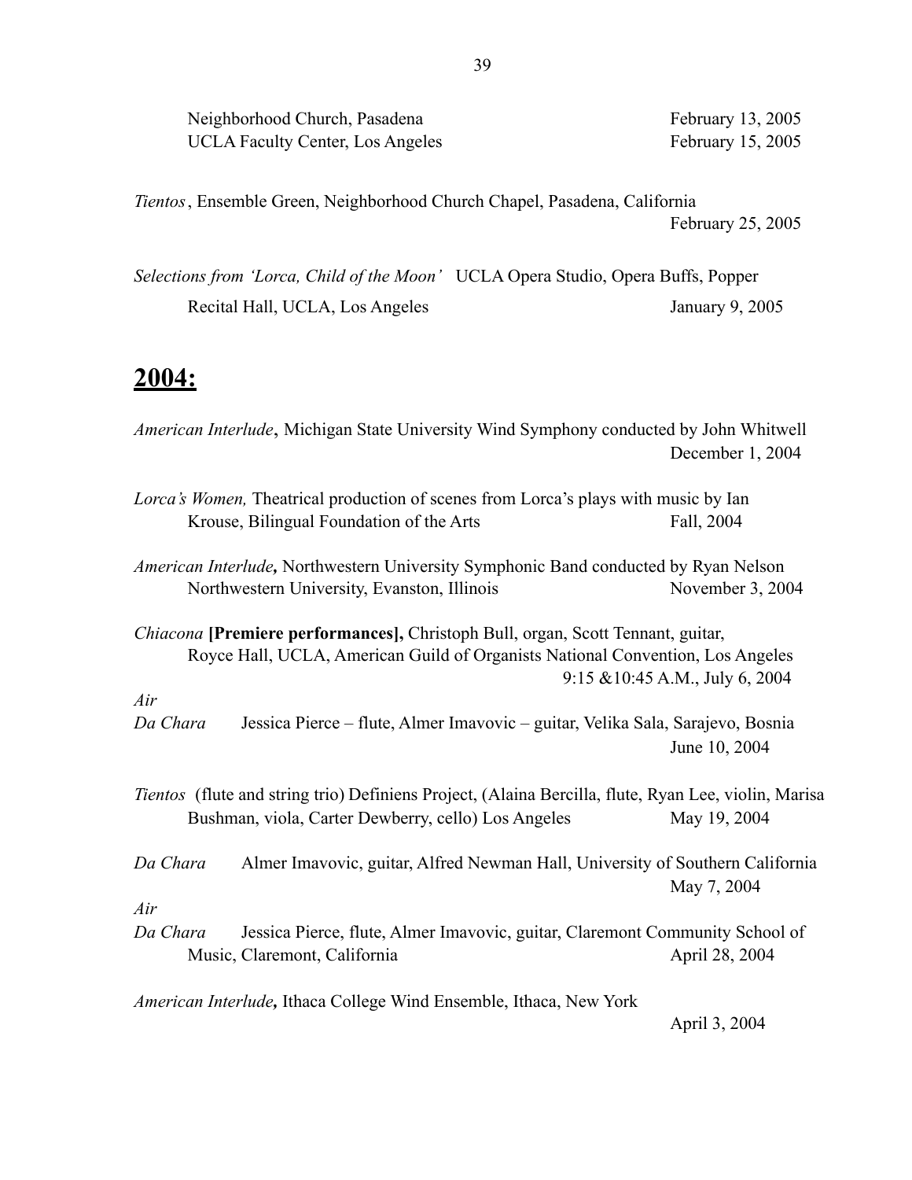Neighborhood Church, Pasadena — February 13, 2005
UCLA Faculty Center, Los Angeles — February 15, 2005

*Tientos*, Ensemble Green, Neighborhood Church Chapel, Pasadena, California
February 25, 2005

*Selections from 'Lorca, Child of the Moon'* UCLA Opera Studio, Opera Buffs, Popper Recital Hall, UCLA, Los Angeles — January 9, 2005

## **2004:**

*American Interlude*, Michigan State University Wind Symphony conducted by John Whitwell
December 1, 2004

*Lorca's Women,* Theatrical production of scenes from Lorca's plays with music by Ian Krouse, Bilingual Foundation of the Arts — Fall, 2004

*American Interlude***,** Northwestern University Symphonic Band conducted by Ryan Nelson Northwestern University, Evanston, Illinois — November 3, 2004

*Chiacona* **[Premiere performances],** Christoph Bull, organ, Scott Tennant, guitar, Royce Hall, UCLA, American Guild of Organists National Convention, Los Angeles
9:15 &10:45 A.M., July 6, 2004

*Air*
*Da Chara* Jessica Pierce – flute, Almer Imavovic – guitar, Velika Sala, Sarajevo, Bosnia
June 10, 2004

*Tientos* (flute and string trio) Definiens Project, (Alaina Bercilla, flute, Ryan Lee, violin, Marisa Bushman, viola, Carter Dewberry, cello) Los Angeles — May 19, 2004

*Da Chara* Almer Imavovic, guitar, Alfred Newman Hall, University of Southern California
May 7, 2004

*Air*
*Da Chara* Jessica Pierce, flute, Almer Imavovic, guitar, Claremont Community School of Music, Claremont, California — April 28, 2004

*American Interlude***,** Ithaca College Wind Ensemble, Ithaca, New York
April 3, 2004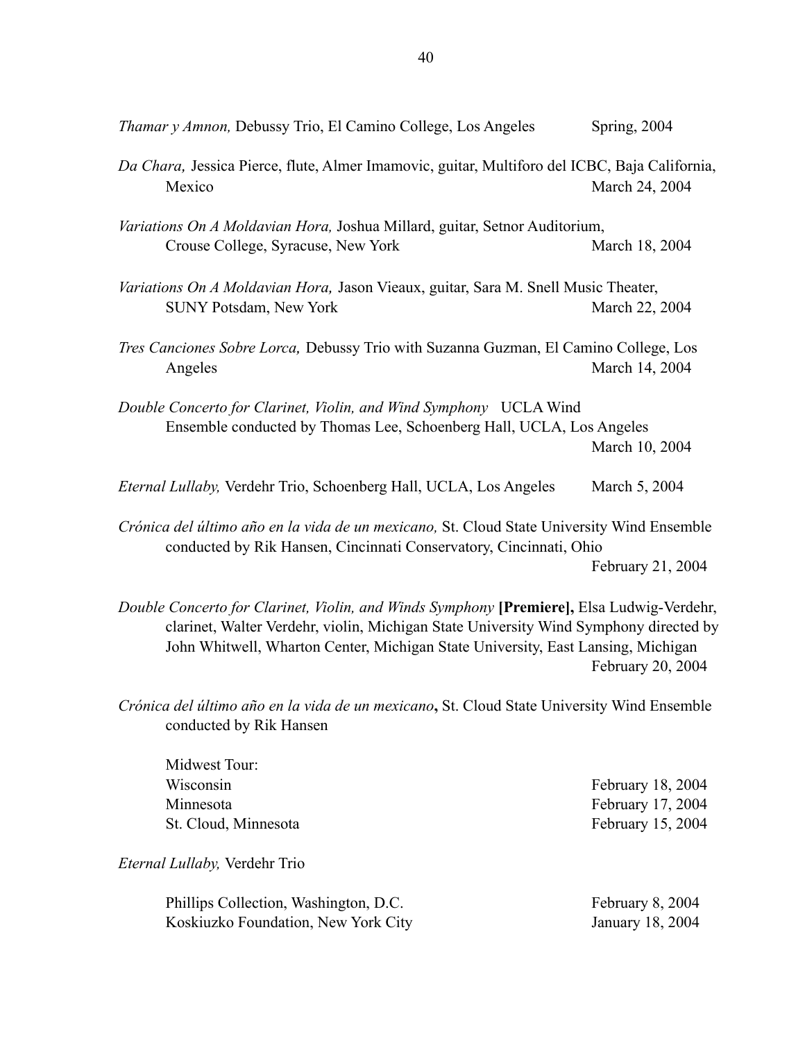*Thamar y Amnon,* Debussy Trio, El Camino College, Los Angeles Spring, 2004

*Da Chara,* Jessica Pierce, flute, Almer Imamovic, guitar, Multiforo del ICBC, Baja California, Mexico March 24, 2004

*Variations On A Moldavian Hora,* Joshua Millard, guitar, Setnor Auditorium, Crouse College, Syracuse, New York March 18, 2004

*Variations On A Moldavian Hora,* Jason Vieaux, guitar, Sara M. Snell Music Theater, SUNY Potsdam, New York March 22, 2004

*Tres Canciones Sobre Lorca,* Debussy Trio with Suzanna Guzman, El Camino College, Los Angeles March 14, 2004

*Double Concerto for Clarinet, Violin, and Wind Symphony* UCLA Wind Ensemble conducted by Thomas Lee, Schoenberg Hall, UCLA, Los Angeles March 10, 2004

*Eternal Lullaby,* Verdehr Trio, Schoenberg Hall, UCLA, Los Angeles March 5, 2004

*Crónica del último año en la vida de un mexicano,* St. Cloud State University Wind Ensemble conducted by Rik Hansen, Cincinnati Conservatory, Cincinnati, Ohio February 21, 2004

*Double Concerto for Clarinet, Violin, and Winds Symphony* **[Premiere],** Elsa Ludwig-Verdehr, clarinet, Walter Verdehr, violin, Michigan State University Wind Symphony directed by John Whitwell, Wharton Center, Michigan State University, East Lansing, Michigan February 20, 2004

*Crónica del último año en la vida de un mexicano***,** St. Cloud State University Wind Ensemble conducted by Rik Hansen

Midwest Tour:
Wisconsin February 18, 2004
Minnesota February 17, 2004
St. Cloud, Minnesota February 15, 2004

*Eternal Lullaby,* Verdehr Trio

Phillips Collection, Washington, D.C. February 8, 2004
Koskiuzko Foundation, New York City January 18, 2004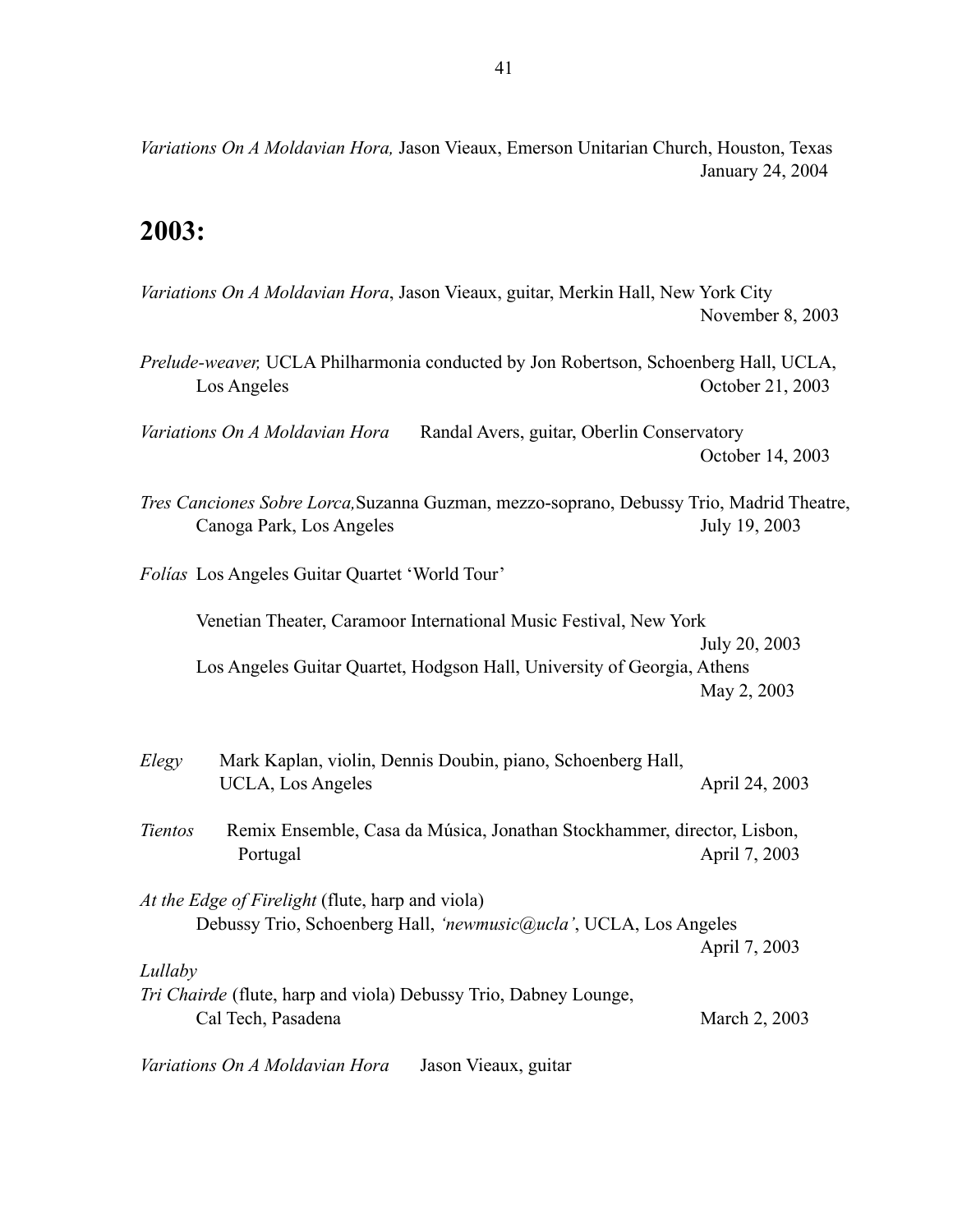*Variations On A Moldavian Hora,* Jason Vieaux, Emerson Unitarian Church, Houston, Texas
January 24, 2004

## 2003:

*Variations On A Moldavian Hora*, Jason Vieaux, guitar, Merkin Hall, New York City
November 8, 2003

*Prelude-weaver,* UCLA Philharmonia conducted by Jon Robertson, Schoenberg Hall, UCLA, Los Angeles
October 21, 2003

*Variations On A Moldavian Hora* Randal Avers, guitar, Oberlin Conservatory
October 14, 2003

*Tres Canciones Sobre Lorca,* Suzanna Guzman, mezzo-soprano, Debussy Trio, Madrid Theatre, Canoga Park, Los Angeles
July 19, 2003

*Folías* Los Angeles Guitar Quartet 'World Tour'

Venetian Theater, Caramoor International Music Festival, New York
July 20, 2003

Los Angeles Guitar Quartet, Hodgson Hall, University of Georgia, Athens
May 2, 2003

*Elegy* Mark Kaplan, violin, Dennis Doubin, piano, Schoenberg Hall, UCLA, Los Angeles
April 24, 2003

*Tientos* Remix Ensemble, Casa da Música, Jonathan Stockhammer, director, Lisbon, Portugal
April 7, 2003

*At the Edge of Firelight* (flute, harp and viola)
Debussy Trio, Schoenberg Hall, *'newmusic@ucla'*, UCLA, Los Angeles
April 7, 2003

*Lullaby*
*Tri Chairde* (flute, harp and viola) Debussy Trio, Dabney Lounge, Cal Tech, Pasadena
March 2, 2003

*Variations On A Moldavian Hora* Jason Vieaux, guitar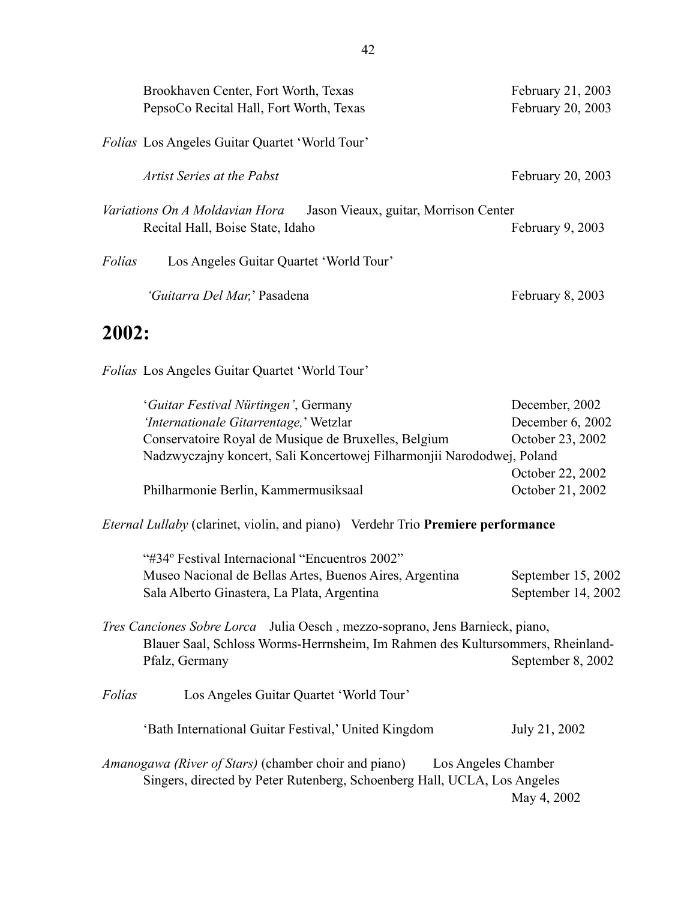Brookhaven Center, Fort Worth, Texas February 21, 2003
PepsoCo Recital Hall, Fort Worth, Texas February 20, 2003

*Folías* Los Angeles Guitar Quartet 'World Tour'

*Artist Series at the Pabst* February 20, 2003

*Variations On A Moldavian Hora* Jason Vieaux, guitar, Morrison Center Recital Hall, Boise State, Idaho February 9, 2003

*Folías* Los Angeles Guitar Quartet 'World Tour'

*'Guitarra Del Mar,'* Pasadena February 8, 2003

## 2002:

*Folías* Los Angeles Guitar Quartet 'World Tour'

'*Guitar Festival Nürtingen'*, Germany December, 2002
*'Internationale Gitarrentage,'* Wetzlar December 6, 2002
Conservatoire Royal de Musique de Bruxelles, Belgium October 23, 2002
Nadzwyczajny koncert, Sali Koncertowej Filharmonjii Narododwej, Poland October 22, 2002
Philharmonie Berlin, Kammermusiksaal October 21, 2002

*Eternal Lullaby* (clarinet, violin, and piano) Verdehr Trio **Premiere performance**

"#34º Festival Internacional "Encuentros 2002"
Museo Nacional de Bellas Artes, Buenos Aires, Argentina September 15, 2002
Sala Alberto Ginastera, La Plata, Argentina September 14, 2002

*Tres Canciones Sobre Lorca* Julia Oesch , mezzo-soprano, Jens Barnieck, piano, Blauer Saal, Schloss Worms-Herrnsheim, Im Rahmen des Kultursommers, Rheinland-Pfalz, Germany September 8, 2002

*Folías* Los Angeles Guitar Quartet 'World Tour'

'Bath International Guitar Festival,' United Kingdom July 21, 2002

*Amanogawa (River of Stars)* (chamber choir and piano) Los Angeles Chamber Singers, directed by Peter Rutenberg, Schoenberg Hall, UCLA, Los Angeles May 4, 2002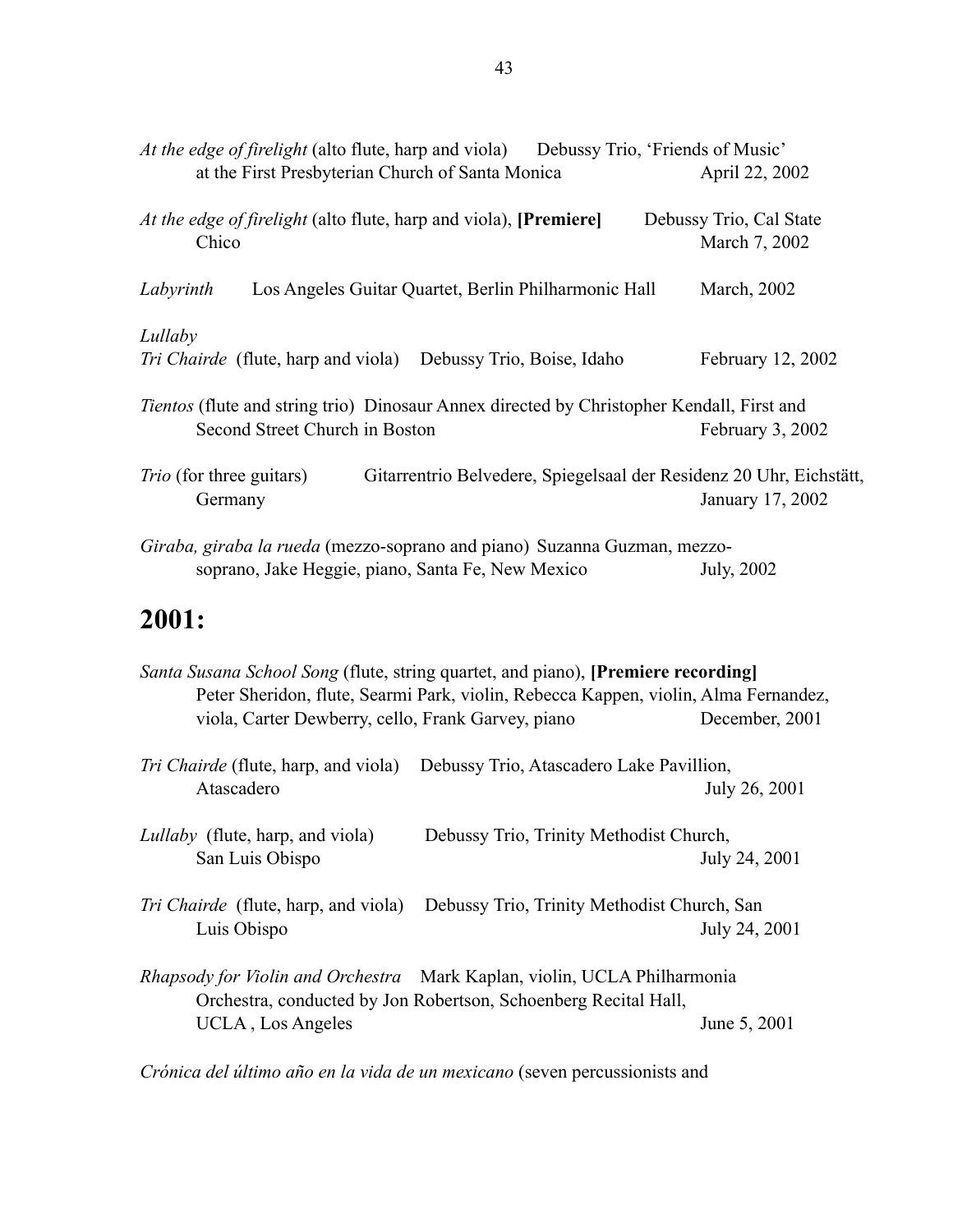*At the edge of firelight* (alto flute, harp and viola) Debussy Trio, 'Friends of Music' at the First Presbyterian Church of Santa Monica April 22, 2002

*At the edge of firelight* (alto flute, harp and viola), **[Premiere]** Debussy Trio, Cal State Chico March 7, 2002

*Labyrinth* Los Angeles Guitar Quartet, Berlin Philharmonic Hall March, 2002

*Lullaby*
*Tri Chairde* (flute, harp and viola) Debussy Trio, Boise, Idaho February 12, 2002

*Tientos* (flute and string trio) Dinosaur Annex directed by Christopher Kendall, First and Second Street Church in Boston February 3, 2002

*Trio* (for three guitars) Gitarrentrio Belvedere, Spiegelsaal der Residenz 20 Uhr, Eichstätt, Germany January 17, 2002

*Giraba, giraba la rueda* (mezzo-soprano and piano) Suzanna Guzman, mezzo-soprano, Jake Heggie, piano, Santa Fe, New Mexico July, 2002

## 2001:

*Santa Susana School Song* (flute, string quartet, and piano), **[Premiere recording]** Peter Sheridon, flute, Searmi Park, violin, Rebecca Kappen, violin, Alma Fernandez, viola, Carter Dewberry, cello, Frank Garvey, piano December, 2001

*Tri Chairde* (flute, harp, and viola) Debussy Trio, Atascadero Lake Pavillion, Atascadero July 26, 2001

*Lullaby* (flute, harp, and viola) Debussy Trio, Trinity Methodist Church, San Luis Obispo July 24, 2001

*Tri Chairde* (flute, harp, and viola) Debussy Trio, Trinity Methodist Church, San Luis Obispo July 24, 2001

*Rhapsody for Violin and Orchestra* Mark Kaplan, violin, UCLA Philharmonia Orchestra, conducted by Jon Robertson, Schoenberg Recital Hall, UCLA , Los Angeles June 5, 2001

*Crónica del último año en la vida de un mexicano* (seven percussionists and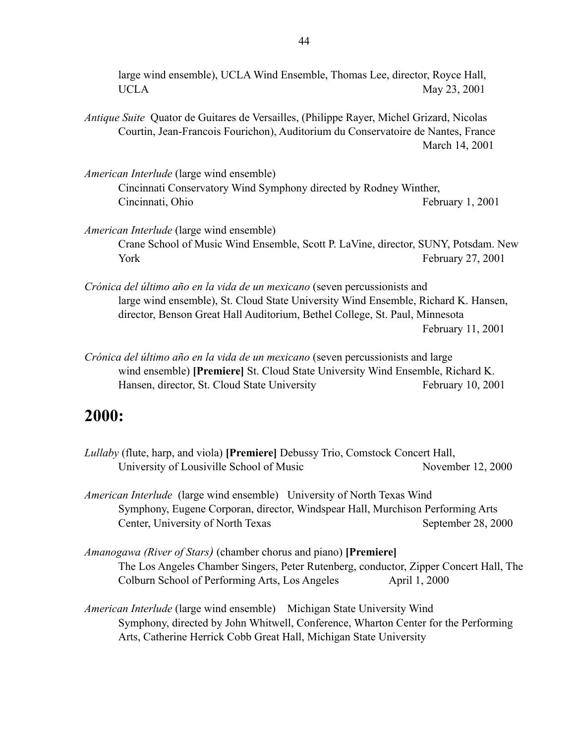large wind ensemble), UCLA Wind Ensemble, Thomas Lee, director, Royce Hall, UCLA May 23, 2001

*Antique Suite* Quator de Guitares de Versailles, (Philippe Rayer, Michel Grizard, Nicolas Courtin, Jean-Francois Fourichon), Auditorium du Conservatoire de Nantes, France March 14, 2001

*American Interlude* (large wind ensemble)
Cincinnati Conservatory Wind Symphony directed by Rodney Winther, Cincinnati, Ohio February 1, 2001

*American Interlude* (large wind ensemble)
Crane School of Music Wind Ensemble, Scott P. LaVine, director, SUNY, Potsdam. New York February 27, 2001

*Crónica del último año en la vida de un mexicano* (seven percussionists and large wind ensemble), St. Cloud State University Wind Ensemble, Richard K. Hansen, director, Benson Great Hall Auditorium, Bethel College, St. Paul, Minnesota February 11, 2001

*Crónica del último año en la vida de un mexicano* (seven percussionists and large wind ensemble) **[Premiere]** St. Cloud State University Wind Ensemble, Richard K. Hansen, director, St. Cloud State University February 10, 2001

## 2000:

*Lullaby* (flute, harp, and viola) **[Premiere]** Debussy Trio, Comstock Concert Hall, University of Lousiville School of Music November 12, 2000

*American Interlude* (large wind ensemble) University of North Texas Wind Symphony, Eugene Corporan, director, Windspear Hall, Murchison Performing Arts Center, University of North Texas September 28, 2000

*Amanogawa (River of Stars)* (chamber chorus and piano) **[Premiere]**
The Los Angeles Chamber Singers, Peter Rutenberg, conductor, Zipper Concert Hall, The Colburn School of Performing Arts, Los Angeles April 1, 2000

*American Interlude* (large wind ensemble) Michigan State University Wind Symphony, directed by John Whitwell, Conference, Wharton Center for the Performing Arts, Catherine Herrick Cobb Great Hall, Michigan State University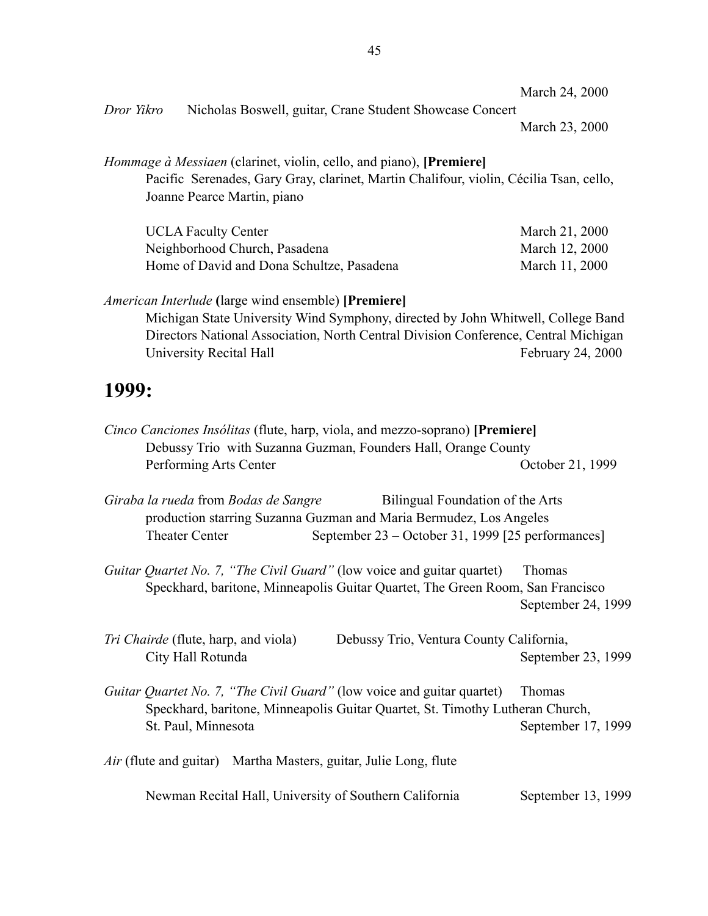March 24, 2000

*Dror Yikro* Nicholas Boswell, guitar, Crane Student Showcase Concert
March 23, 2000

*Hommage à Messiaen* (clarinet, violin, cello, and piano), **[Premiere]**
Pacific Serenades, Gary Gray, clarinet, Martin Chalifour, violin, Cécilia Tsan, cello, Joanne Pearce Martin, piano

UCLA Faculty Center — March 21, 2000
Neighborhood Church, Pasadena — March 12, 2000
Home of David and Dona Schultze, Pasadena — March 11, 2000

*American Interlude* **(**large wind ensemble) **[Premiere]**
Michigan State University Wind Symphony, directed by John Whitwell, College Band Directors National Association, North Central Division Conference, Central Michigan University Recital Hall — February 24, 2000

## 1999:

*Cinco Canciones Insólitas* (flute, harp, viola, and mezzo-soprano) **[Premiere]**
Debussy Trio with Suzanna Guzman, Founders Hall, Orange County Performing Arts Center — October 21, 1999

*Giraba la rueda* from *Bodas de Sangre* Bilingual Foundation of the Arts production starring Suzanna Guzman and Maria Bermudez, Los Angeles Theater Center — September 23 – October 31, 1999 [25 performances]

*Guitar Quartet No. 7, "The Civil Guard"* (low voice and guitar quartet) Thomas Speckhard, baritone, Minneapolis Guitar Quartet, The Green Room, San Francisco
September 24, 1999

*Tri Chairde* (flute, harp, and viola) Debussy Trio, Ventura County California, City Hall Rotunda — September 23, 1999

*Guitar Quartet No. 7, "The Civil Guard"* (low voice and guitar quartet) Thomas Speckhard, baritone, Minneapolis Guitar Quartet, St. Timothy Lutheran Church, St. Paul, Minnesota — September 17, 1999

*Air* (flute and guitar) Martha Masters, guitar, Julie Long, flute

Newman Recital Hall, University of Southern California — September 13, 1999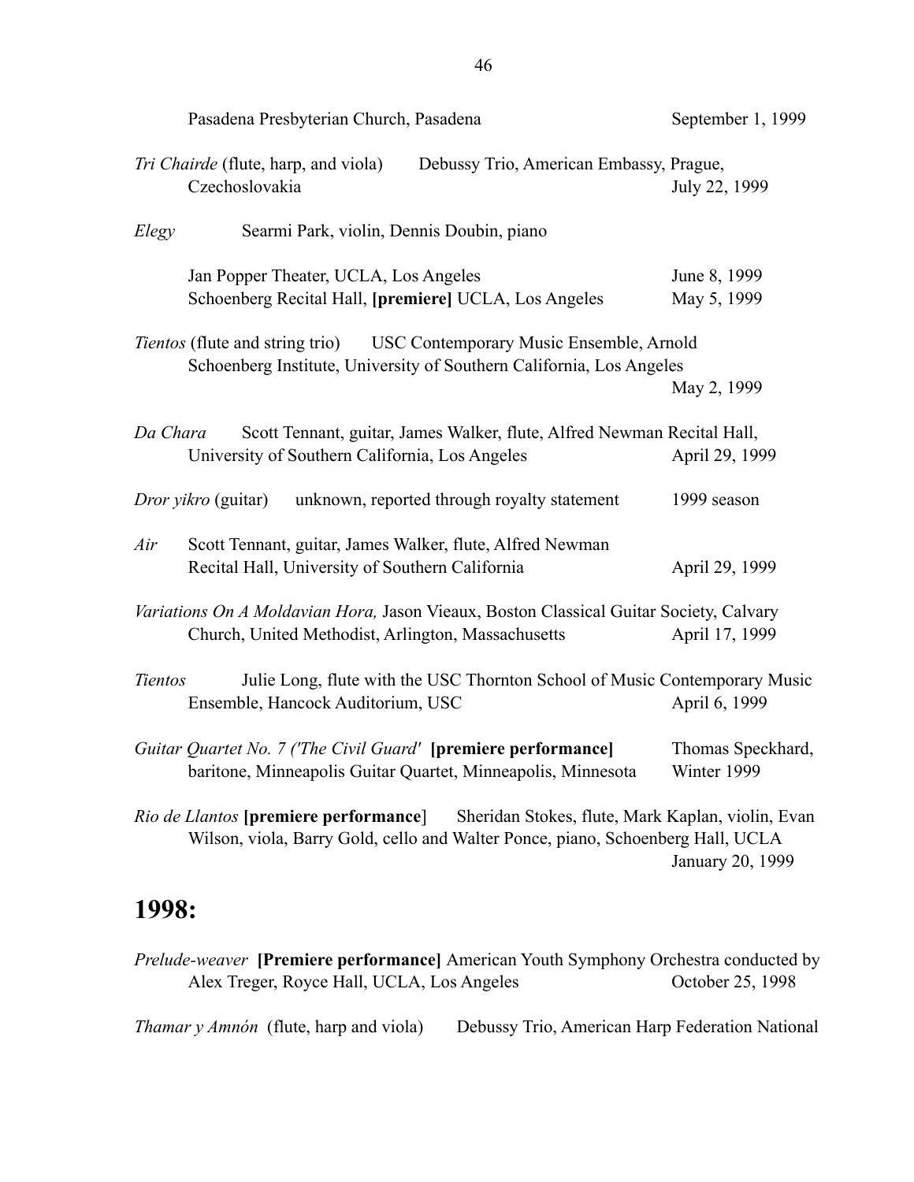Pasadena Presbyterian Church, Pasadena September 1, 1999

*Tri Chairde* (flute, harp, and viola) Debussy Trio, American Embassy, Prague, Czechoslovakia July 22, 1999

*Elegy* Searmi Park, violin, Dennis Doubin, piano

Jan Popper Theater, UCLA, Los Angeles June 8, 1999
Schoenberg Recital Hall, **[premiere]** UCLA, Los Angeles May 5, 1999

*Tientos* (flute and string trio) USC Contemporary Music Ensemble, Arnold Schoenberg Institute, University of Southern California, Los Angeles May 2, 1999

*Da Chara* Scott Tennant, guitar, James Walker, flute, Alfred Newman Recital Hall, University of Southern California, Los Angeles April 29, 1999

*Dror yikro* (guitar) unknown, reported through royalty statement 1999 season

*Air* Scott Tennant, guitar, James Walker, flute, Alfred Newman Recital Hall, University of Southern California April 29, 1999

*Variations On A Moldavian Hora,* Jason Vieaux, Boston Classical Guitar Society, Calvary Church, United Methodist, Arlington, Massachusetts April 17, 1999

*Tientos* Julie Long, flute with the USC Thornton School of Music Contemporary Music Ensemble, Hancock Auditorium, USC April 6, 1999

*Guitar Quartet No. 7 ('The Civil Guard'* **[premiere performance]** Thomas Speckhard, baritone, Minneapolis Guitar Quartet, Minneapolis, Minnesota Winter 1999

*Rio de Llantos* **[premiere performance]** Sheridan Stokes, flute, Mark Kaplan, violin, Evan Wilson, viola, Barry Gold, cello and Walter Ponce, piano, Schoenberg Hall, UCLA January 20, 1999

## 1998:

*Prelude-weaver* **[Premiere performance]** American Youth Symphony Orchestra conducted by Alex Treger, Royce Hall, UCLA, Los Angeles October 25, 1998

*Thamar y Amnón* (flute, harp and viola) Debussy Trio, American Harp Federation National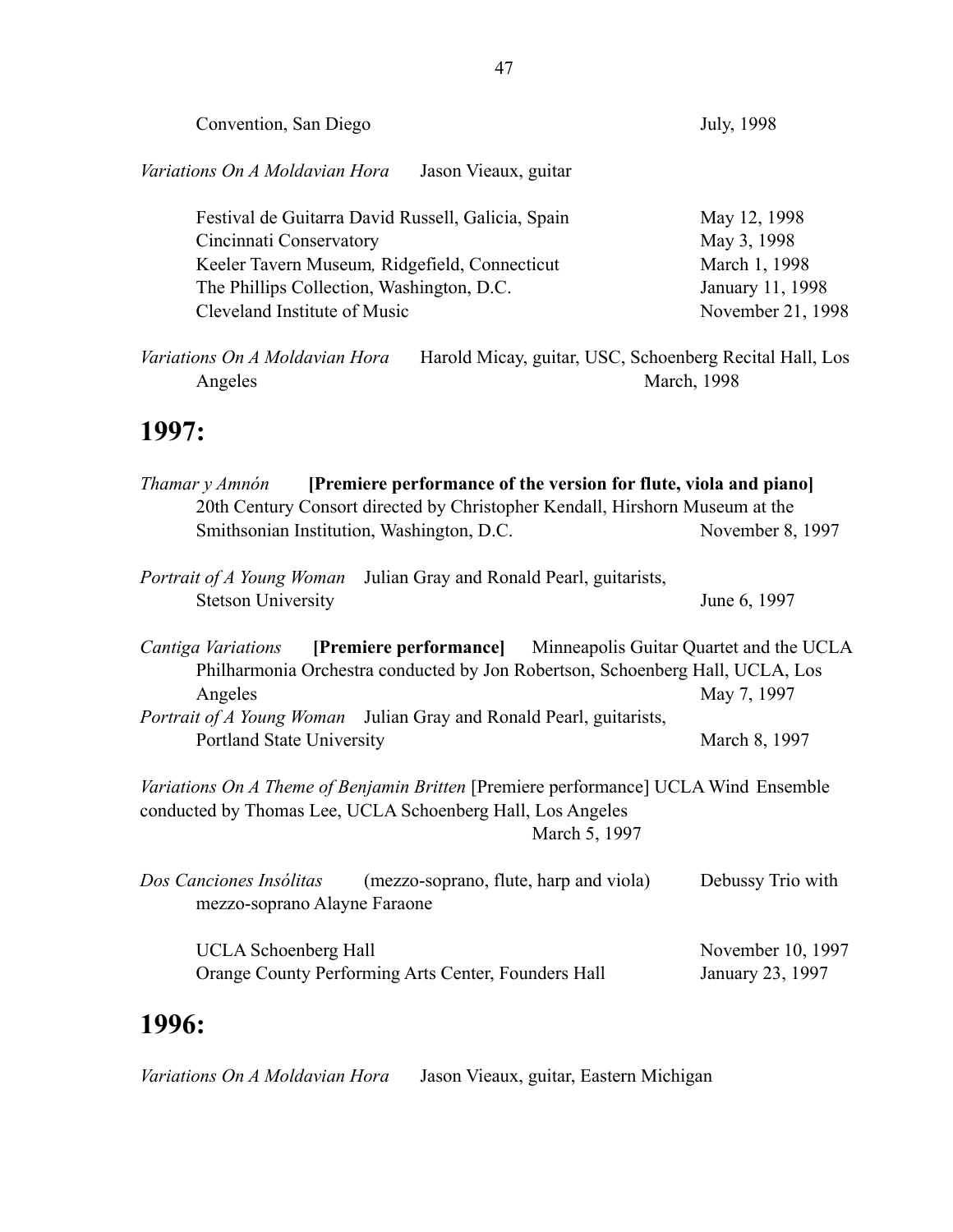Convention, San Diego July, 1998

*Variations On A Moldavian Hora* Jason Vieaux, guitar

Festival de Guitarra David Russell, Galicia, Spain May 12, 1998
Cincinnati Conservatory May 3, 1998
Keeler Tavern Museum*,* Ridgefield, Connecticut March 1, 1998
The Phillips Collection, Washington, D.C. January 11, 1998
Cleveland Institute of Music November 21, 1998

*Variations On A Moldavian Hora* Harold Micay, guitar, USC, Schoenberg Recital Hall, Los Angeles March, 1998

# 1997:

*Thamar y Amnón* **[Premiere performance of the version for flute, viola and piano]**
20th Century Consort directed by Christopher Kendall, Hirshorn Museum at the Smithsonian Institution, Washington, D.C. November 8, 1997

*Portrait of A Young Woman* Julian Gray and Ronald Pearl, guitarists, Stetson University June 6, 1997

*Cantiga Variations* **[Premiere performance]** Minneapolis Guitar Quartet and the UCLA Philharmonia Orchestra conducted by Jon Robertson, Schoenberg Hall, UCLA, Los Angeles May 7, 1997
*Portrait of A Young Woman* Julian Gray and Ronald Pearl, guitarists, Portland State University March 8, 1997

*Variations On A Theme of Benjamin Britten* [Premiere performance] UCLA Wind Ensemble conducted by Thomas Lee, UCLA Schoenberg Hall, Los Angeles March 5, 1997

*Dos Canciones Insólitas* (mezzo-soprano, flute, harp and viola) Debussy Trio with mezzo-soprano Alayne Faraone

UCLA Schoenberg Hall November 10, 1997
Orange County Performing Arts Center, Founders Hall January 23, 1997

# 1996:

*Variations On A Moldavian Hora* Jason Vieaux, guitar, Eastern Michigan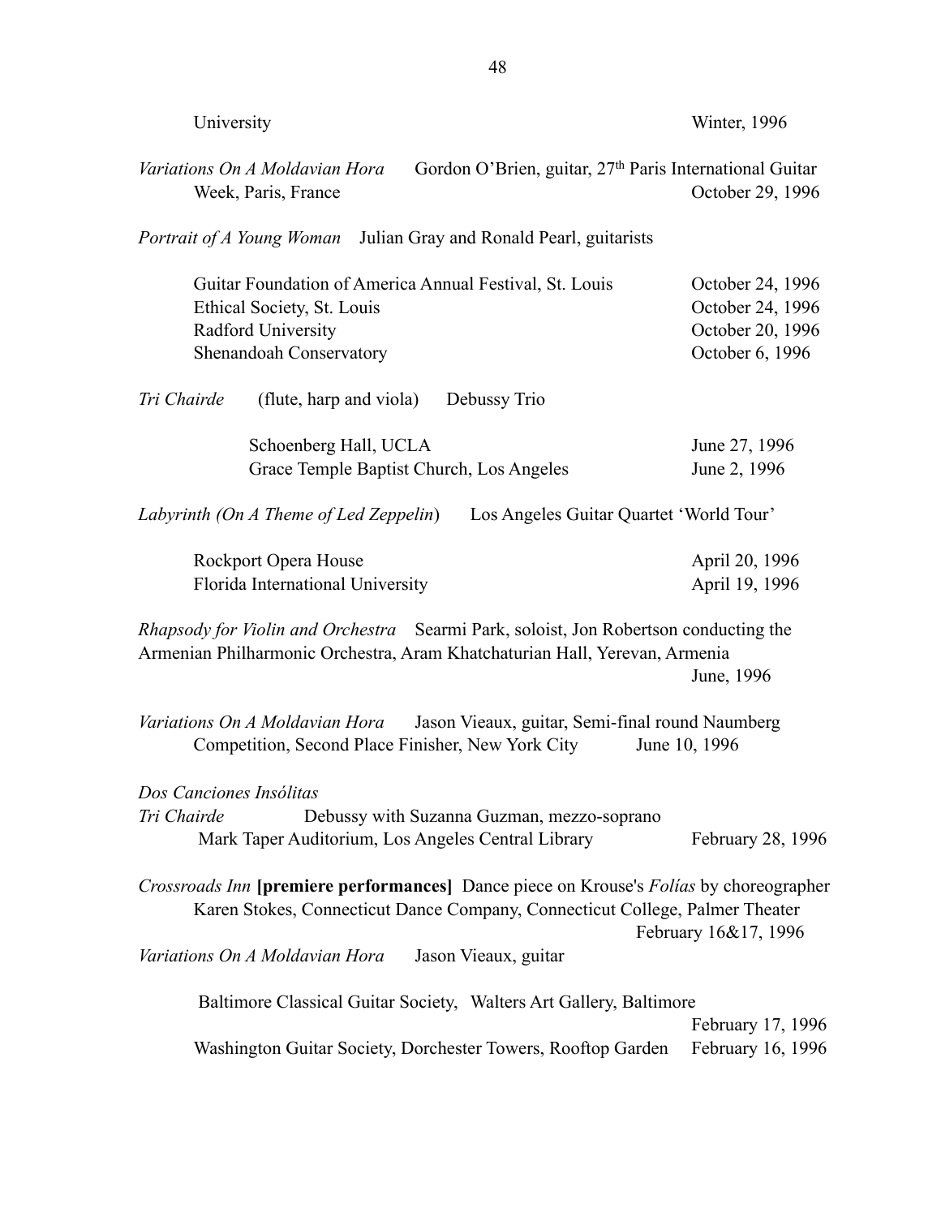University — Winter, 1996

*Variations On A Moldavian Hora* — Gordon O'Brien, guitar, 27th Paris International Guitar Week, Paris, France — October 29, 1996

*Portrait of A Young Woman* — Julian Gray and Ronald Pearl, guitarists

- Guitar Foundation of America Annual Festival, St. Louis — October 24, 1996
- Ethical Society, St. Louis — October 24, 1996
- Radford University — October 20, 1996
- Shenandoah Conservatory — October 6, 1996

*Tri Chairde* (flute, harp and viola) — Debussy Trio

- Schoenberg Hall, UCLA — June 27, 1996
- Grace Temple Baptist Church, Los Angeles — June 2, 1996

*Labyrinth (On A Theme of Led Zeppelin)* — Los Angeles Guitar Quartet 'World Tour'

- Rockport Opera House — April 20, 1996
- Florida International University — April 19, 1996

*Rhapsody for Violin and Orchestra* — Searmi Park, soloist, Jon Robertson conducting the Armenian Philharmonic Orchestra, Aram Khatchaturian Hall, Yerevan, Armenia — June, 1996

*Variations On A Moldavian Hora* — Jason Vieaux, guitar, Semi-final round Naumberg Competition, Second Place Finisher, New York City — June 10, 1996

*Dos Canciones Insólitas*
*Tri Chairde* — Debussy with Suzanna Guzman, mezzo-soprano
Mark Taper Auditorium, Los Angeles Central Library — February 28, 1996

*Crossroads Inn* **[premiere performances]** Dance piece on Krouse's *Folías* by choreographer Karen Stokes, Connecticut Dance Company, Connecticut College, Palmer Theater — February 16&17, 1996

*Variations On A Moldavian Hora* — Jason Vieaux, guitar

- Baltimore Classical Guitar Society, Walters Art Gallery, Baltimore — February 17, 1996
- Washington Guitar Society, Dorchester Towers, Rooftop Garden — February 16, 1996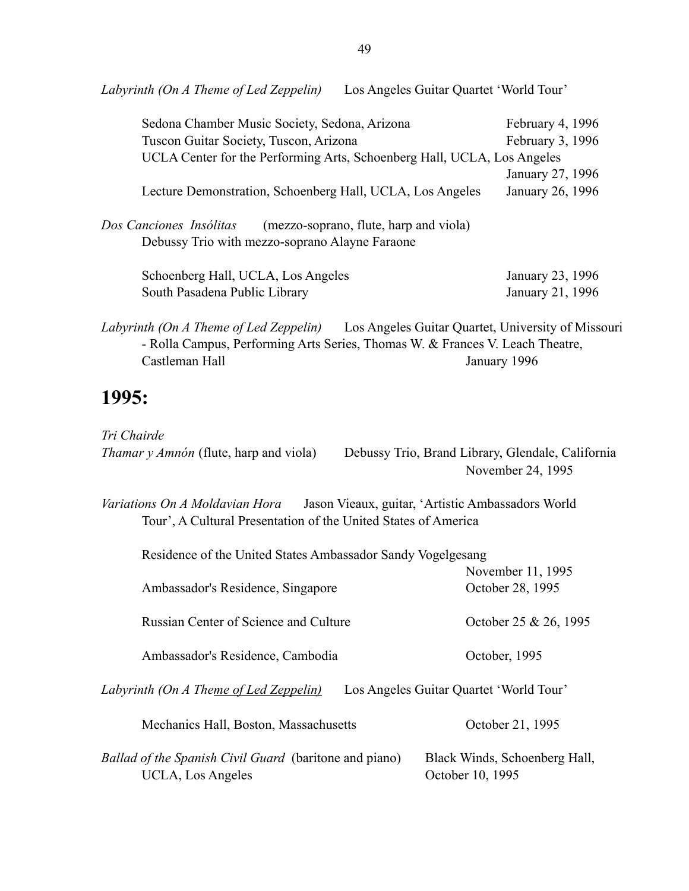*Labyrinth (On A Theme of Led Zeppelin)* Los Angeles Guitar Quartet 'World Tour'

Sedona Chamber Music Society, Sedona, Arizona February 4, 1996
Tuscon Guitar Society, Tuscon, Arizona February 3, 1996
UCLA Center for the Performing Arts, Schoenberg Hall, UCLA, Los Angeles
January 27, 1996
Lecture Demonstration, Schoenberg Hall, UCLA, Los Angeles January 26, 1996

*Dos Canciones Insólitas* (mezzo-soprano, flute, harp and viola)
Debussy Trio with mezzo-soprano Alayne Faraone

Schoenberg Hall, UCLA, Los Angeles January 23, 1996
South Pasadena Public Library January 21, 1996

*Labyrinth (On A Theme of Led Zeppelin)* Los Angeles Guitar Quartet, University of Missouri - Rolla Campus, Performing Arts Series, Thomas W. & Frances V. Leach Theatre, Castleman Hall January 1996

# 1995:

*Tri Chairde*
*Thamar y Amnón* (flute, harp and viola) Debussy Trio, Brand Library, Glendale, California
November 24, 1995

*Variations On A Moldavian Hora* Jason Vieaux, guitar, 'Artistic Ambassadors World Tour', A Cultural Presentation of the United States of America

Residence of the United States Ambassador Sandy Vogelgesang
November 11, 1995
Ambassador's Residence, Singapore October 28, 1995

Russian Center of Science and Culture October 25 & 26, 1995

Ambassador's Residence, Cambodia October, 1995

*Labyrinth (On A Theme of Led Zeppelin)* Los Angeles Guitar Quartet 'World Tour'

Mechanics Hall, Boston, Massachusetts October 21, 1995

*Ballad of the Spanish Civil Guard* (baritone and piano) Black Winds, Schoenberg Hall, UCLA, Los Angeles October 10, 1995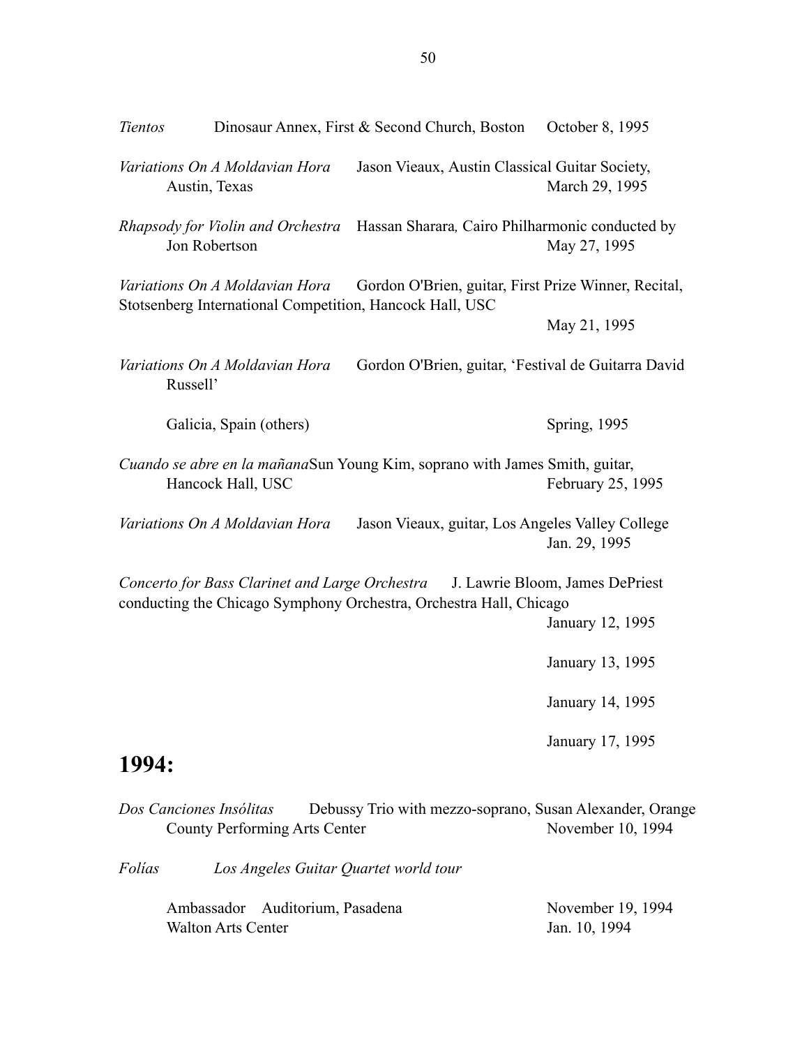*Tientos* Dinosaur Annex, First & Second Church, Boston October 8, 1995

*Variations On A Moldavian Hora* Jason Vieaux, Austin Classical Guitar Society, Austin, Texas March 29, 1995

*Rhapsody for Violin and Orchestra* Hassan Sharara, Cairo Philharmonic conducted by Jon Robertson May 27, 1995

*Variations On A Moldavian Hora* Gordon O'Brien, guitar, First Prize Winner, Recital, Stotsenberg International Competition, Hancock Hall, USC May 21, 1995

*Variations On A Moldavian Hora* Gordon O'Brien, guitar, 'Festival de Guitarra David Russell'

Galicia, Spain (others) Spring, 1995

*Cuando se abre en la mañana*Sun Young Kim, soprano with James Smith, guitar, Hancock Hall, USC February 25, 1995

*Variations On A Moldavian Hora* Jason Vieaux, guitar, Los Angeles Valley College Jan. 29, 1995

*Concerto for Bass Clarinet and Large Orchestra* J. Lawrie Bloom, James DePriest conducting the Chicago Symphony Orchestra, Orchestra Hall, Chicago

January 12, 1995

January 13, 1995

January 14, 1995

January 17, 1995

## 1994:

*Dos Canciones Insólitas* Debussy Trio with mezzo-soprano, Susan Alexander, Orange County Performing Arts Center November 10, 1994

*Folías* *Los Angeles Guitar Quartet world tour*

Ambassador Auditorium, Pasadena November 19, 1994
Walton Arts Center Jan. 10, 1994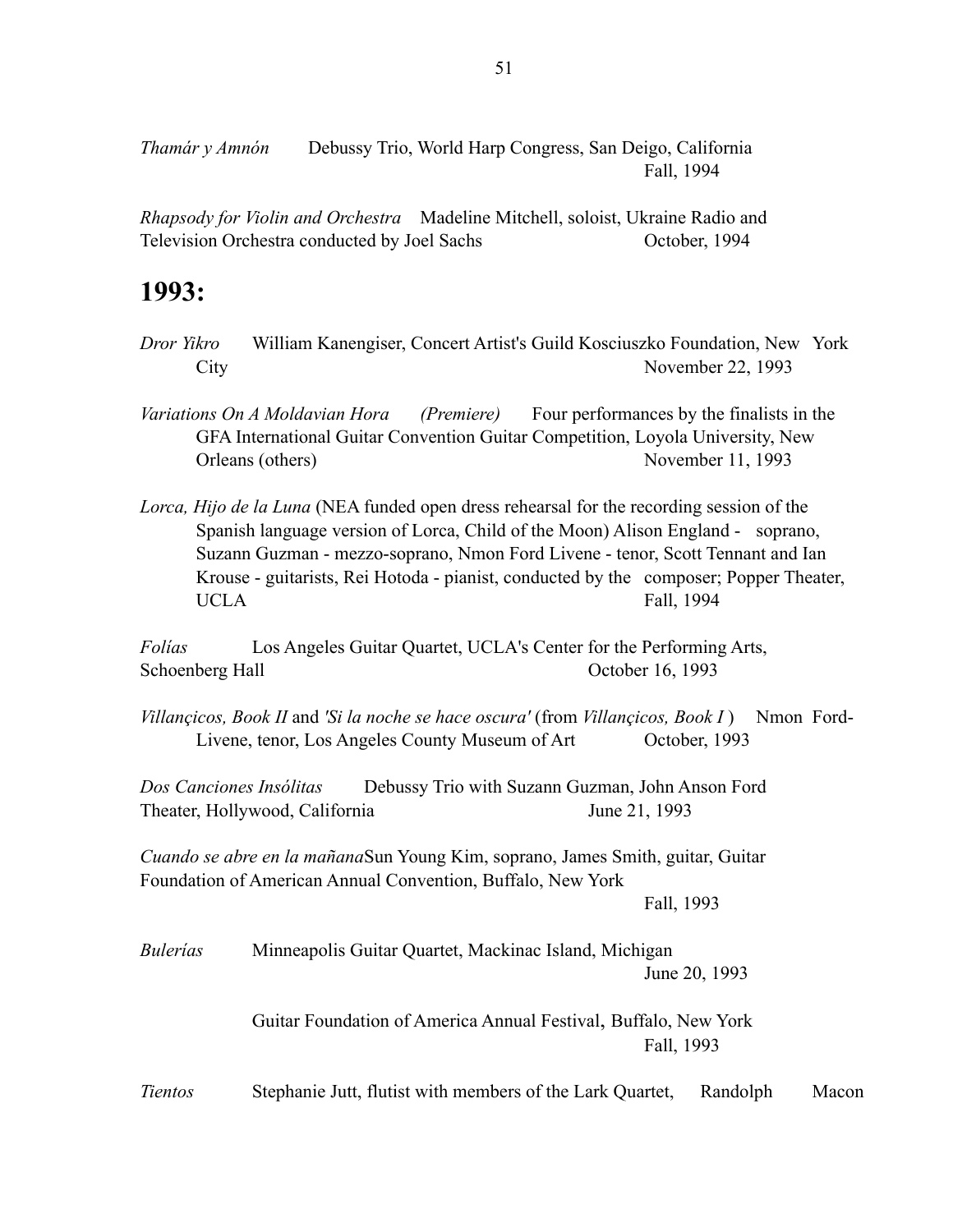*Thamár y Amnón* Debussy Trio, World Harp Congress, San Deigo, California Fall, 1994

*Rhapsody for Violin and Orchestra* Madeline Mitchell, soloist, Ukraine Radio and Television Orchestra conducted by Joel Sachs October, 1994

## 1993:

*Dror Yikro* William Kanengiser, Concert Artist's Guild Kosciuszko Foundation, New York City November 22, 1993

*Variations On A Moldavian Hora* *(Premiere)* Four performances by the finalists in the GFA International Guitar Convention Guitar Competition, Loyola University, New Orleans (others) November 11, 1993

*Lorca, Hijo de la Luna* (NEA funded open dress rehearsal for the recording session of the Spanish language version of Lorca, Child of the Moon) Alison England - soprano, Suzann Guzman - mezzo-soprano, Nmon Ford Livene - tenor, Scott Tennant and Ian Krouse - guitarists, Rei Hotoda - pianist, conducted by the composer; Popper Theater, UCLA Fall, 1994

*Folías* Los Angeles Guitar Quartet, UCLA's Center for the Performing Arts, Schoenberg Hall October 16, 1993

*Villançicos, Book II* and *'Si la noche se hace oscura'* (from *Villançicos, Book I* ) Nmon Ford-Livene, tenor, Los Angeles County Museum of Art October, 1993

*Dos Canciones Insólitas* Debussy Trio with Suzann Guzman, John Anson Ford Theater, Hollywood, California June 21, 1993

*Cuando se abre en la mañana* Sun Young Kim, soprano, James Smith, guitar, Guitar Foundation of American Annual Convention, Buffalo, New York Fall, 1993

*Bulerías* Minneapolis Guitar Quartet, Mackinac Island, Michigan June 20, 1993

Guitar Foundation of America Annual Festival, Buffalo, New York Fall, 1993

*Tientos* Stephanie Jutt, flutist with members of the Lark Quartet, Randolph Macon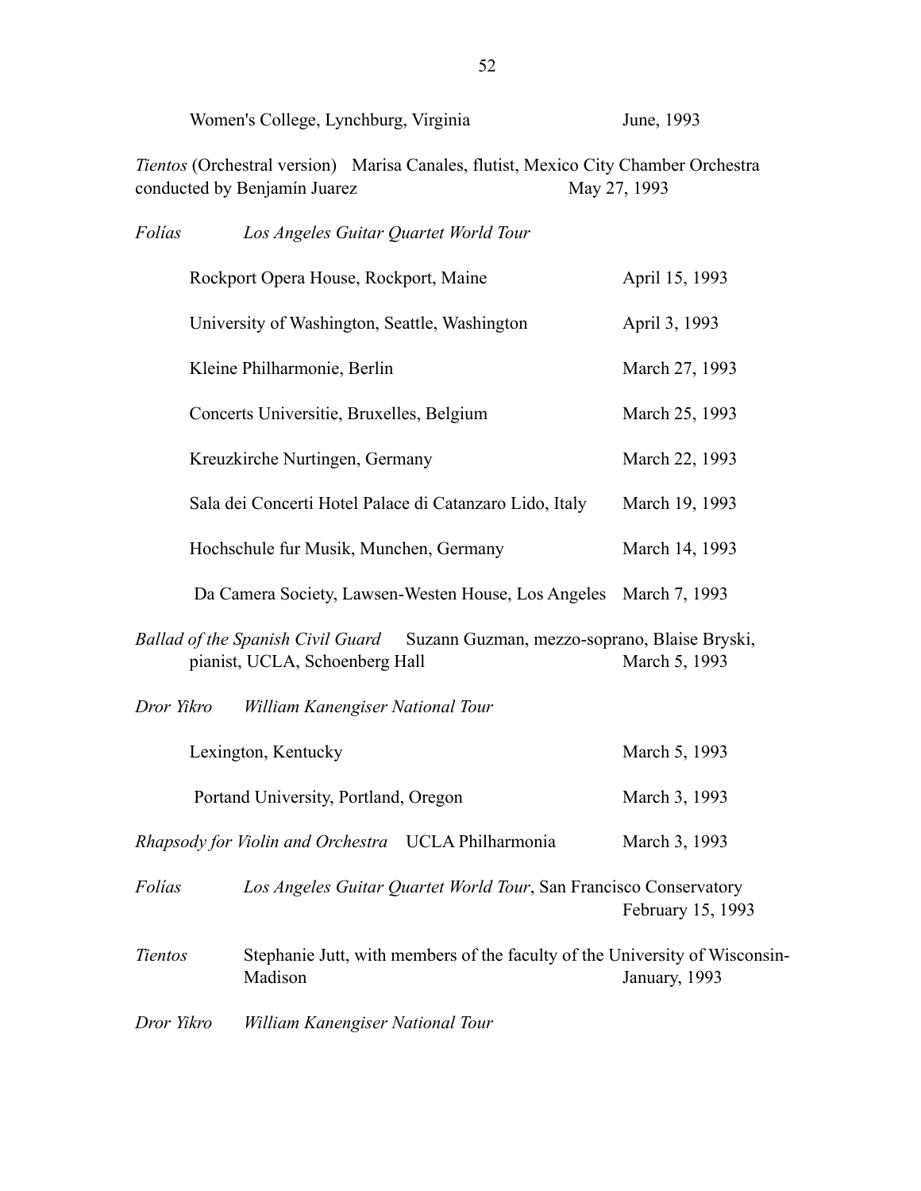Women's College, Lynchburg, Virginia June, 1993

*Tientos* (Orchestral version) Marisa Canales, flutist, Mexico City Chamber Orchestra conducted by Benjamín Juarez May 27, 1993

*Folías* *Los Angeles Guitar Quartet World Tour*

Rockport Opera House, Rockport, Maine April 15, 1993

University of Washington, Seattle, Washington April 3, 1993

Kleine Philharmonie, Berlin March 27, 1993

Concerts Universitie, Bruxelles, Belgium March 25, 1993

Kreuzkirche Nurtingen, Germany March 22, 1993

Sala dei Concerti Hotel Palace di Catanzaro Lido, Italy March 19, 1993

Hochschule fur Musik, Munchen, Germany March 14, 1993

Da Camera Society, Lawsen-Westen House, Los Angeles March 7, 1993

*Ballad of the Spanish Civil Guard* Suzann Guzman, mezzo-soprano, Blaise Bryski, pianist, UCLA, Schoenberg Hall March 5, 1993

*Dror Yikro* *William Kanengiser National Tour*

Lexington, Kentucky March 5, 1993

Portand University, Portland, Oregon March 3, 1993

*Rhapsody for Violin and Orchestra* UCLA Philharmonia March 3, 1993

*Folías* *Los Angeles Guitar Quartet World Tour*, San Francisco Conservatory February 15, 1993

*Tientos* Stephanie Jutt, with members of the faculty of the University of Wisconsin-Madison January, 1993

*Dror Yikro* *William Kanengiser National Tour*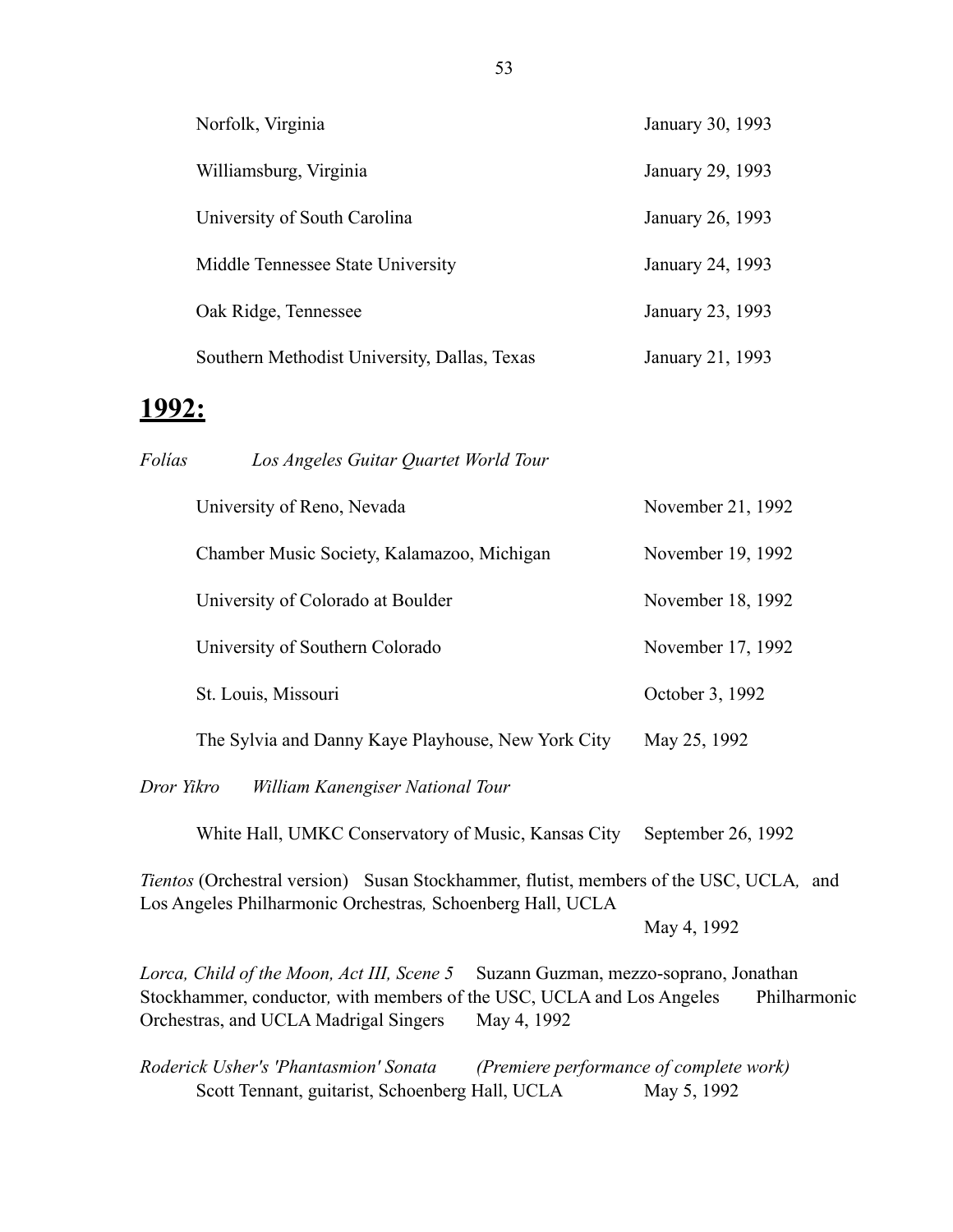Norfolk, Virginia — January 30, 1993

Williamsburg, Virginia — January 29, 1993

University of South Carolina — January 26, 1993

Middle Tennessee State University — January 24, 1993

Oak Ridge, Tennessee — January 23, 1993

Southern Methodist University, Dallas, Texas — January 21, 1993

## 1992:

*Folías* — *Los Angeles Guitar Quartet World Tour*

University of Reno, Nevada — November 21, 1992

Chamber Music Society, Kalamazoo, Michigan — November 19, 1992

University of Colorado at Boulder — November 18, 1992

University of Southern Colorado — November 17, 1992

St. Louis, Missouri — October 3, 1992

The Sylvia and Danny Kaye Playhouse, New York City — May 25, 1992

*Dror Yikro* — *William Kanengiser National Tour*

White Hall, UMKC Conservatory of Music, Kansas City — September 26, 1992

*Tientos* (Orchestral version) Susan Stockhammer, flutist, members of the USC, UCLA*,* and Los Angeles Philharmonic Orchestras*,* Schoenberg Hall, UCLA
May 4, 1992

*Lorca, Child of the Moon, Act III, Scene 5* Suzann Guzman, mezzo-soprano, Jonathan Stockhammer, conductor*,* with members of the USC, UCLA and Los Angeles Philharmonic Orchestras, and UCLA Madrigal Singers May 4, 1992

*Roderick Usher's 'Phantasmion' Sonata* *(Premiere performance of complete work)*
Scott Tennant, guitarist, Schoenberg Hall, UCLA — May 5, 1992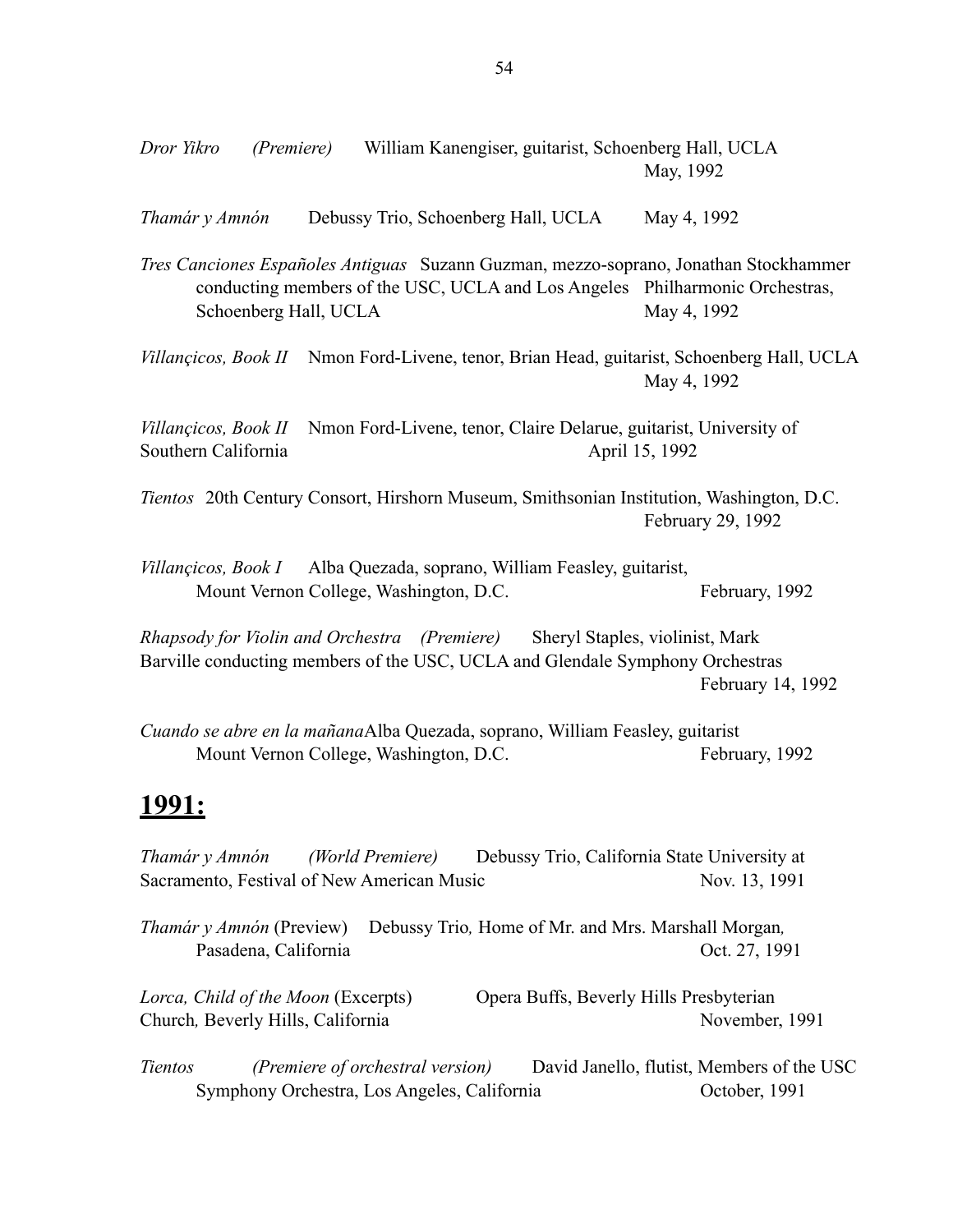*Dror Yikro* *(Premiere)* William Kanengiser, guitarist, Schoenberg Hall, UCLA
May, 1992

*Thamár y Amnón* Debussy Trio, Schoenberg Hall, UCLA May 4, 1992

*Tres Canciones Españoles Antiguas* Suzann Guzman, mezzo-soprano, Jonathan Stockhammer conducting members of the USC, UCLA and Los Angeles Philharmonic Orchestras, Schoenberg Hall, UCLA May 4, 1992

*Villançicos, Book II* Nmon Ford-Livene, tenor, Brian Head, guitarist, Schoenberg Hall, UCLA
May 4, 1992

*Villançicos, Book II* Nmon Ford-Livene, tenor, Claire Delarue, guitarist, University of Southern California April 15, 1992

*Tientos* 20th Century Consort, Hirshorn Museum, Smithsonian Institution, Washington, D.C.
February 29, 1992

*Villançicos, Book I* Alba Quezada, soprano, William Feasley, guitarist, Mount Vernon College, Washington, D.C. February, 1992

*Rhapsody for Violin and Orchestra* *(Premiere)* Sheryl Staples, violinist, Mark Barville conducting members of the USC, UCLA and Glendale Symphony Orchestras
February 14, 1992

*Cuando se abre en la mañana*Alba Quezada, soprano, William Feasley, guitarist Mount Vernon College, Washington, D.C. February, 1992

## 1991:

*Thamár y Amnón* *(World Premiere)* Debussy Trio, California State University at Sacramento, Festival of New American Music Nov. 13, 1991

*Thamár y Amnón* (Preview) Debussy Trio*,* Home of Mr. and Mrs. Marshall Morgan*,* Pasadena, California Oct. 27, 1991

*Lorca, Child of the Moon* (Excerpts) Opera Buffs, Beverly Hills Presbyterian Church*,* Beverly Hills, California November, 1991

*Tientos* *(Premiere of orchestral version)* David Janello, flutist, Members of the USC Symphony Orchestra, Los Angeles, California October, 1991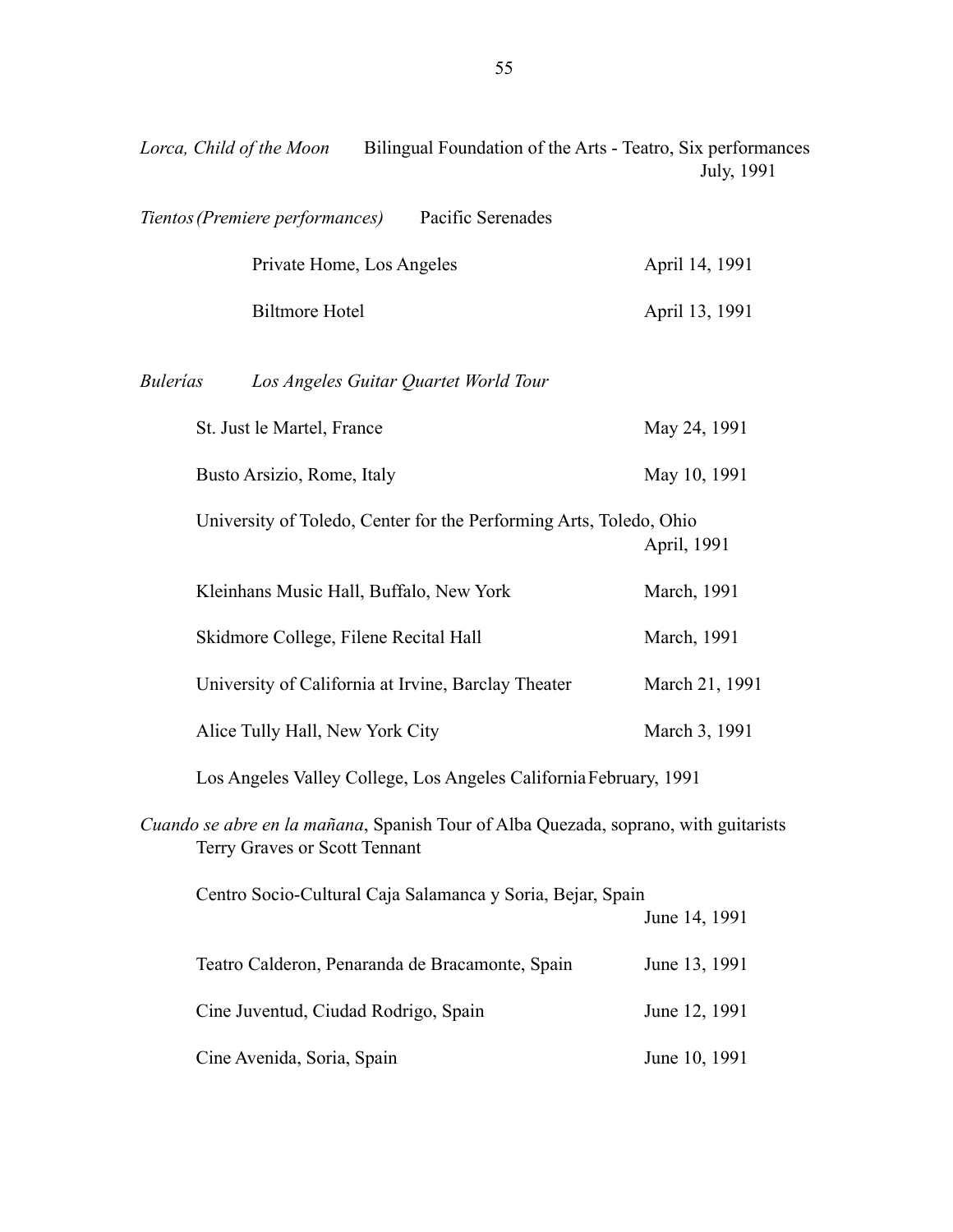*Lorca, Child of the Moon* Bilingual Foundation of the Arts - Teatro, Six performances July, 1991

*Tientos (Premiere performances)* Pacific Serenades

Private Home, Los Angeles April 14, 1991

Biltmore Hotel April 13, 1991

*Bulerías* *Los Angeles Guitar Quartet World Tour*

St. Just le Martel, France May 24, 1991

Busto Arsizio, Rome, Italy May 10, 1991

University of Toledo, Center for the Performing Arts, Toledo, Ohio April, 1991

Kleinhans Music Hall, Buffalo, New York March, 1991

Skidmore College, Filene Recital Hall March, 1991

University of California at Irvine, Barclay Theater March 21, 1991

Alice Tully Hall, New York City March 3, 1991

Los Angeles Valley College, Los Angeles California February, 1991

*Cuando se abre en la mañana*, Spanish Tour of Alba Quezada, soprano, with guitarists Terry Graves or Scott Tennant

Centro Socio-Cultural Caja Salamanca y Soria, Bejar, Spain June 14, 1991

Teatro Calderon, Penaranda de Bracamonte, Spain June 13, 1991

Cine Juventud, Ciudad Rodrigo, Spain June 12, 1991

Cine Avenida, Soria, Spain June 10, 1991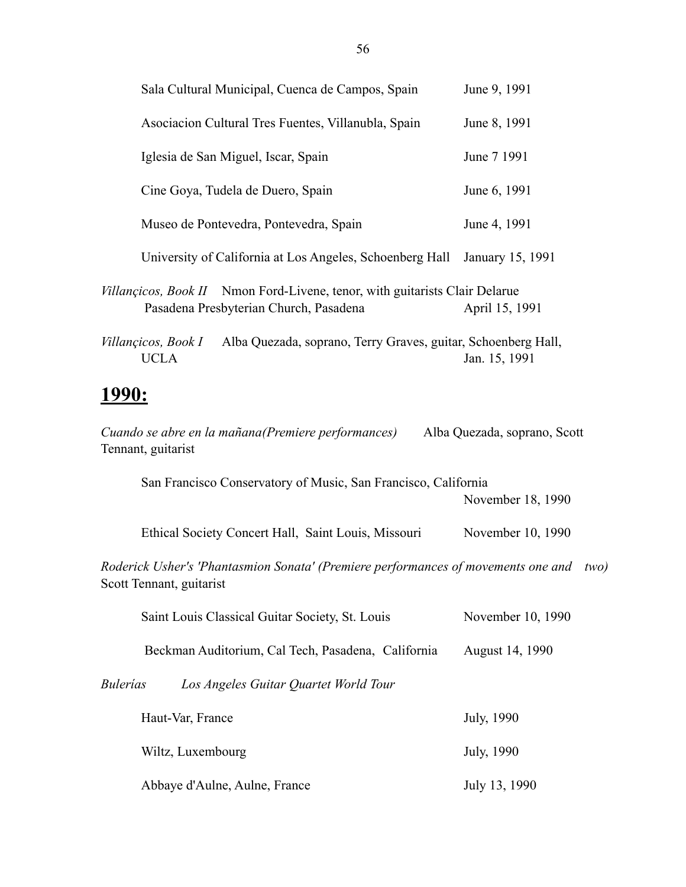Sala Cultural Municipal, Cuenca de Campos, Spain — June 9, 1991

Asociacion Cultural Tres Fuentes, Villanubla, Spain — June 8, 1991

Iglesia de San Miguel, Iscar, Spain — June 7 1991

Cine Goya, Tudela de Duero, Spain — June 6, 1991

Museo de Pontevedra, Pontevedra, Spain — June 4, 1991

University of California at Los Angeles, Schoenberg Hall — January 15, 1991

*Villançicos, Book II* Nmon Ford-Livene, tenor, with guitarists Clair Delarue
Pasadena Presbyterian Church, Pasadena — April 15, 1991

*Villançicos, Book I* Alba Quezada, soprano, Terry Graves, guitar, Schoenberg Hall, UCLA — Jan. 15, 1991

## 1990:

*Cuando se abre en la mañana(Premiere performances)* Alba Quezada, soprano, Scott Tennant, guitarist

San Francisco Conservatory of Music, San Francisco, California — November 18, 1990

Ethical Society Concert Hall, Saint Louis, Missouri — November 10, 1990

*Roderick Usher's 'Phantasmion Sonata' (Premiere performances of movements one and two)* Scott Tennant, guitarist

Saint Louis Classical Guitar Society, St. Louis — November 10, 1990

Beckman Auditorium, Cal Tech, Pasadena, California — August 14, 1990

*Bulerías* *Los Angeles Guitar Quartet World Tour*

Haut-Var, France — July, 1990

Wiltz, Luxembourg — July, 1990

Abbaye d'Aulne, Aulne, France — July 13, 1990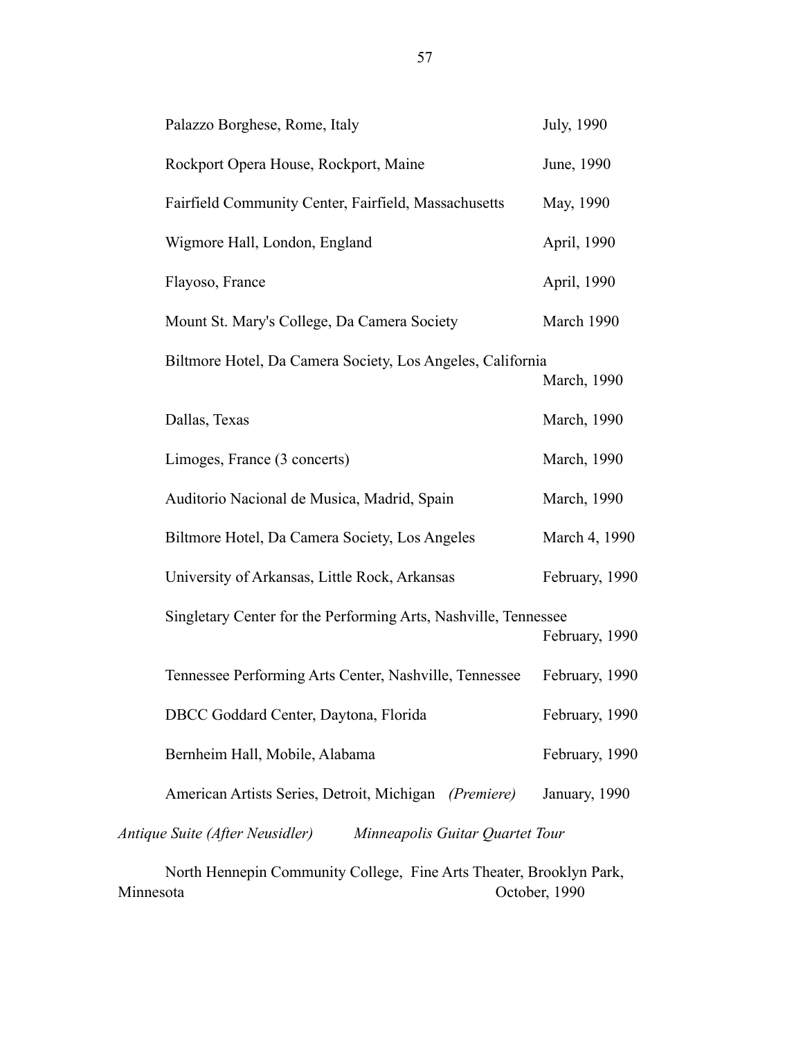Palazzo Borghese, Rome, Italy — July, 1990

Rockport Opera House, Rockport, Maine — June, 1990

Fairfield Community Center, Fairfield, Massachusetts — May, 1990

Wigmore Hall, London, England — April, 1990

Flayoso, France — April, 1990

Mount St. Mary's College, Da Camera Society — March 1990

Biltmore Hotel, Da Camera Society, Los Angeles, California — March, 1990

Dallas, Texas — March, 1990

Limoges, France (3 concerts) — March, 1990

Auditorio Nacional de Musica, Madrid, Spain — March, 1990

Biltmore Hotel, Da Camera Society, Los Angeles — March 4, 1990

University of Arkansas, Little Rock, Arkansas — February, 1990

Singletary Center for the Performing Arts, Nashville, Tennessee — February, 1990

Tennessee Performing Arts Center, Nashville, Tennessee — February, 1990

DBCC Goddard Center, Daytona, Florida — February, 1990

Bernheim Hall, Mobile, Alabama — February, 1990

American Artists Series, Detroit, Michigan *(Premiere)* — January, 1990

*Antique Suite (After Neusidler)* *Minneapolis Guitar Quartet Tour*

North Hennepin Community College, Fine Arts Theater, Brooklyn Park, Minnesota — October, 1990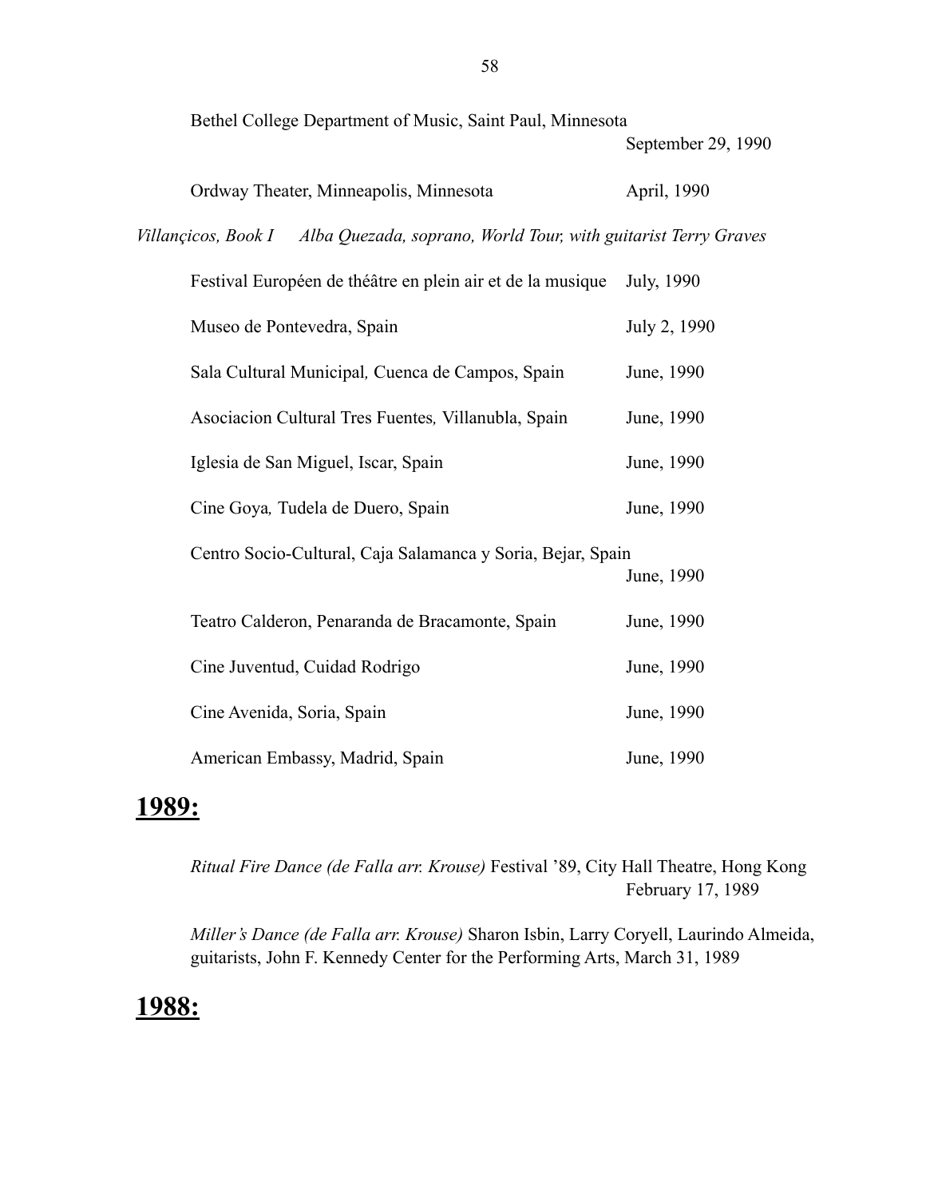Bethel College Department of Music, Saint Paul, Minnesota
September 29, 1990

Ordway Theater, Minneapolis, Minnesota April, 1990

*Villançicos, Book I* *Alba Quezada, soprano, World Tour, with guitarist Terry Graves*

Festival Européen de théâtre en plein air et de la musique July, 1990

Museo de Pontevedra, Spain July 2, 1990

Sala Cultural Municipal*,* Cuenca de Campos, Spain June, 1990

Asociacion Cultural Tres Fuentes*,* Villanubla, Spain June, 1990

Iglesia de San Miguel, Iscar, Spain June, 1990

Cine Goya*,* Tudela de Duero, Spain June, 1990

Centro Socio-Cultural, Caja Salamanca y Soria, Bejar, Spain
June, 1990

Teatro Calderon, Penaranda de Bracamonte, Spain June, 1990

Cine Juventud, Cuidad Rodrigo June, 1990

Cine Avenida, Soria, Spain June, 1990

American Embassy, Madrid, Spain June, 1990

## 1989:

*Ritual Fire Dance (de Falla arr. Krouse)* Festival '89, City Hall Theatre, Hong Kong
February 17, 1989

*Miller's Dance (de Falla arr. Krouse)* Sharon Isbin, Larry Coryell, Laurindo Almeida, guitarists, John F. Kennedy Center for the Performing Arts, March 31, 1989

## 1988: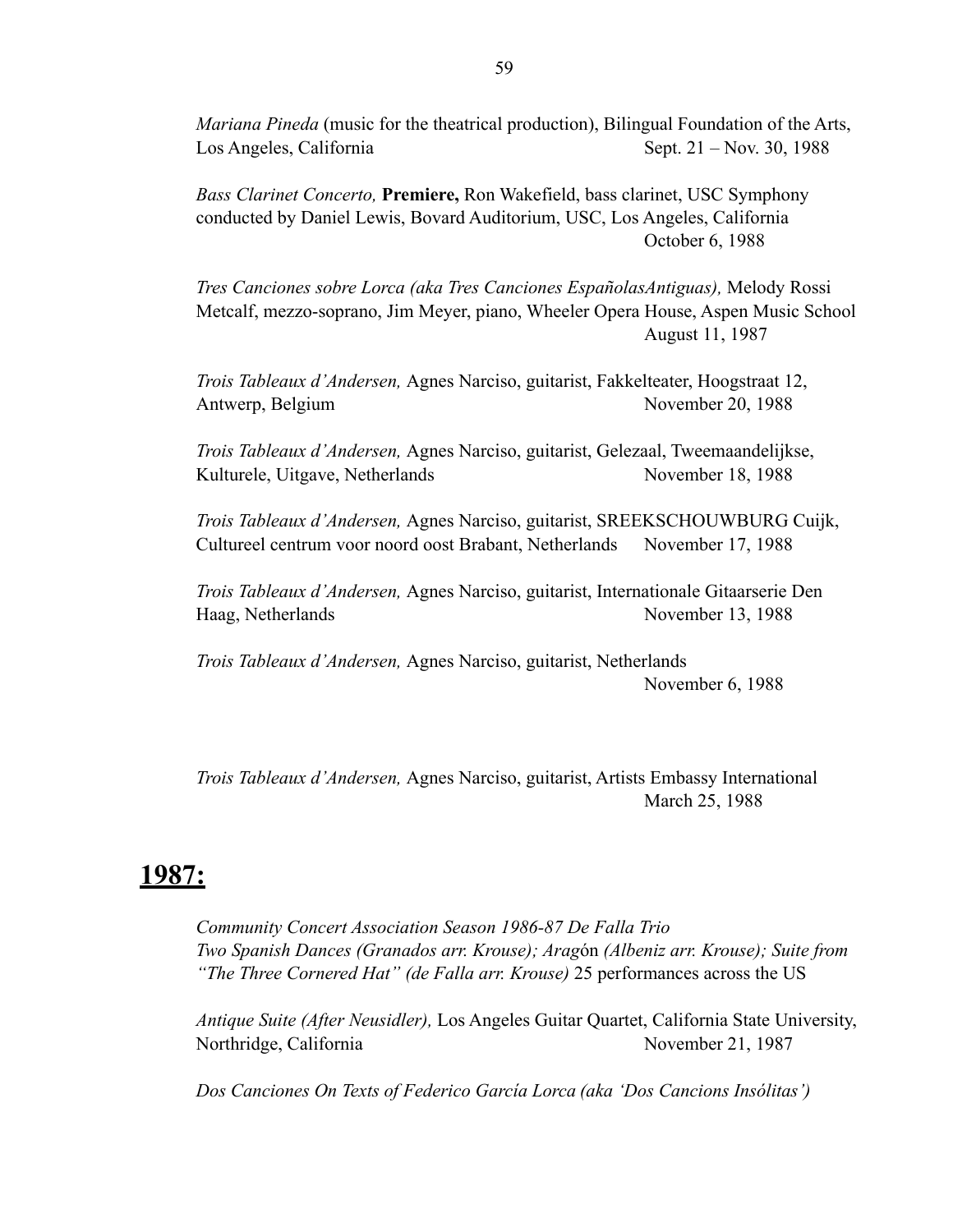*Mariana Pineda* (music for the theatrical production), Bilingual Foundation of the Arts, Los Angeles, California Sept. 21 – Nov. 30, 1988

*Bass Clarinet Concerto,* **Premiere,** Ron Wakefield, bass clarinet, USC Symphony conducted by Daniel Lewis, Bovard Auditorium, USC, Los Angeles, California October 6, 1988

*Tres Canciones sobre Lorca (aka Tres Canciones EspañolasAntiguas),* Melody Rossi Metcalf, mezzo-soprano, Jim Meyer, piano, Wheeler Opera House, Aspen Music School August 11, 1987

*Trois Tableaux d'Andersen,* Agnes Narciso, guitarist, Fakkelteater, Hoogstraat 12, Antwerp, Belgium November 20, 1988

*Trois Tableaux d'Andersen,* Agnes Narciso, guitarist, Gelezaal, Tweemaandelijkse, Kulturele, Uitgave, Netherlands November 18, 1988

*Trois Tableaux d'Andersen,* Agnes Narciso, guitarist, SREEKSCHOUWBURG Cuijk, Cultureel centrum voor noord oost Brabant, Netherlands November 17, 1988

*Trois Tableaux d'Andersen,* Agnes Narciso, guitarist, Internationale Gitaarserie Den Haag, Netherlands November 13, 1988

*Trois Tableaux d'Andersen,* Agnes Narciso, guitarist, Netherlands November 6, 1988

*Trois Tableaux d'Andersen,* Agnes Narciso, guitarist, Artists Embassy International March 25, 1988

## 1987:

*Community Concert Association Season 1986-87 De Falla Trio*
*Two Spanish Dances (Granados arr. Krouse); Arag*ón *(Albeniz arr. Krouse); Suite from "The Three Cornered Hat" (de Falla arr. Krouse)* 25 performances across the US

*Antique Suite (After Neusidler),* Los Angeles Guitar Quartet, California State University, Northridge, California November 21, 1987

*Dos Canciones On Texts of Federico García Lorca (aka 'Dos Cancions Insólitas')*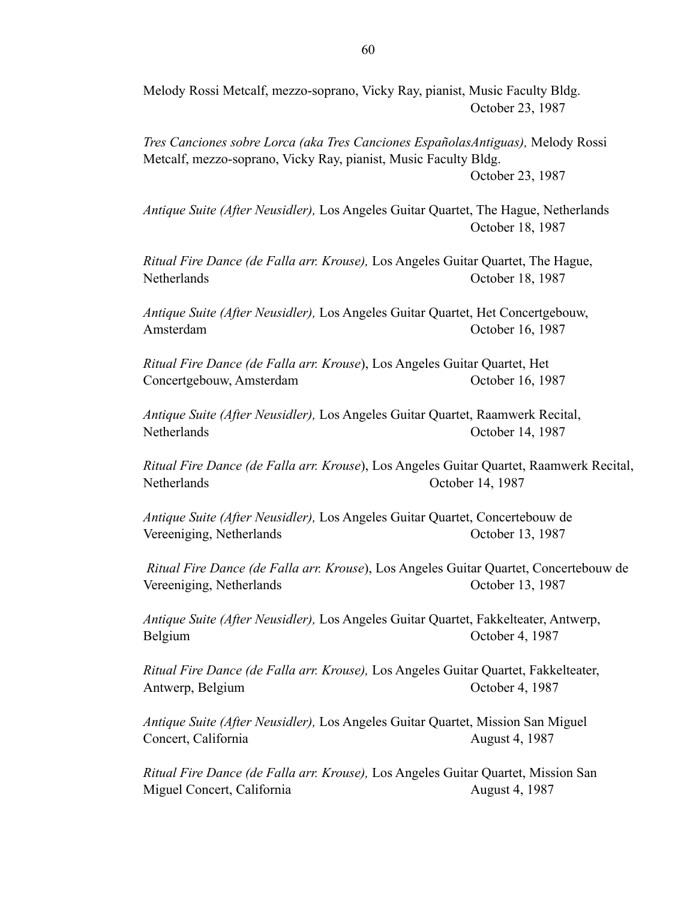Melody Rossi Metcalf, mezzo-soprano, Vicky Ray, pianist, Music Faculty Bldg.
October 23, 1987

*Tres Canciones sobre Lorca (aka Tres Canciones EspañolasAntiguas),* Melody Rossi Metcalf, mezzo-soprano, Vicky Ray, pianist, Music Faculty Bldg.
October 23, 1987

*Antique Suite (After Neusidler),* Los Angeles Guitar Quartet, The Hague, Netherlands
October 18, 1987

*Ritual Fire Dance (de Falla arr. Krouse),* Los Angeles Guitar Quartet, The Hague, Netherlands
October 18, 1987

*Antique Suite (After Neusidler),* Los Angeles Guitar Quartet, Het Concertgebouw, Amsterdam
October 16, 1987

*Ritual Fire Dance (de Falla arr. Krouse*), Los Angeles Guitar Quartet, Het Concertgebouw, Amsterdam
October 16, 1987

*Antique Suite (After Neusidler),* Los Angeles Guitar Quartet, Raamwerk Recital, Netherlands
October 14, 1987

*Ritual Fire Dance (de Falla arr. Krouse*), Los Angeles Guitar Quartet, Raamwerk Recital, Netherlands
October 14, 1987

*Antique Suite (After Neusidler),* Los Angeles Guitar Quartet, Concertebouw de Vereeniging, Netherlands
October 13, 1987

*Ritual Fire Dance (de Falla arr. Krouse*), Los Angeles Guitar Quartet, Concertebouw de Vereeniging, Netherlands
October 13, 1987

*Antique Suite (After Neusidler),* Los Angeles Guitar Quartet, Fakkelteater, Antwerp, Belgium
October 4, 1987

*Ritual Fire Dance (de Falla arr. Krouse),* Los Angeles Guitar Quartet, Fakkelteater, Antwerp, Belgium
October 4, 1987

*Antique Suite (After Neusidler),* Los Angeles Guitar Quartet, Mission San Miguel Concert, California
August 4, 1987

*Ritual Fire Dance (de Falla arr. Krouse),* Los Angeles Guitar Quartet, Mission San Miguel Concert, California
August 4, 1987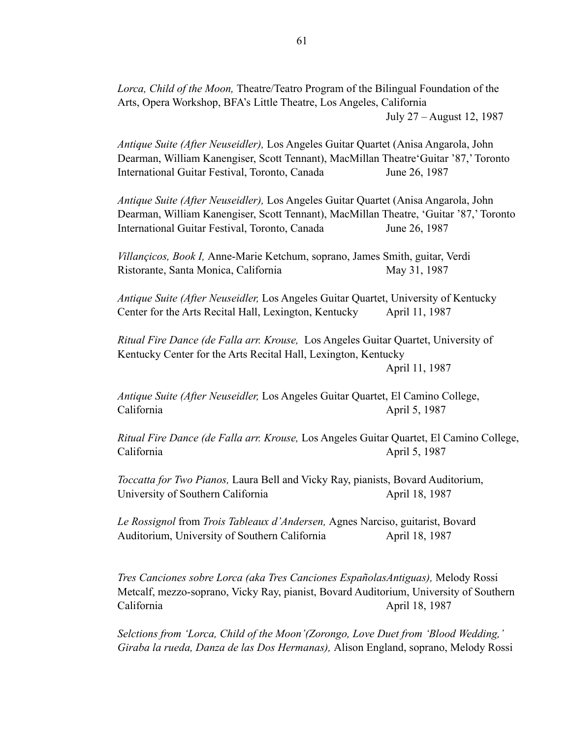*Lorca, Child of the Moon,* Theatre/Teatro Program of the Bilingual Foundation of the Arts, Opera Workshop, BFA's Little Theatre, Los Angeles, California
July 27 – August 12, 1987

*Antique Suite (After Neuseidler),* Los Angeles Guitar Quartet (Anisa Angarola, John Dearman, William Kanengiser, Scott Tennant), MacMillan Theatre'Guitar '87,' Toronto International Guitar Festival, Toronto, Canada June 26, 1987

*Antique Suite (After Neuseidler),* Los Angeles Guitar Quartet (Anisa Angarola, John Dearman, William Kanengiser, Scott Tennant), MacMillan Theatre, 'Guitar '87,' Toronto International Guitar Festival, Toronto, Canada June 26, 1987

*Villançicos, Book I,* Anne-Marie Ketchum, soprano, James Smith, guitar, Verdi Ristorante, Santa Monica, California May 31, 1987

*Antique Suite (After Neuseidler,* Los Angeles Guitar Quartet, University of Kentucky Center for the Arts Recital Hall, Lexington, Kentucky April 11, 1987

*Ritual Fire Dance (de Falla arr. Krouse,* Los Angeles Guitar Quartet, University of Kentucky Center for the Arts Recital Hall, Lexington, Kentucky
April 11, 1987

*Antique Suite (After Neuseidler,* Los Angeles Guitar Quartet, El Camino College, California April 5, 1987

*Ritual Fire Dance (de Falla arr. Krouse,* Los Angeles Guitar Quartet, El Camino College, California April 5, 1987

*Toccatta for Two Pianos,* Laura Bell and Vicky Ray, pianists, Bovard Auditorium, University of Southern California April 18, 1987

*Le Rossignol* from *Trois Tableaux d'Andersen,* Agnes Narciso, guitarist, Bovard Auditorium, University of Southern California April 18, 1987

*Tres Canciones sobre Lorca (aka Tres Canciones EspañolasAntiguas),* Melody Rossi Metcalf, mezzo-soprano, Vicky Ray, pianist, Bovard Auditorium, University of Southern California April 18, 1987

*Selctions from 'Lorca, Child of the Moon'(Zorongo, Love Duet from 'Blood Wedding,' Giraba la rueda, Danza de las Dos Hermanas),* Alison England, soprano, Melody Rossi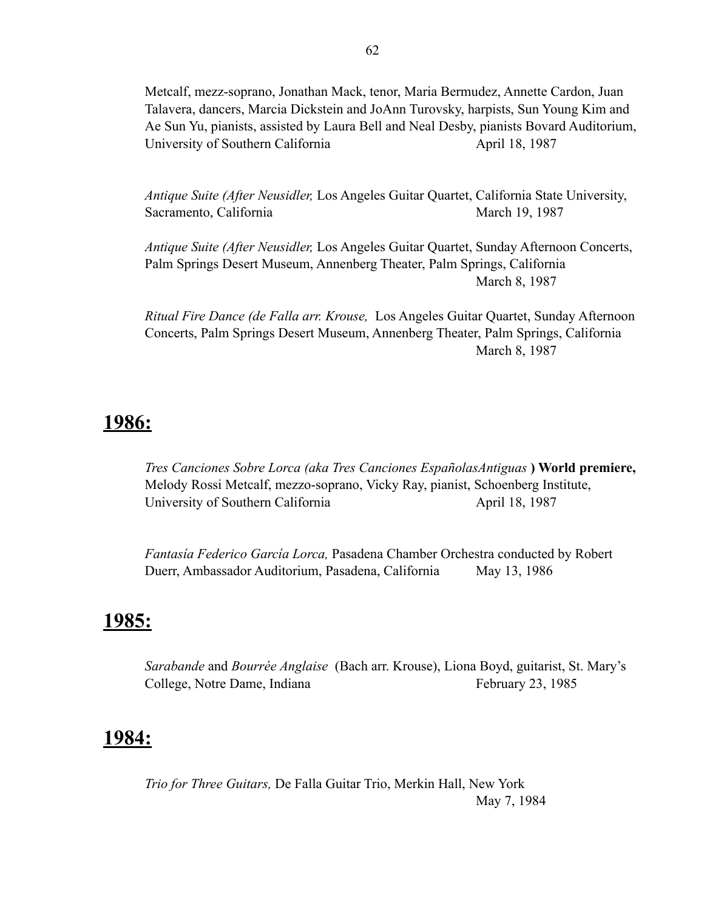Metcalf, mezz-soprano, Jonathan Mack, tenor, Maria Bermudez, Annette Cardon, Juan Talavera, dancers, Marcia Dickstein and JoAnn Turovsky, harpists, Sun Young Kim and Ae Sun Yu, pianists, assisted by Laura Bell and Neal Desby, pianists Bovard Auditorium, University of Southern California April 18, 1987

*Antique Suite (After Neusidler,* Los Angeles Guitar Quartet, California State University, Sacramento, California March 19, 1987

*Antique Suite (After Neusidler,* Los Angeles Guitar Quartet, Sunday Afternoon Concerts, Palm Springs Desert Museum, Annenberg Theater, Palm Springs, California March 8, 1987

*Ritual Fire Dance (de Falla arr. Krouse,* Los Angeles Guitar Quartet, Sunday Afternoon Concerts, Palm Springs Desert Museum, Annenberg Theater, Palm Springs, California March 8, 1987

## 1986:

*Tres Canciones Sobre Lorca (aka Tres Canciones EspañolasAntiguas* **) World premiere,** Melody Rossi Metcalf, mezzo-soprano, Vicky Ray, pianist, Schoenberg Institute, University of Southern California April 18, 1987

*Fantasía Federico García Lorca,* Pasadena Chamber Orchestra conducted by Robert Duerr, Ambassador Auditorium, Pasadena, California May 13, 1986

## 1985:

*Sarabande* and *Bourrée Anglaise* (Bach arr. Krouse), Liona Boyd, guitarist, St. Mary's College, Notre Dame, Indiana February 23, 1985

## 1984:

*Trio for Three Guitars,* De Falla Guitar Trio, Merkin Hall, New York May 7, 1984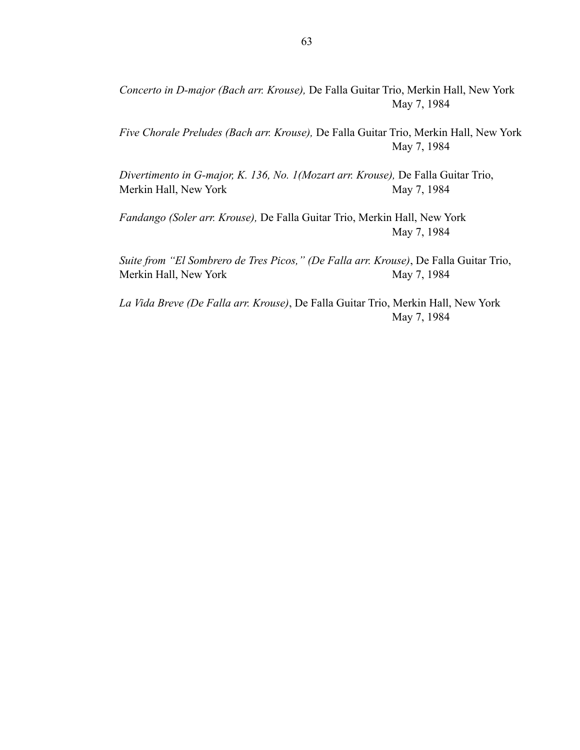*Concerto in D-major (Bach arr. Krouse),* De Falla Guitar Trio, Merkin Hall, New York
May 7, 1984

*Five Chorale Preludes (Bach arr. Krouse),* De Falla Guitar Trio, Merkin Hall, New York
May 7, 1984

*Divertimento in G-major, K. 136, No. 1(Mozart arr. Krouse),* De Falla Guitar Trio, Merkin Hall, New York May 7, 1984

*Fandango (Soler arr. Krouse),* De Falla Guitar Trio, Merkin Hall, New York
May 7, 1984

*Suite from "El Sombrero de Tres Picos," (De Falla arr. Krouse)*, De Falla Guitar Trio, Merkin Hall, New York May 7, 1984

*La Vida Breve (De Falla arr. Krouse)*, De Falla Guitar Trio, Merkin Hall, New York
May 7, 1984